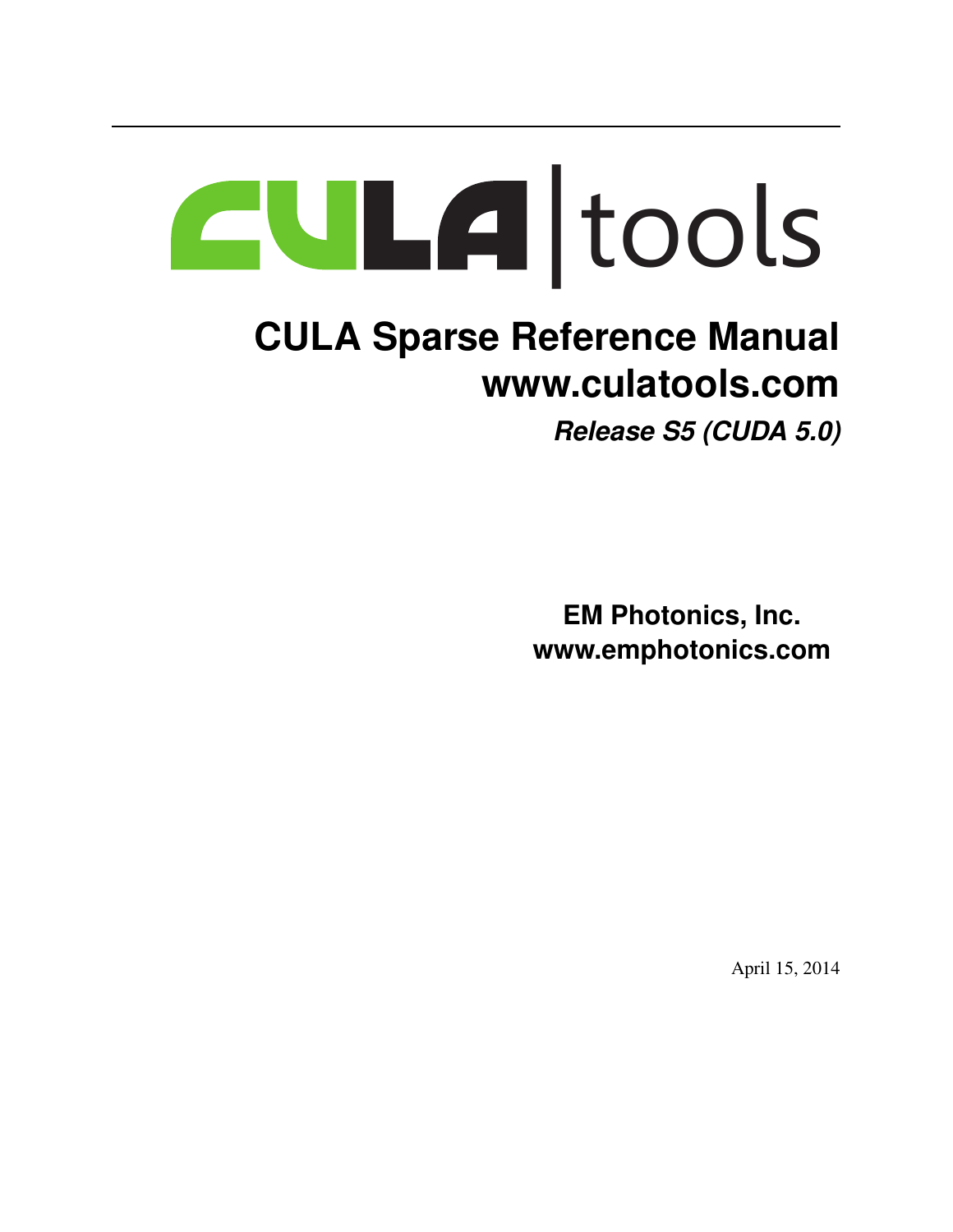CULA tools

# CULA Sparse Reference Manual

# www.culatools.com

***Release S5 (CUDA 5.0)***

**EM Photonics, Inc.**
**www.emphotonics.com**

April 15, 2014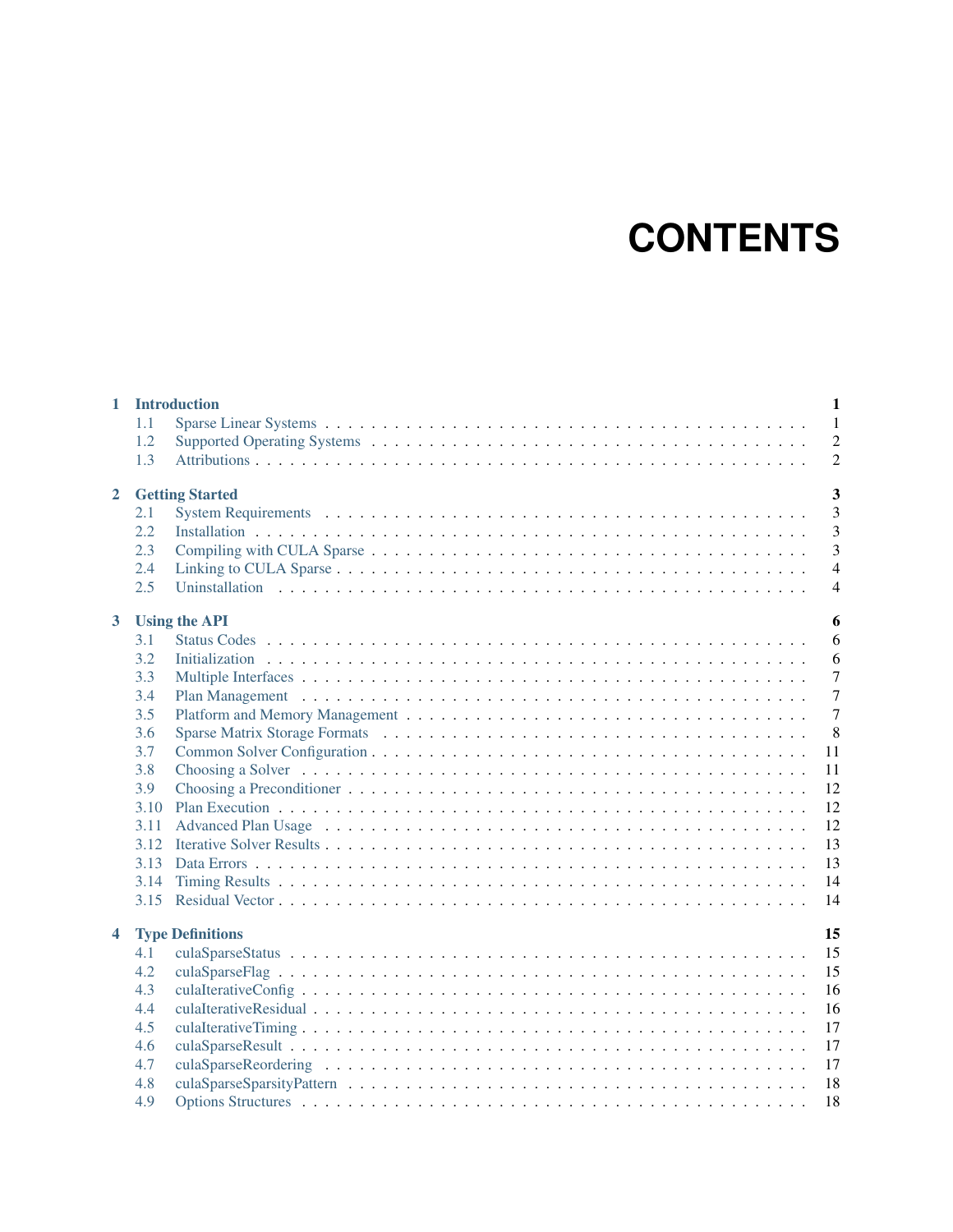# CONTENTS

**1 Introduction** **1**

- 1.1 Sparse Linear Systems . . . . . 1
- 1.2 Supported Operating Systems . . . . . 2
- 1.3 Attributions . . . . . 2

**2 Getting Started** **3**

- 2.1 System Requirements . . . . . 3
- 2.2 Installation . . . . . 3
- 2.3 Compiling with CULA Sparse . . . . . 3
- 2.4 Linking to CULA Sparse . . . . . 4
- 2.5 Uninstallation . . . . . 4

**3 Using the API** **6**

- 3.1 Status Codes . . . . . 6
- 3.2 Initialization . . . . . 6
- 3.3 Multiple Interfaces . . . . . 7
- 3.4 Plan Management . . . . . 7
- 3.5 Platform and Memory Management . . . . . 7
- 3.6 Sparse Matrix Storage Formats . . . . . 8
- 3.7 Common Solver Configuration . . . . . 11
- 3.8 Choosing a Solver . . . . . 11
- 3.9 Choosing a Preconditioner . . . . . 12
- 3.10 Plan Execution . . . . . 12
- 3.11 Advanced Plan Usage . . . . . 12
- 3.12 Iterative Solver Results . . . . . 13
- 3.13 Data Errors . . . . . 13
- 3.14 Timing Results . . . . . 14
- 3.15 Residual Vector . . . . . 14

**4 Type Definitions** **15**

- 4.1 culaSparseStatus . . . . . 15
- 4.2 culaSparseFlag . . . . . 15
- 4.3 culaIterativeConfig . . . . . 16
- 4.4 culaIterativeResidual . . . . . 16
- 4.5 culaIterativeTiming . . . . . 17
- 4.6 culaSparseResult . . . . . 17
- 4.7 culaSparseReordering . . . . . 17
- 4.8 culaSparseSparsityPattern . . . . . 18
- 4.9 Options Structures . . . . . 18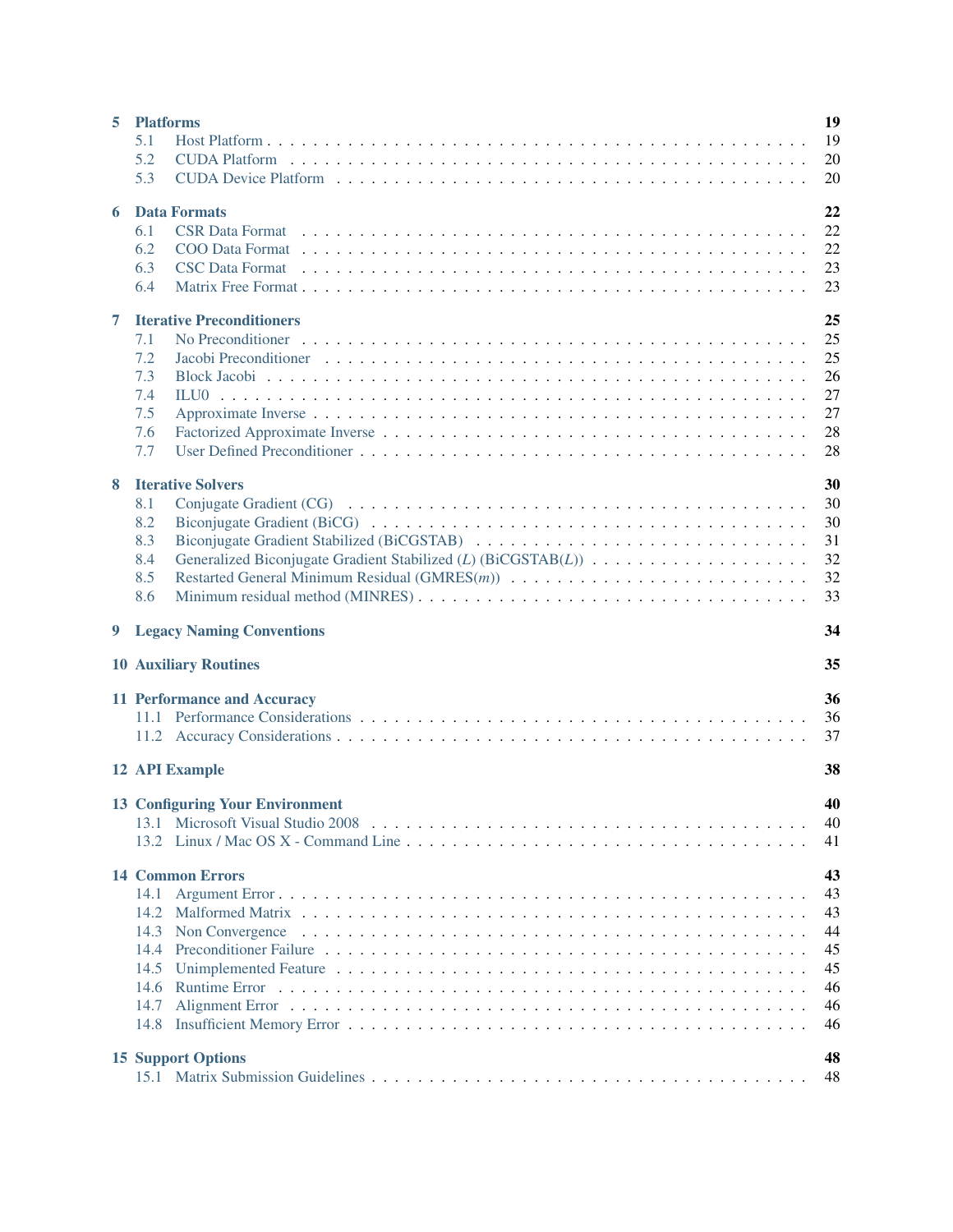| | | |
|---|---|---|
| **5** | **Platforms** | **19** |
| 5.1 | Host Platform | 19 |
| 5.2 | CUDA Platform | 20 |
| 5.3 | CUDA Device Platform | 20 |
| **6** | **Data Formats** | **22** |
| 6.1 | CSR Data Format | 22 |
| 6.2 | COO Data Format | 22 |
| 6.3 | CSC Data Format | 23 |
| 6.4 | Matrix Free Format | 23 |
| **7** | **Iterative Preconditioners** | **25** |
| 7.1 | No Preconditioner | 25 |
| 7.2 | Jacobi Preconditioner | 25 |
| 7.3 | Block Jacobi | 26 |
| 7.4 | ILU0 | 27 |
| 7.5 | Approximate Inverse | 27 |
| 7.6 | Factorized Approximate Inverse | 28 |
| 7.7 | User Defined Preconditioner | 28 |
| **8** | **Iterative Solvers** | **30** |
| 8.1 | Conjugate Gradient (CG) | 30 |
| 8.2 | Biconjugate Gradient (BiCG) | 30 |
| 8.3 | Biconjugate Gradient Stabilized (BiCGSTAB) | 31 |
| 8.4 | Generalized Biconjugate Gradient Stabilized ($L$) (BiCGSTAB($L$)) | 32 |
| 8.5 | Restarted General Minimum Residual (GMRES($m$)) | 32 |
| 8.6 | Minimum residual method (MINRES) | 33 |
| **9** | **Legacy Naming Conventions** | **34** |
| **10** | **Auxiliary Routines** | **35** |
| **11** | **Performance and Accuracy** | **36** |
| 11.1 | Performance Considerations | 36 |
| 11.2 | Accuracy Considerations | 37 |
| **12** | **API Example** | **38** |
| **13** | **Configuring Your Environment** | **40** |
| 13.1 | Microsoft Visual Studio 2008 | 40 |
| 13.2 | Linux / Mac OS X - Command Line | 41 |
| **14** | **Common Errors** | **43** |
| 14.1 | Argument Error | 43 |
| 14.2 | Malformed Matrix | 43 |
| 14.3 | Non Convergence | 44 |
| 14.4 | Preconditioner Failure | 45 |
| 14.5 | Unimplemented Feature | 45 |
| 14.6 | Runtime Error | 46 |
| 14.7 | Alignment Error | 46 |
| 14.8 | Insufficient Memory Error | 46 |
| **15** | **Support Options** | **48** |
| 15.1 | Matrix Submission Guidelines | 48 |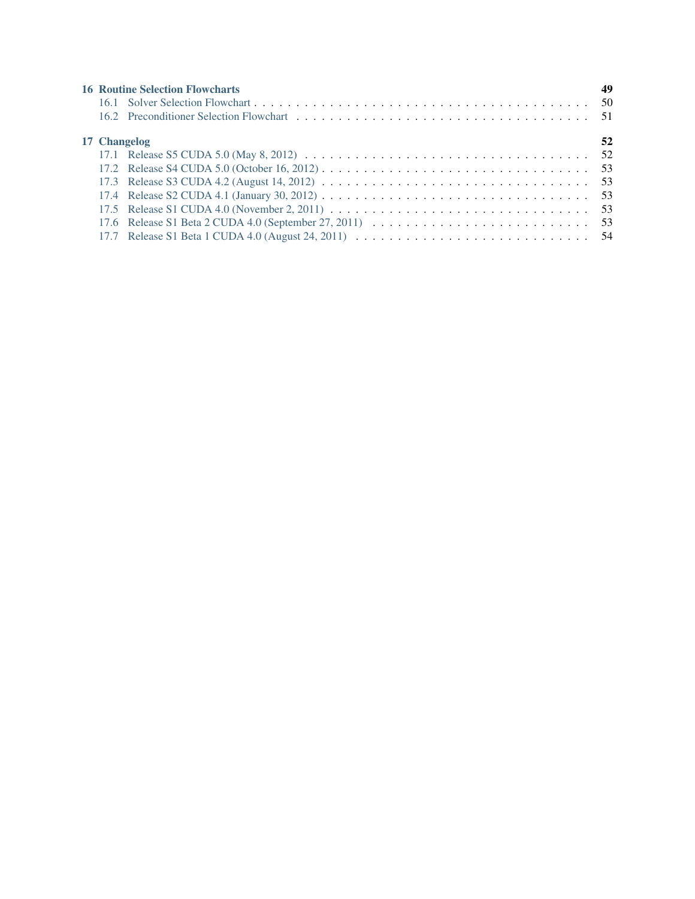**16 Routine Selection Flowcharts** **49**

16.1 Solver Selection Flowchart . . . . . . . . . . . . . . . . . . . . . . . . . . . . . . . . . . . . . . . . . . 50
16.2 Preconditioner Selection Flowchart . . . . . . . . . . . . . . . . . . . . . . . . . . . . . . . . . . . . . 51

**17 Changelog** **52**

17.1 Release S5 CUDA 5.0 (May 8, 2012) . . . . . . . . . . . . . . . . . . . . . . . . . . . . . . . . . . . 52
17.2 Release S4 CUDA 5.0 (October 16, 2012) . . . . . . . . . . . . . . . . . . . . . . . . . . . . . . . . . 53
17.3 Release S3 CUDA 4.2 (August 14, 2012) . . . . . . . . . . . . . . . . . . . . . . . . . . . . . . . . . 53
17.4 Release S2 CUDA 4.1 (January 30, 2012) . . . . . . . . . . . . . . . . . . . . . . . . . . . . . . . . . 53
17.5 Release S1 CUDA 4.0 (November 2, 2011) . . . . . . . . . . . . . . . . . . . . . . . . . . . . . . . . 53
17.6 Release S1 Beta 2 CUDA 4.0 (September 27, 2011) . . . . . . . . . . . . . . . . . . . . . . . . . . . 53
17.7 Release S1 Beta 1 CUDA 4.0 (August 24, 2011) . . . . . . . . . . . . . . . . . . . . . . . . . . . . . 54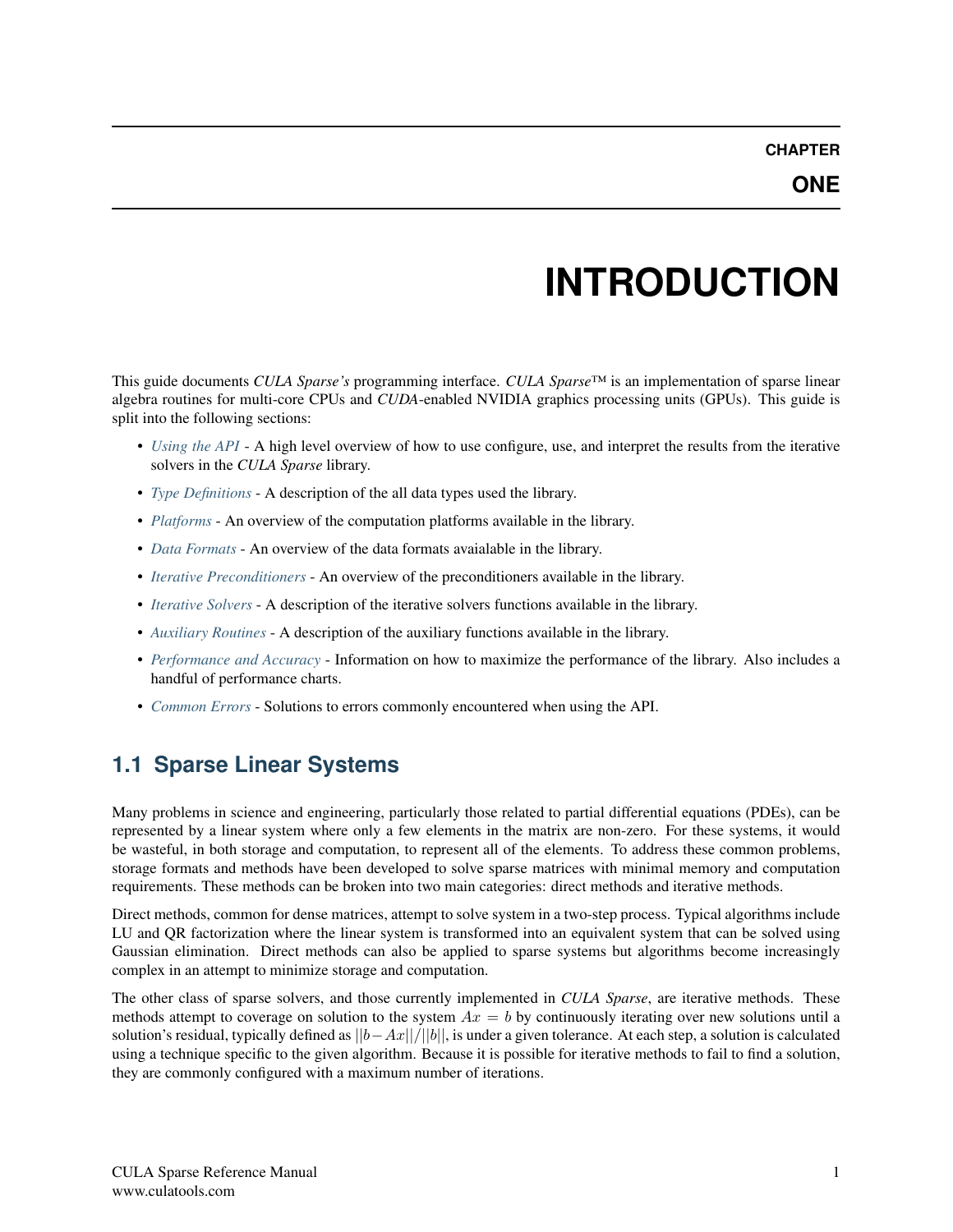# CHAPTER ONE

# INTRODUCTION

This guide documents *CULA Sparse's* programming interface. *CULA Sparse*™ is an implementation of sparse linear algebra routines for multi-core CPUs and *CUDA*-enabled NVIDIA graphics processing units (GPUs). This guide is split into the following sections:

- *Using the API* - A high level overview of how to use configure, use, and interpret the results from the iterative solvers in the *CULA Sparse* library.
- *Type Definitions* - A description of the all data types used the library.
- *Platforms* - An overview of the computation platforms available in the library.
- *Data Formats* - An overview of the data formats avaialable in the library.
- *Iterative Preconditioners* - An overview of the preconditioners available in the library.
- *Iterative Solvers* - A description of the iterative solvers functions available in the library.
- *Auxiliary Routines* - A description of the auxiliary functions available in the library.
- *Performance and Accuracy* - Information on how to maximize the performance of the library. Also includes a handful of performance charts.
- *Common Errors* - Solutions to errors commonly encountered when using the API.

## 1.1 Sparse Linear Systems

Many problems in science and engineering, particularly those related to partial differential equations (PDEs), can be represented by a linear system where only a few elements in the matrix are non-zero. For these systems, it would be wasteful, in both storage and computation, to represent all of the elements. To address these common problems, storage formats and methods have been developed to solve sparse matrices with minimal memory and computation requirements. These methods can be broken into two main categories: direct methods and iterative methods.

Direct methods, common for dense matrices, attempt to solve system in a two-step process. Typical algorithms include LU and QR factorization where the linear system is transformed into an equivalent system that can be solved using Gaussian elimination. Direct methods can also be applied to sparse systems but algorithms become increasingly complex in an attempt to minimize storage and computation.

The other class of sparse solvers, and those currently implemented in *CULA Sparse*, are iterative methods. These methods attempt to coverage on solution to the system $Ax = b$ by continuously iterating over new solutions until a solution's residual, typically defined as $||b - Ax||/||b||$, is under a given tolerance. At each step, a solution is calculated using a technique specific to the given algorithm. Because it is possible for iterative methods to fail to find a solution, they are commonly configured with a maximum number of iterations.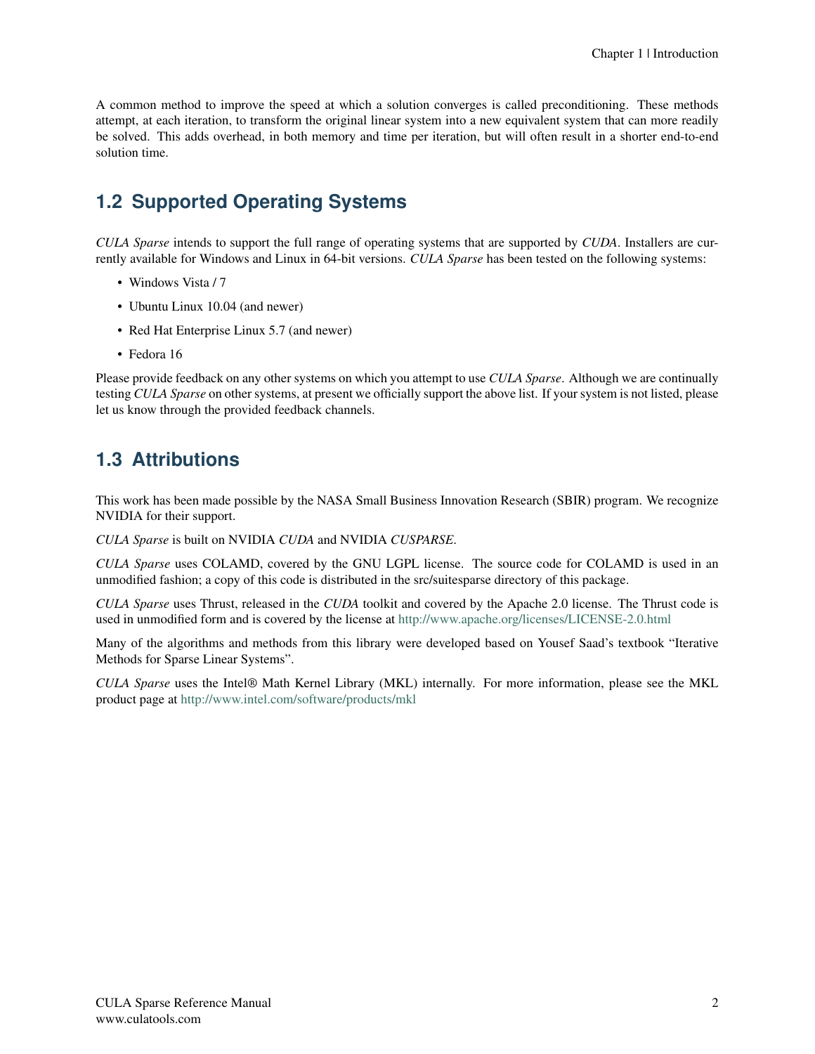A common method to improve the speed at which a solution converges is called preconditioning. These methods attempt, at each iteration, to transform the original linear system into a new equivalent system that can more readily be solved. This adds overhead, in both memory and time per iteration, but will often result in a shorter end-to-end solution time.

## 1.2 Supported Operating Systems

*CULA Sparse* intends to support the full range of operating systems that are supported by *CUDA*. Installers are currently available for Windows and Linux in 64-bit versions. *CULA Sparse* has been tested on the following systems:

- Windows Vista / 7
- Ubuntu Linux 10.04 (and newer)
- Red Hat Enterprise Linux 5.7 (and newer)
- Fedora 16

Please provide feedback on any other systems on which you attempt to use *CULA Sparse*. Although we are continually testing *CULA Sparse* on other systems, at present we officially support the above list. If your system is not listed, please let us know through the provided feedback channels.

## 1.3 Attributions

This work has been made possible by the NASA Small Business Innovation Research (SBIR) program. We recognize NVIDIA for their support.

*CULA Sparse* is built on NVIDIA *CUDA* and NVIDIA *CUSPARSE*.

*CULA Sparse* uses COLAMD, covered by the GNU LGPL license. The source code for COLAMD is used in an unmodified fashion; a copy of this code is distributed in the src/suitesparse directory of this package.

*CULA Sparse* uses Thrust, released in the *CUDA* toolkit and covered by the Apache 2.0 license. The Thrust code is used in unmodified form and is covered by the license at http://www.apache.org/licenses/LICENSE-2.0.html

Many of the algorithms and methods from this library were developed based on Yousef Saad's textbook "Iterative Methods for Sparse Linear Systems".

*CULA Sparse* uses the Intel® Math Kernel Library (MKL) internally. For more information, please see the MKL product page at http://www.intel.com/software/products/mkl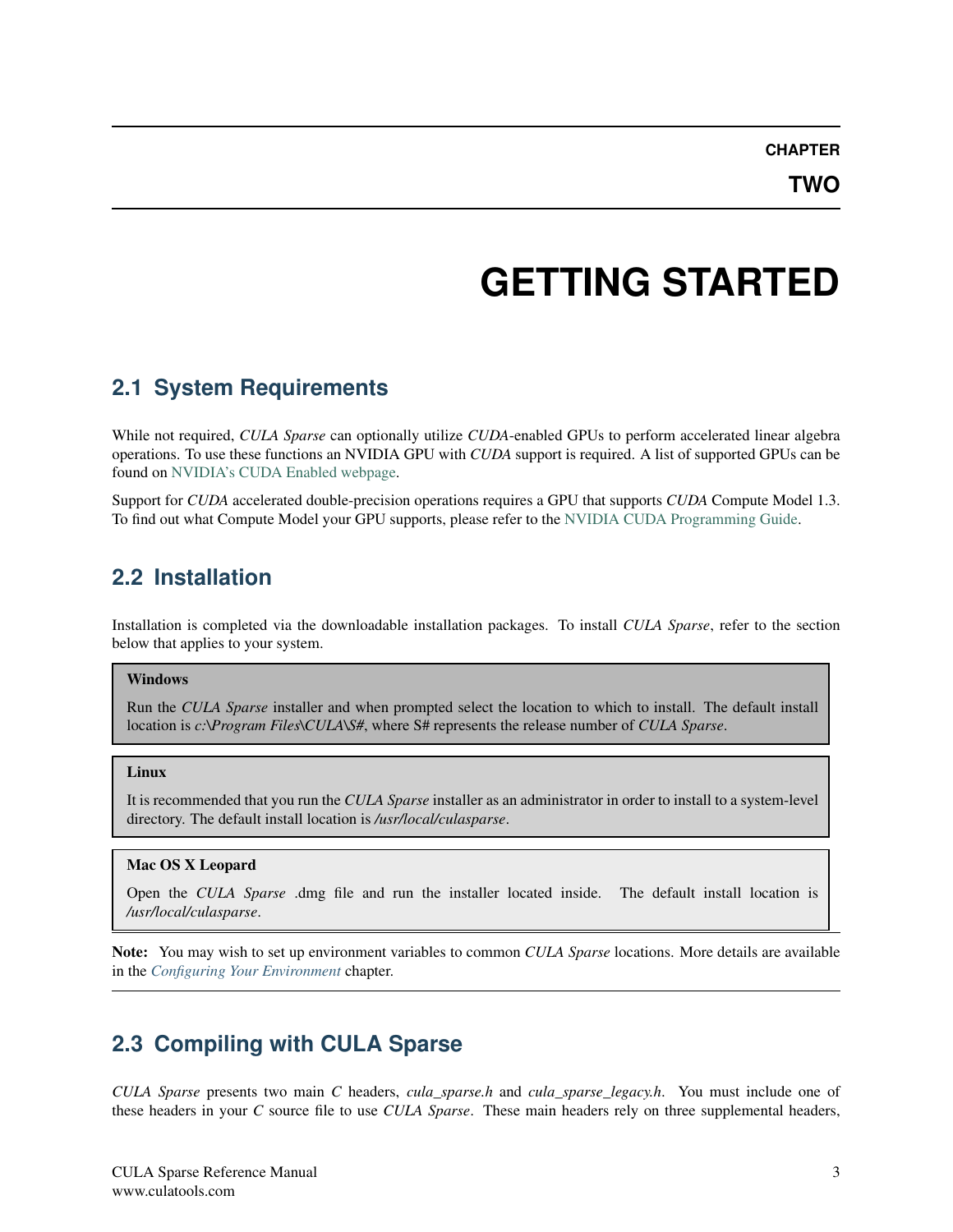# CHAPTER TWO

# GETTING STARTED

## 2.1 System Requirements

While not required, *CULA Sparse* can optionally utilize *CUDA*-enabled GPUs to perform accelerated linear algebra operations. To use these functions an NVIDIA GPU with *CUDA* support is required. A list of supported GPUs can be found on NVIDIA's CUDA Enabled webpage.

Support for *CUDA* accelerated double-precision operations requires a GPU that supports *CUDA* Compute Model 1.3. To find out what Compute Model your GPU supports, please refer to the NVIDIA CUDA Programming Guide.

## 2.2 Installation

Installation is completed via the downloadable installation packages. To install *CULA Sparse*, refer to the section below that applies to your system.

**Windows**

Run the *CULA Sparse* installer and when prompted select the location to which to install. The default install location is *c:\Program Files\CULA\S#*, where S# represents the release number of *CULA Sparse*.

**Linux**

It is recommended that you run the *CULA Sparse* installer as an administrator in order to install to a system-level directory. The default install location is */usr/local/culasparse*.

**Mac OS X Leopard**

Open the *CULA Sparse* .dmg file and run the installer located inside. The default install location is */usr/local/culasparse*.

**Note:** You may wish to set up environment variables to common *CULA Sparse* locations. More details are available in the *Configuring Your Environment* chapter.

## 2.3 Compiling with CULA Sparse

*CULA Sparse* presents two main *C* headers, *cula_sparse.h* and *cula_sparse_legacy.h*. You must include one of these headers in your *C* source file to use *CULA Sparse*. These main headers rely on three supplemental headers,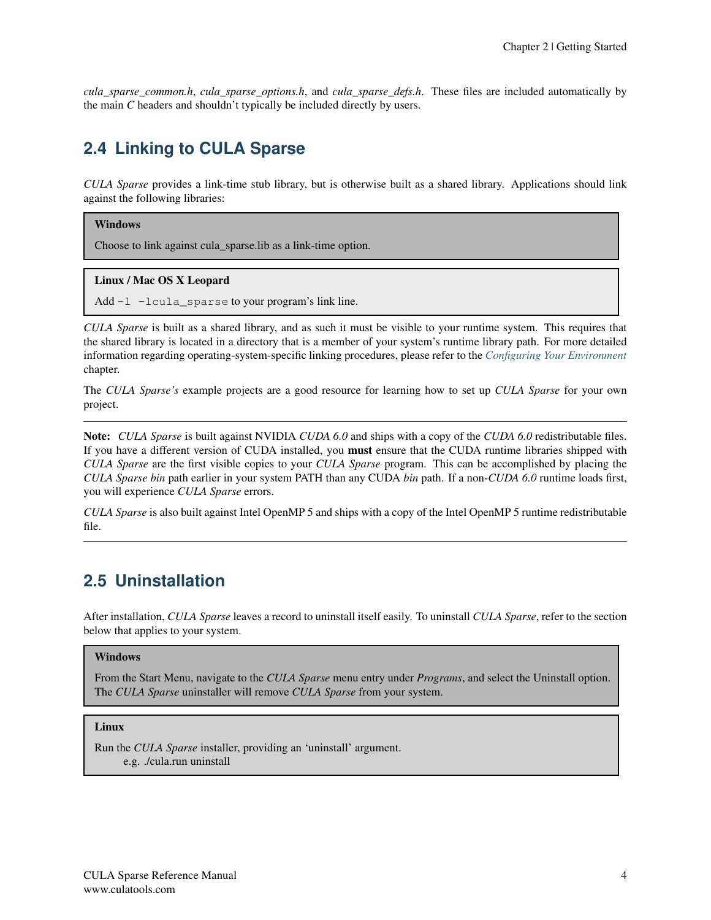*cula_sparse_common.h*, *cula_sparse_options.h*, and *cula_sparse_defs.h*. These files are included automatically by the main *C* headers and shouldn't typically be included directly by users.

## 2.4 Linking to CULA Sparse

*CULA Sparse* provides a link-time stub library, but is otherwise built as a shared library. Applications should link against the following libraries:

**Windows**

Choose to link against cula_sparse.lib as a link-time option.

**Linux / Mac OS X Leopard**

Add `-l -lcula_sparse` to your program's link line.

*CULA Sparse* is built as a shared library, and as such it must be visible to your runtime system. This requires that the shared library is located in a directory that is a member of your system's runtime library path. For more detailed information regarding operating-system-specific linking procedures, please refer to the *Configuring Your Environment* chapter.

The *CULA Sparse's* example projects are a good resource for learning how to set up *CULA Sparse* for your own project.

---

**Note:** *CULA Sparse* is built against NVIDIA *CUDA 6.0* and ships with a copy of the *CUDA 6.0* redistributable files. If you have a different version of CUDA installed, you **must** ensure that the CUDA runtime libraries shipped with *CULA Sparse* are the first visible copies to your *CULA Sparse* program. This can be accomplished by placing the *CULA Sparse bin* path earlier in your system PATH than any CUDA *bin* path. If a non-*CUDA 6.0* runtime loads first, you will experience *CULA Sparse* errors.

*CULA Sparse* is also built against Intel OpenMP 5 and ships with a copy of the Intel OpenMP 5 runtime redistributable file.

---

## 2.5 Uninstallation

After installation, *CULA Sparse* leaves a record to uninstall itself easily. To uninstall *CULA Sparse*, refer to the section below that applies to your system.

**Windows**

From the Start Menu, navigate to the *CULA Sparse* menu entry under *Programs*, and select the Uninstall option. The *CULA Sparse* uninstaller will remove *CULA Sparse* from your system.

**Linux**

Run the *CULA Sparse* installer, providing an 'uninstall' argument.
    e.g. ./cula.run uninstall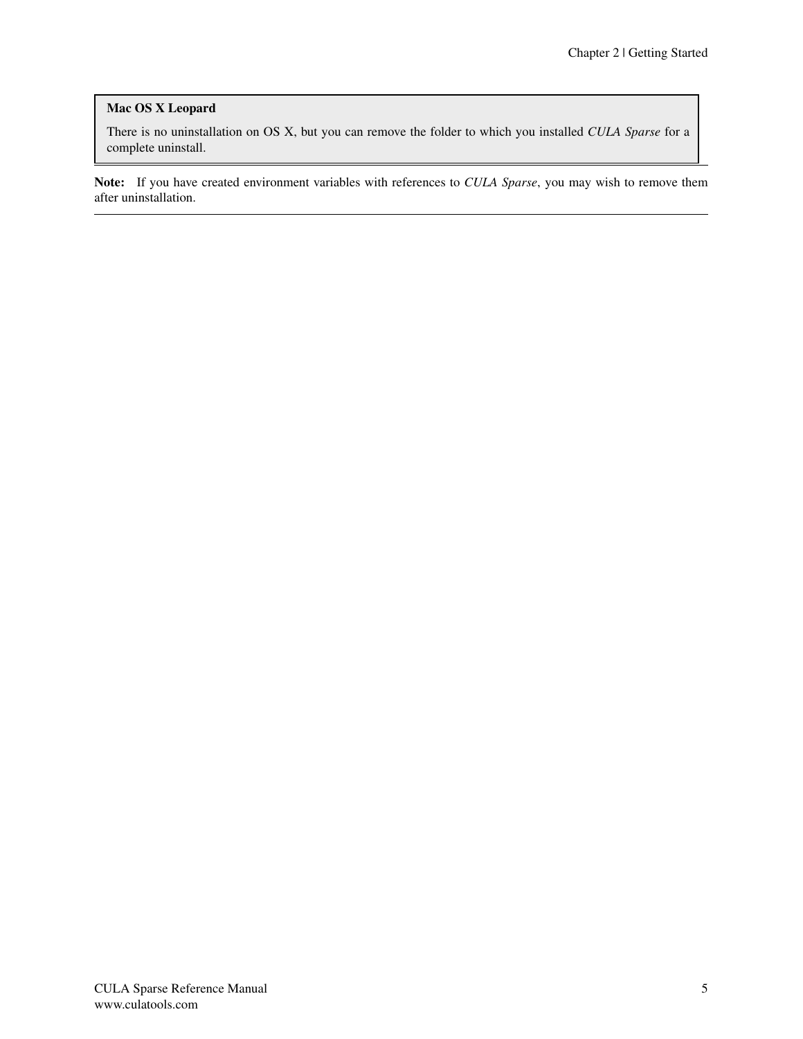**Mac OS X Leopard**

There is no uninstallation on OS X, but you can remove the folder to which you installed *CULA Sparse* for a complete uninstall.

**Note:** If you have created environment variables with references to *CULA Sparse*, you may wish to remove them after uninstallation.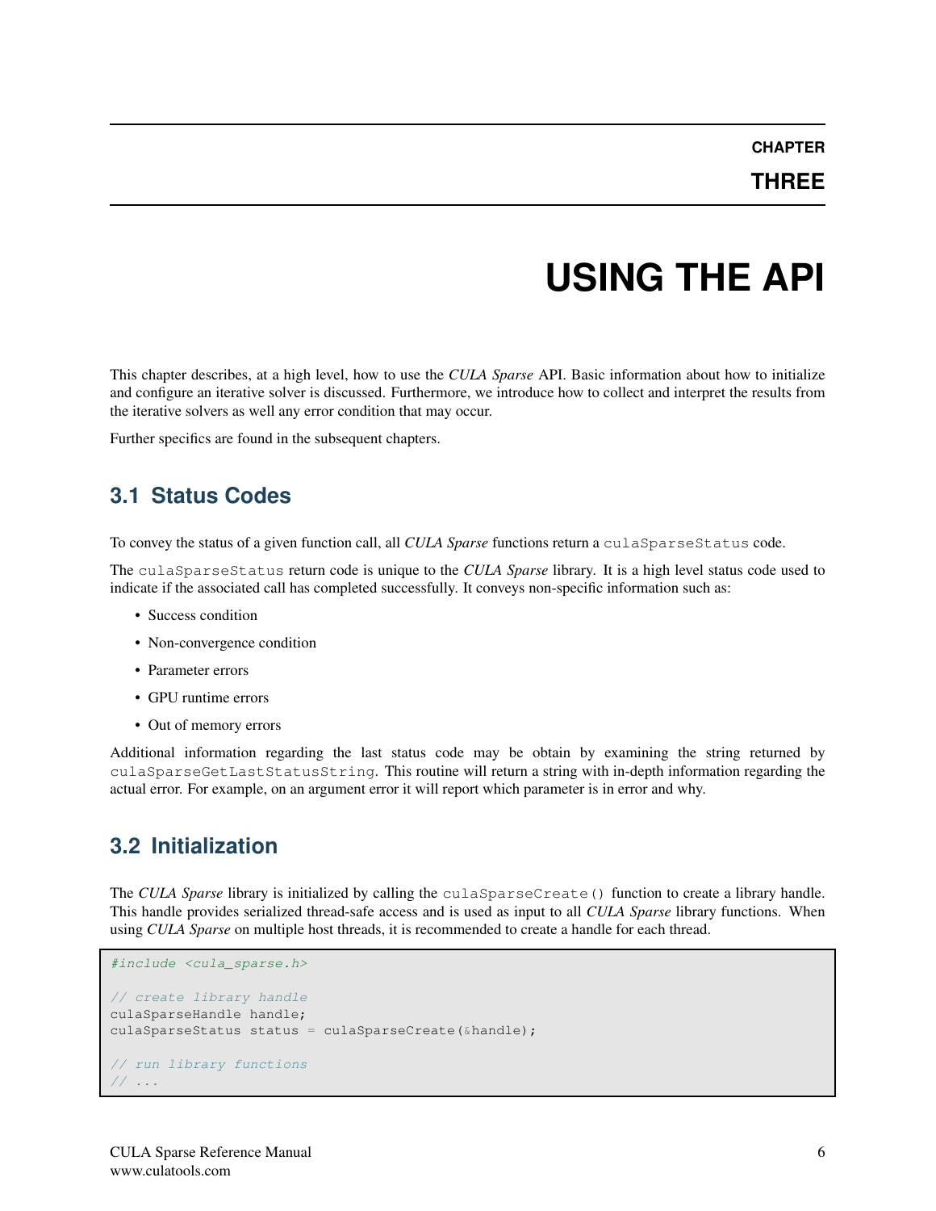# CHAPTER THREE

# USING THE API

This chapter describes, at a high level, how to use the *CULA Sparse* API. Basic information about how to initialize and configure an iterative solver is discussed. Furthermore, we introduce how to collect and interpret the results from the iterative solvers as well any error condition that may occur.

Further specifics are found in the subsequent chapters.

## 3.1 Status Codes

To convey the status of a given function call, all *CULA Sparse* functions return a `culaSparseStatus` code.

The `culaSparseStatus` return code is unique to the *CULA Sparse* library. It is a high level status code used to indicate if the associated call has completed successfully. It conveys non-specific information such as:

- Success condition
- Non-convergence condition
- Parameter errors
- GPU runtime errors
- Out of memory errors

Additional information regarding the last status code may be obtain by examining the string returned by `culaSparseGetLastStatusString`. This routine will return a string with in-depth information regarding the actual error. For example, on an argument error it will report which parameter is in error and why.

## 3.2 Initialization

The *CULA Sparse* library is initialized by calling the `culaSparseCreate()` function to create a library handle. This handle provides serialized thread-safe access and is used as input to all *CULA Sparse* library functions. When using *CULA Sparse* on multiple host threads, it is recommended to create a handle for each thread.

```
#include <cula_sparse.h>

// create library handle
culaSparseHandle handle;
culaSparseStatus status = culaSparseCreate(&handle);

// run library functions
// ...
```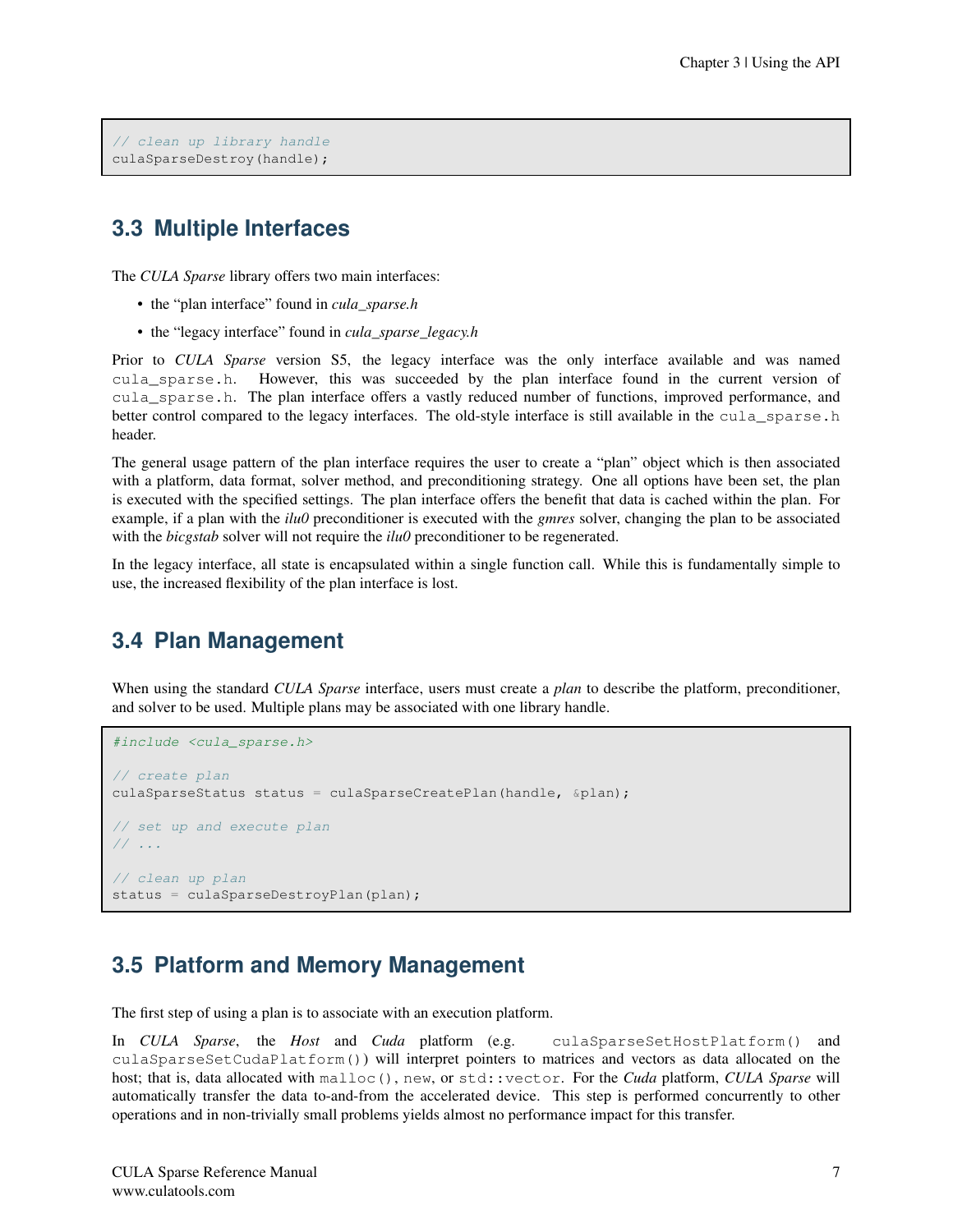```
// clean up library handle
culaSparseDestroy(handle);
```

## 3.3 Multiple Interfaces

The *CULA Sparse* library offers two main interfaces:

- the "plan interface" found in *cula_sparse.h*
- the "legacy interface" found in *cula_sparse_legacy.h*

Prior to *CULA Sparse* version S5, the legacy interface was the only interface available and was named `cula_sparse.h`. However, this was succeeded by the plan interface found in the current version of `cula_sparse.h`. The plan interface offers a vastly reduced number of functions, improved performance, and better control compared to the legacy interfaces. The old-style interface is still available in the `cula_sparse.h` header.

The general usage pattern of the plan interface requires the user to create a "plan" object which is then associated with a platform, data format, solver method, and preconditioning strategy. One all options have been set, the plan is executed with the specified settings. The plan interface offers the benefit that data is cached within the plan. For example, if a plan with the *ilu0* preconditioner is executed with the *gmres* solver, changing the plan to be associated with the *bicgstab* solver will not require the *ilu0* preconditioner to be regenerated.

In the legacy interface, all state is encapsulated within a single function call. While this is fundamentally simple to use, the increased flexibility of the plan interface is lost.

## 3.4 Plan Management

When using the standard *CULA Sparse* interface, users must create a *plan* to describe the platform, preconditioner, and solver to be used. Multiple plans may be associated with one library handle.

```
#include <cula_sparse.h>

// create plan
culaSparseStatus status = culaSparseCreatePlan(handle, &plan);

// set up and execute plan
// ...

// clean up plan
status = culaSparseDestroyPlan(plan);
```

## 3.5 Platform and Memory Management

The first step of using a plan is to associate with an execution platform.

In *CULA Sparse*, the *Host* and *Cuda* platform (e.g. `culaSparseSetHostPlatform()` and `culaSparseSetCudaPlatform()`) will interpret pointers to matrices and vectors as data allocated on the host; that is, data allocated with `malloc()`, `new`, or `std::vector`. For the *Cuda* platform, *CULA Sparse* will automatically transfer the data to-and-from the accelerated device. This step is performed concurrently to other operations and in non-trivially small problems yields almost no performance impact for this transfer.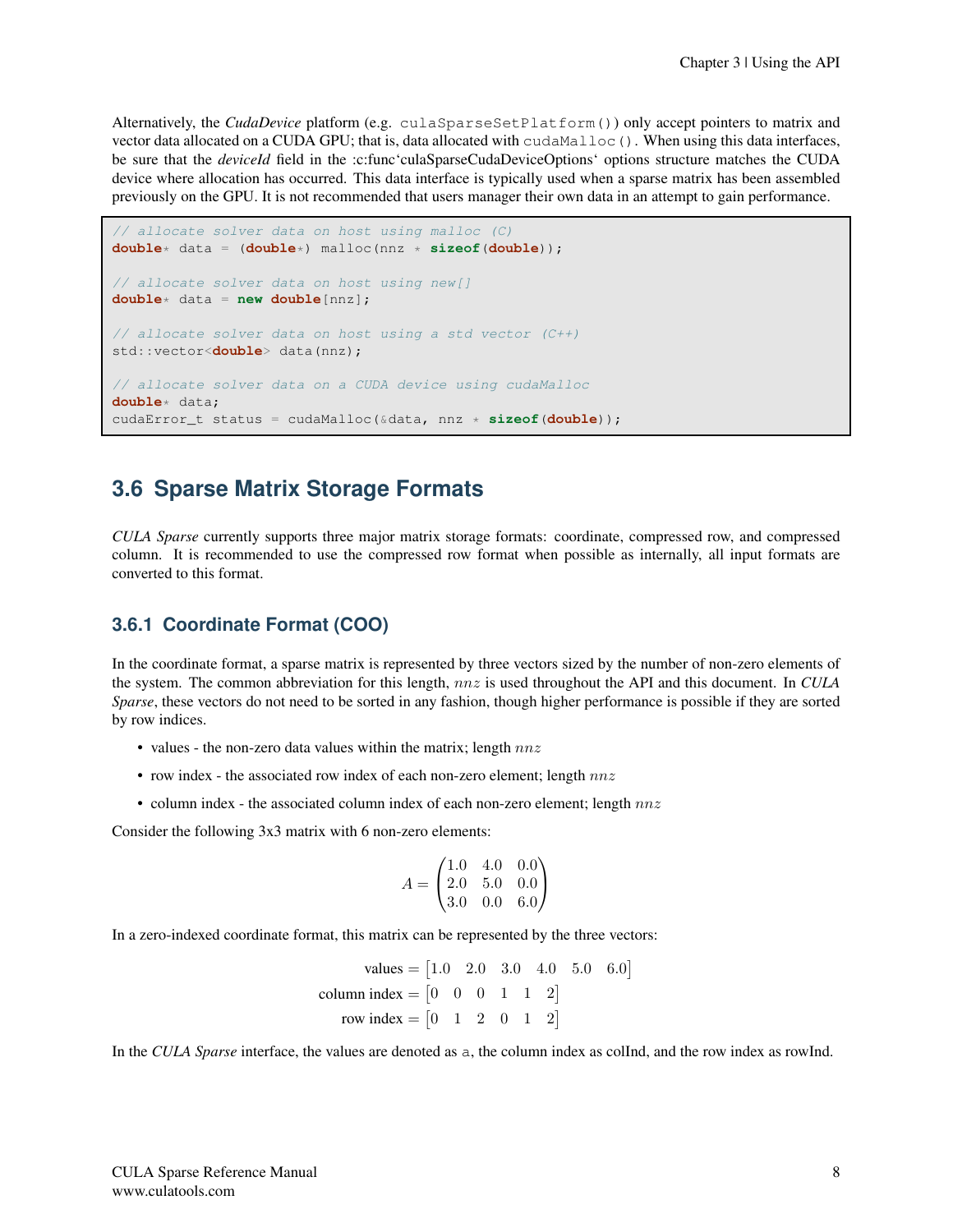Alternatively, the *CudaDevice* platform (e.g. `culaSparseSetPlatform()`) only accept pointers to matrix and vector data allocated on a CUDA GPU; that is, data allocated with `cudaMalloc()`. When using this data interfaces, be sure that the *deviceId* field in the :c:func'culaSparseCudaDeviceOptions' options structure matches the CUDA device where allocation has occurred. This data interface is typically used when a sparse matrix has been assembled previously on the GPU. It is not recommended that users manager their own data in an attempt to gain performance.

```
// allocate solver data on host using malloc (C)
double* data = (double*) malloc(nnz * sizeof(double));

// allocate solver data on host using new[]
double* data = new double[nnz];

// allocate solver data on host using a std vector (C++)
std::vector<double> data(nnz);

// allocate solver data on a CUDA device using cudaMalloc
double* data;
cudaError_t status = cudaMalloc(&data, nnz * sizeof(double));
```

## 3.6 Sparse Matrix Storage Formats

*CULA Sparse* currently supports three major matrix storage formats: coordinate, compressed row, and compressed column. It is recommended to use the compressed row format when possible as internally, all input formats are converted to this format.

### 3.6.1 Coordinate Format (COO)

In the coordinate format, a sparse matrix is represented by three vectors sized by the number of non-zero elements of the system. The common abbreviation for this length, $nnz$ is used throughout the API and this document. In *CULA Sparse*, these vectors do not need to be sorted in any fashion, though higher performance is possible if they are sorted by row indices.

- values - the non-zero data values within the matrix; length $nnz$
- row index - the associated row index of each non-zero element; length $nnz$
- column index - the associated column index of each non-zero element; length $nnz$

Consider the following 3x3 matrix with 6 non-zero elements:

$$A = \begin{pmatrix} 1.0 & 4.0 & 0.0 \\ 2.0 & 5.0 & 0.0 \\ 3.0 & 0.0 & 6.0 \end{pmatrix}$$

In a zero-indexed coordinate format, this matrix can be represented by the three vectors:

$$\begin{aligned} \text{values} &= \begin{bmatrix} 1.0 & 2.0 & 3.0 & 4.0 & 5.0 & 6.0 \end{bmatrix} \\ \text{column index} &= \begin{bmatrix} 0 & 0 & 0 & 1 & 1 & 2 \end{bmatrix} \\ \text{row index} &= \begin{bmatrix} 0 & 1 & 2 & 0 & 1 & 2 \end{bmatrix} \end{aligned}$$

In the *CULA Sparse* interface, the values are denoted as `a`, the column index as colInd, and the row index as rowInd.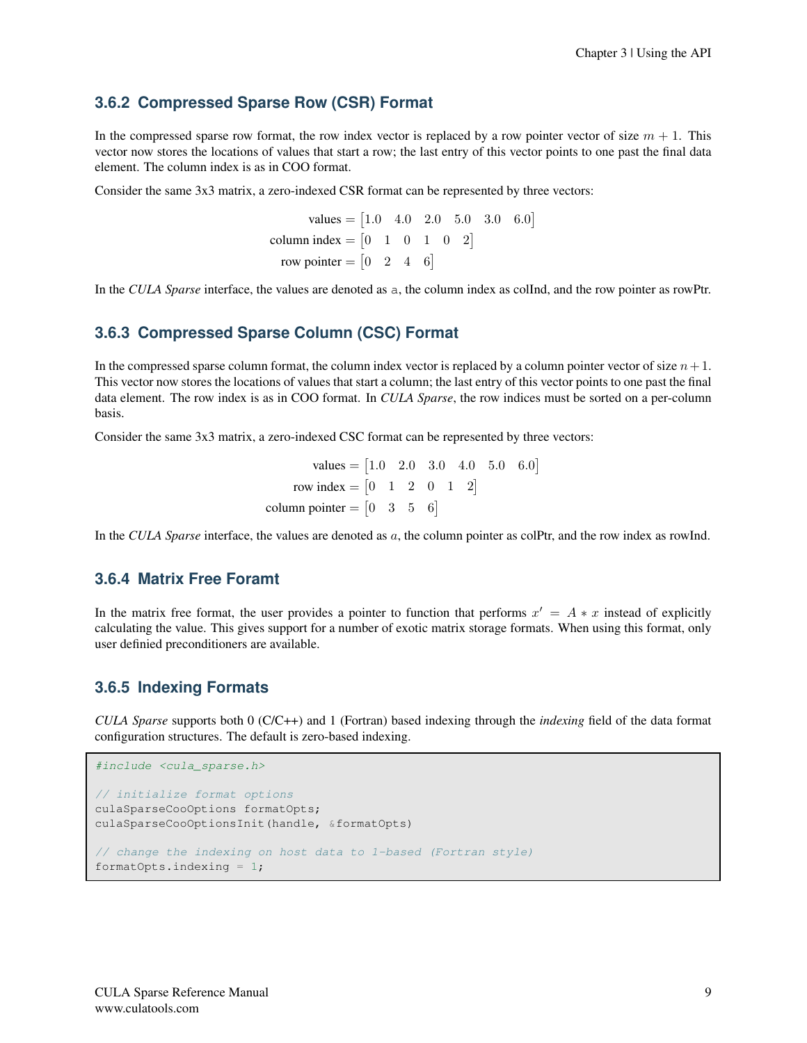### 3.6.2 Compressed Sparse Row (CSR) Format

In the compressed sparse row format, the row index vector is replaced by a row pointer vector of size $m + 1$. This vector now stores the locations of values that start a row; the last entry of this vector points to one past the final data element. The column index is as in COO format.

Consider the same 3x3 matrix, a zero-indexed CSR format can be represented by three vectors:

$$\text{values} = \begin{bmatrix} 1.0 & 4.0 & 2.0 & 5.0 & 3.0 & 6.0 \end{bmatrix}$$
$$\text{column index} = \begin{bmatrix} 0 & 1 & 0 & 1 & 0 & 2 \end{bmatrix}$$
$$\text{row pointer} = \begin{bmatrix} 0 & 2 & 4 & 6 \end{bmatrix}$$

In the *CULA Sparse* interface, the values are denoted as `a`, the column index as colInd, and the row pointer as rowPtr.

### 3.6.3 Compressed Sparse Column (CSC) Format

In the compressed sparse column format, the column index vector is replaced by a column pointer vector of size $n + 1$. This vector now stores the locations of values that start a column; the last entry of this vector points to one past the final data element. The row index is as in COO format. In *CULA Sparse*, the row indices must be sorted on a per-column basis.

Consider the same 3x3 matrix, a zero-indexed CSC format can be represented by three vectors:

$$\text{values} = \begin{bmatrix} 1.0 & 2.0 & 3.0 & 4.0 & 5.0 & 6.0 \end{bmatrix}$$
$$\text{row index} = \begin{bmatrix} 0 & 1 & 2 & 0 & 1 & 2 \end{bmatrix}$$
$$\text{column pointer} = \begin{bmatrix} 0 & 3 & 5 & 6 \end{bmatrix}$$

In the *CULA Sparse* interface, the values are denoted as $a$, the column pointer as colPtr, and the row index as rowInd.

### 3.6.4 Matrix Free Foramt

In the matrix free format, the user provides a pointer to function that performs $x' = A * x$ instead of explicitly calculating the value. This gives support for a number of exotic matrix storage formats. When using this format, only user definied preconditioners are available.

### 3.6.5 Indexing Formats

*CULA Sparse* supports both 0 (C/C++) and 1 (Fortran) based indexing through the *indexing* field of the data format configuration structures. The default is zero-based indexing.

```
#include <cula_sparse.h>

// initialize format options
culaSparseCooOptions formatOpts;
culaSparseCooOptionsInit(handle, &formatOpts)

// change the indexing on host data to 1-based (Fortran style)
formatOpts.indexing = 1;
```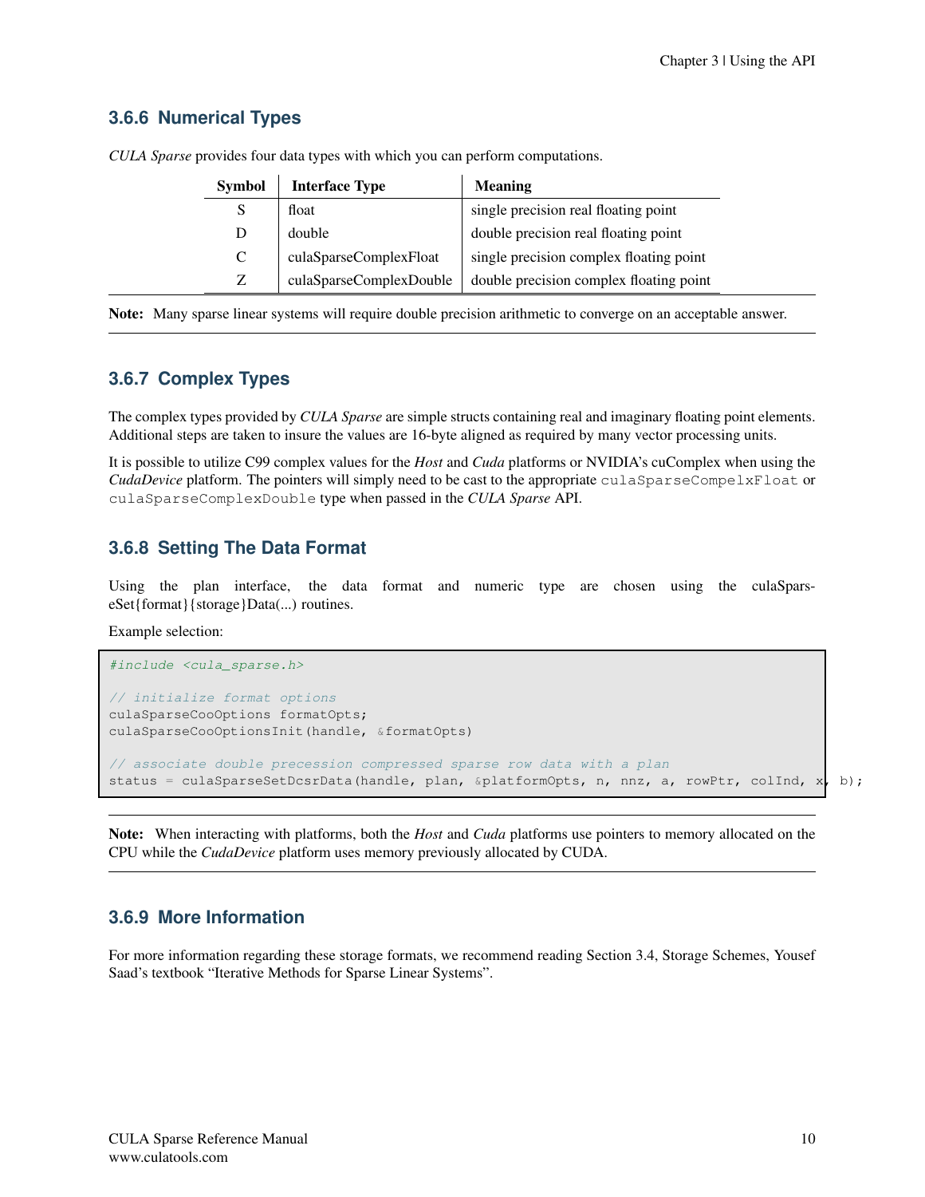### 3.6.6 Numerical Types

*CULA Sparse* provides four data types with which you can perform computations.

| Symbol | Interface Type | Meaning |
|---|---|---|
| S | float | single precision real floating point |
| D | double | double precision real floating point |
| C | culaSparseComplexFloat | single precision complex floating point |
| Z | culaSparseComplexDouble | double precision complex floating point |

**Note:** Many sparse linear systems will require double precision arithmetic to converge on an acceptable answer.

### 3.6.7 Complex Types

The complex types provided by *CULA Sparse* are simple structs containing real and imaginary floating point elements. Additional steps are taken to insure the values are 16-byte aligned as required by many vector processing units.

It is possible to utilize C99 complex values for the *Host* and *Cuda* platforms or NVIDIA's cuComplex when using the *CudaDevice* platform. The pointers will simply need to be cast to the appropriate `culaSparseCompelxFloat` or `culaSparseComplexDouble` type when passed in the *CULA Sparse* API.

### 3.6.8 Setting The Data Format

Using the plan interface, the data format and numeric type are chosen using the culaSparseSet{format}{storage}Data(...) routines.

Example selection:

```
#include <cula_sparse.h>

// initialize format options
culaSparseCooOptions formatOpts;
culaSparseCooOptionsInit(handle, &formatOpts)

// associate double precession compressed sparse row data with a plan
status = culaSparseSetDcsrData(handle, plan, &platformOpts, n, nnz, a, rowPtr, colInd, x, b);
```

**Note:** When interacting with platforms, both the *Host* and *Cuda* platforms use pointers to memory allocated on the CPU while the *CudaDevice* platform uses memory previously allocated by CUDA.

### 3.6.9 More Information

For more information regarding these storage formats, we recommend reading Section 3.4, Storage Schemes, Yousef Saad's textbook "Iterative Methods for Sparse Linear Systems".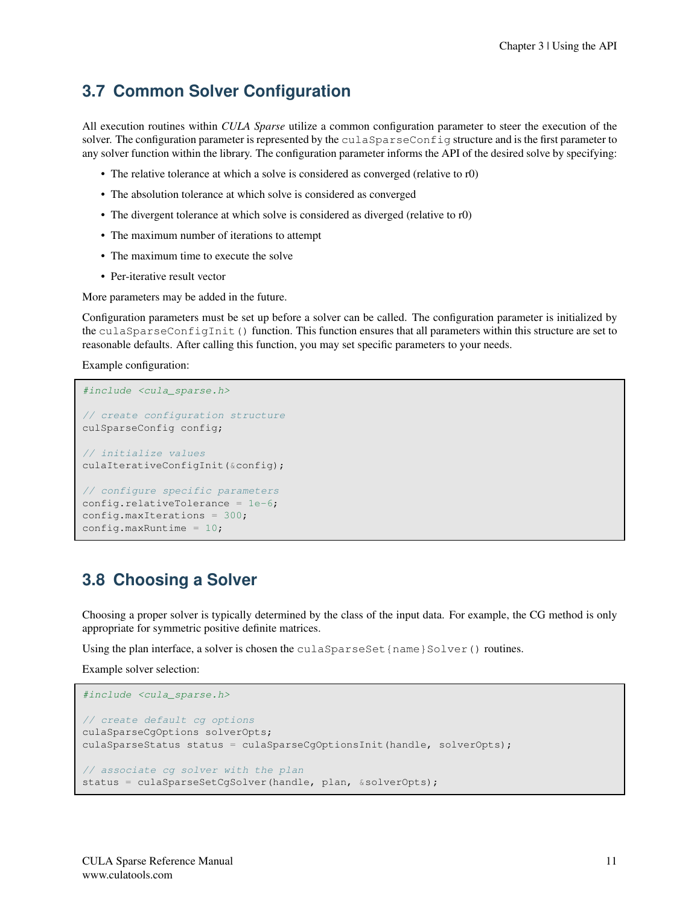## 3.7 Common Solver Configuration

All execution routines within *CULA Sparse* utilize a common configuration parameter to steer the execution of the solver. The configuration parameter is represented by the `culaSparseConfig` structure and is the first parameter to any solver function within the library. The configuration parameter informs the API of the desired solve by specifying:

- The relative tolerance at which a solve is considered as converged (relative to r0)
- The absolution tolerance at which solve is considered as converged
- The divergent tolerance at which solve is considered as diverged (relative to r0)
- The maximum number of iterations to attempt
- The maximum time to execute the solve
- Per-iterative result vector

More parameters may be added in the future.

Configuration parameters must be set up before a solver can be called. The configuration parameter is initialized by the `culaSparseConfigInit()` function. This function ensures that all parameters within this structure are set to reasonable defaults. After calling this function, you may set specific parameters to your needs.

Example configuration:

```
#include <cula_sparse.h>

// create configuration structure
culSparseConfig config;

// initialize values
culaIterativeConfigInit(&config);

// configure specific parameters
config.relativeTolerance = 1e-6;
config.maxIterations = 300;
config.maxRuntime = 10;
```

## 3.8 Choosing a Solver

Choosing a proper solver is typically determined by the class of the input data. For example, the CG method is only appropriate for symmetric positive definite matrices.

Using the plan interface, a solver is chosen the `culaSparseSet{name}Solver()` routines.

Example solver selection:

```
#include <cula_sparse.h>

// create default cg options
culaSparseCgOptions solverOpts;
culaSparseStatus status = culaSparseCgOptionsInit(handle, solverOpts);

// associate cg solver with the plan
status = culaSparseSetCgSolver(handle, plan, &solverOpts);
```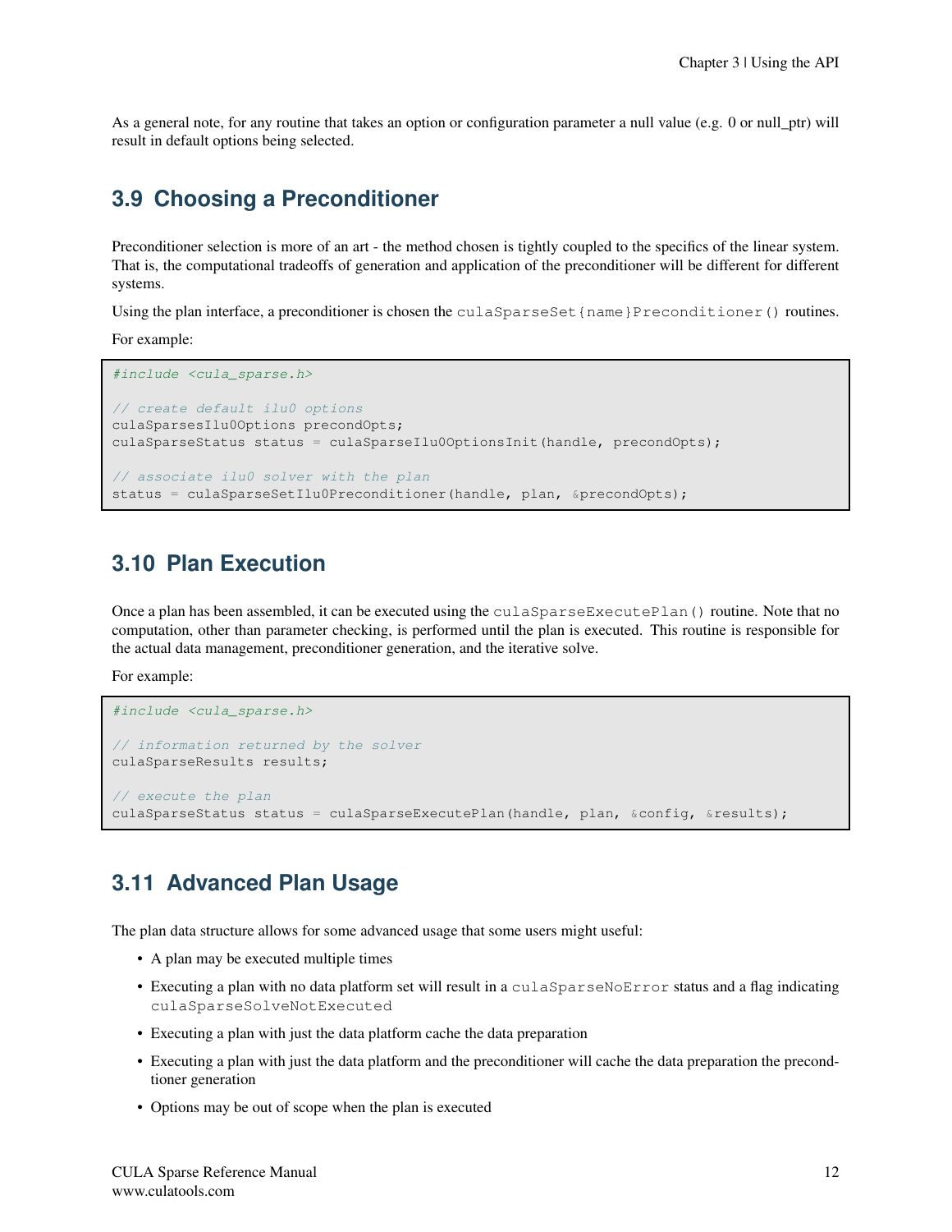As a general note, for any routine that takes an option or configuration parameter a null value (e.g. 0 or null_ptr) will result in default options being selected.

## 3.9 Choosing a Preconditioner

Preconditioner selection is more of an art - the method chosen is tightly coupled to the specifics of the linear system. That is, the computational tradeoffs of generation and application of the preconditioner will be different for different systems.

Using the plan interface, a preconditioner is chosen the `culaSparseSet{name}Preconditioner()` routines.

For example:

```
#include <cula_sparse.h>

// create default ilu0 options
culaSparsesIlu0Options precondOpts;
culaSparseStatus status = culaSparseIlu0OptionsInit(handle, precondOpts);

// associate ilu0 solver with the plan
status = culaSparseSetIlu0Preconditioner(handle, plan, &precondOpts);
```

## 3.10 Plan Execution

Once a plan has been assembled, it can be executed using the `culaSparseExecutePlan()` routine. Note that no computation, other than parameter checking, is performed until the plan is executed. This routine is responsible for the actual data management, preconditioner generation, and the iterative solve.

For example:

```
#include <cula_sparse.h>

// information returned by the solver
culaSparseResults results;

// execute the plan
culaSparseStatus status = culaSparseExecutePlan(handle, plan, &config, &results);
```

## 3.11 Advanced Plan Usage

The plan data structure allows for some advanced usage that some users might useful:

- A plan may be executed multiple times
- Executing a plan with no data platform set will result in a `culaSparseNoError` status and a flag indicating `culaSparseSolveNotExecuted`
- Executing a plan with just the data platform cache the data preparation
- Executing a plan with just the data platform and the preconditioner will cache the data preparation the preconditioner generation
- Options may be out of scope when the plan is executed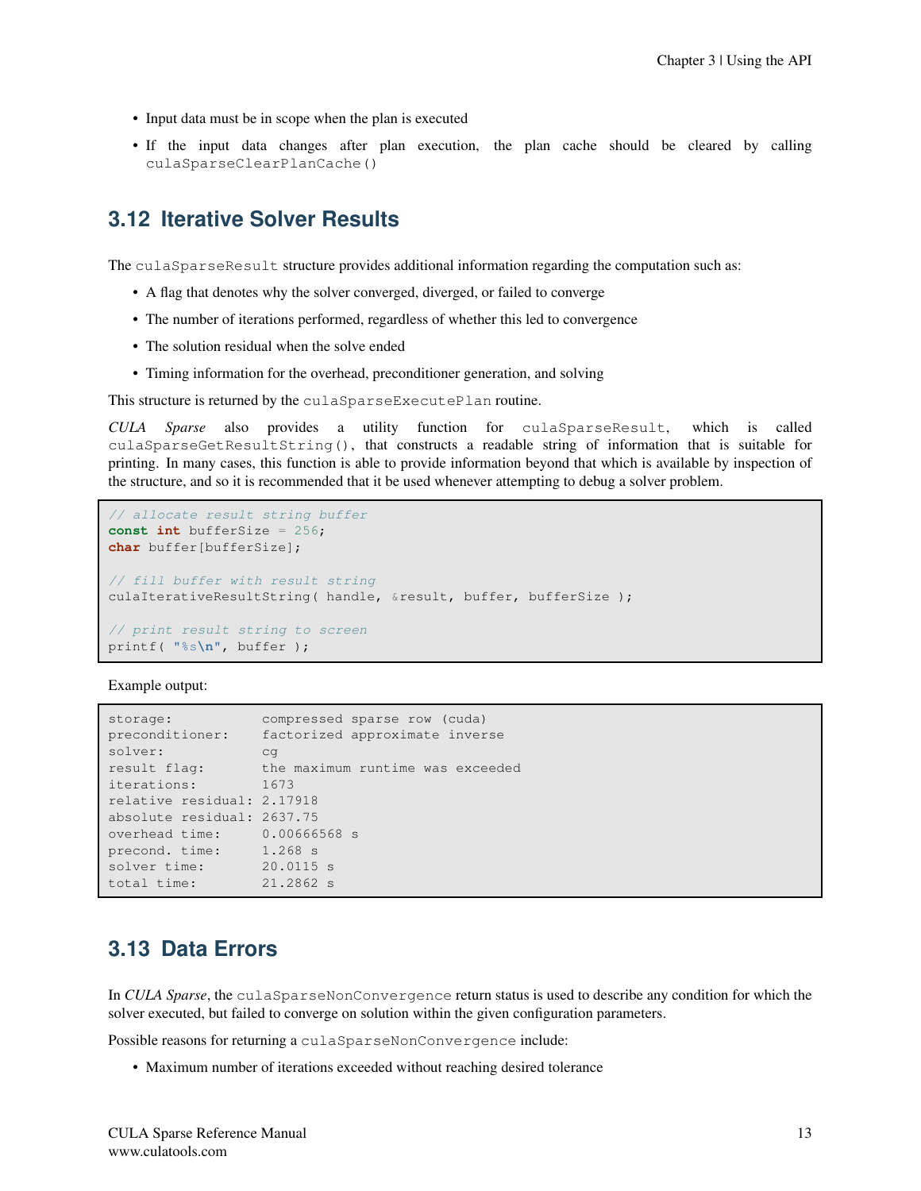- Input data must be in scope when the plan is executed
- If the input data changes after plan execution, the plan cache should be cleared by calling `culaSparseClearPlanCache()`

## 3.12 Iterative Solver Results

The `culaSparseResult` structure provides additional information regarding the computation such as:

- A flag that denotes why the solver converged, diverged, or failed to converge
- The number of iterations performed, regardless of whether this led to convergence
- The solution residual when the solve ended
- Timing information for the overhead, preconditioner generation, and solving

This structure is returned by the `culaSparseExecutePlan` routine.

*CULA Sparse* also provides a utility function for `culaSparseResult`, which is called `culaSparseGetResultString()`, that constructs a readable string of information that is suitable for printing. In many cases, this function is able to provide information beyond that which is available by inspection of the structure, and so it is recommended that it be used whenever attempting to debug a solver problem.

```
// allocate result string buffer
const int bufferSize = 256;
char buffer[bufferSize];

// fill buffer with result string
culaIterativeResultString( handle, &result, buffer, bufferSize );

// print result string to screen
printf( "%s\n", buffer );
```

Example output:

```
storage:           compressed sparse row (cuda)
preconditioner:    factorized approximate inverse
solver:            cg
result flag:       the maximum runtime was exceeded
iterations:        1673
relative residual: 2.17918
absolute residual: 2637.75
overhead time:     0.00666568 s
precond. time:     1.268 s
solver time:       20.0115 s
total time:        21.2862 s
```

## 3.13 Data Errors

In *CULA Sparse*, the `culaSparseNonConvergence` return status is used to describe any condition for which the solver executed, but failed to converge on solution within the given configuration parameters.

Possible reasons for returning a `culaSparseNonConvergence` include:

- Maximum number of iterations exceeded without reaching desired tolerance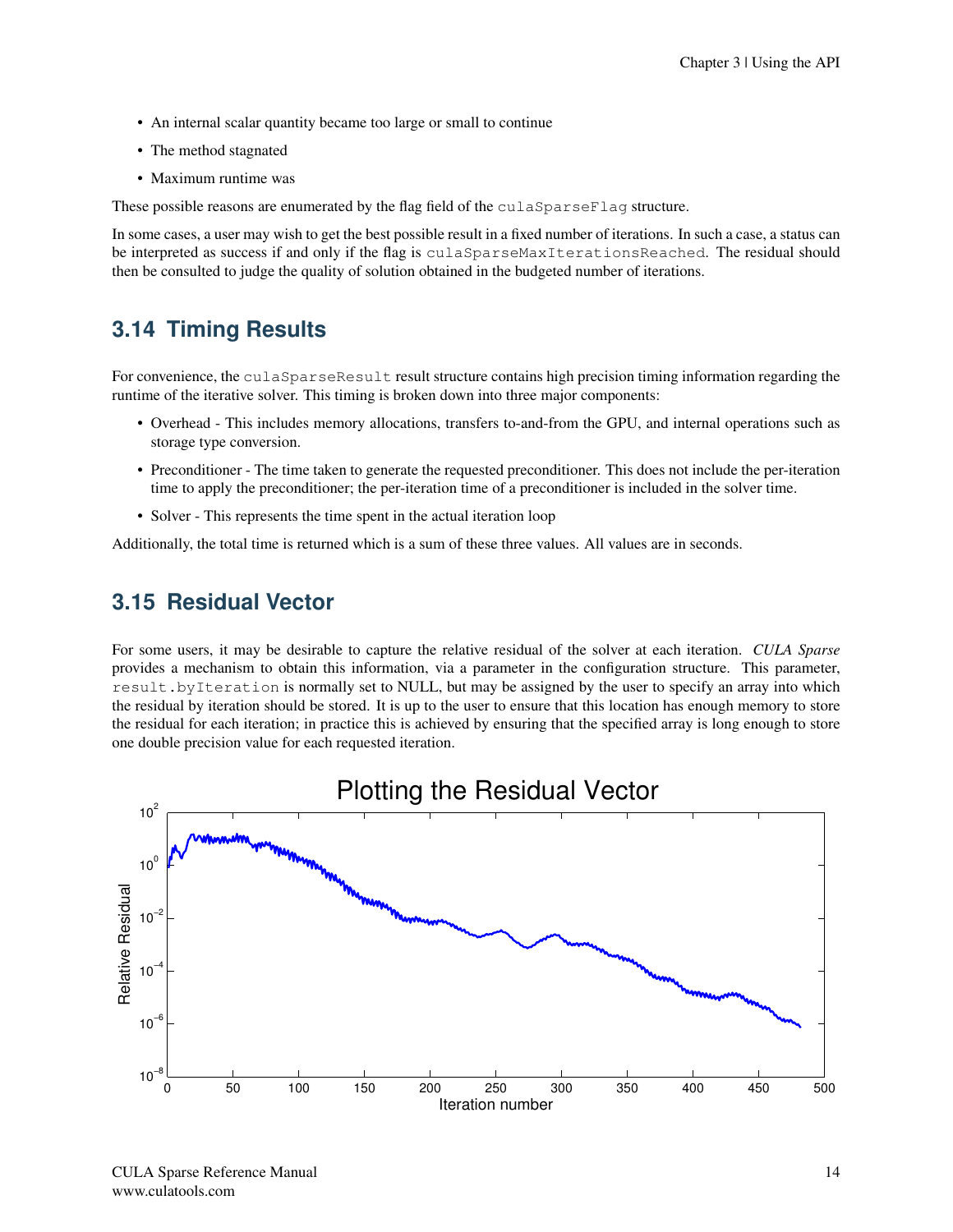- An internal scalar quantity became too large or small to continue
- The method stagnated
- Maximum runtime was

These possible reasons are enumerated by the flag field of the `culaSparseFlag` structure.

In some cases, a user may wish to get the best possible result in a fixed number of iterations. In such a case, a status can be interpreted as success if and only if the flag is `culaSparseMaxIterationsReached`. The residual should then be consulted to judge the quality of solution obtained in the budgeted number of iterations.

## 3.14 Timing Results

For convenience, the `culaSparseResult` result structure contains high precision timing information regarding the runtime of the iterative solver. This timing is broken down into three major components:

- Overhead - This includes memory allocations, transfers to-and-from the GPU, and internal operations such as storage type conversion.
- Preconditioner - The time taken to generate the requested preconditioner. This does not include the per-iteration time to apply the preconditioner; the per-iteration time of a preconditioner is included in the solver time.
- Solver - This represents the time spent in the actual iteration loop

Additionally, the total time is returned which is a sum of these three values. All values are in seconds.

## 3.15 Residual Vector

For some users, it may be desirable to capture the relative residual of the solver at each iteration. *CULA Sparse* provides a mechanism to obtain this information, via a parameter in the configuration structure. This parameter, `result.byIteration` is normally set to NULL, but may be assigned by the user to specify an array into which the residual by iteration should be stored. It is up to the user to ensure that this location has enough memory to store the residual for each iteration; in practice this is achieved by ensuring that the specified array is long enough to store one double precision value for each requested iteration.

Plotting the Residual Vector

Relative Residual

$10^{2}$
$10^{0}$
$10^{-2}$
$10^{-4}$
$10^{-6}$
$10^{-8}$

0 50 100 150 200 250 300 350 400 450 500

Iteration number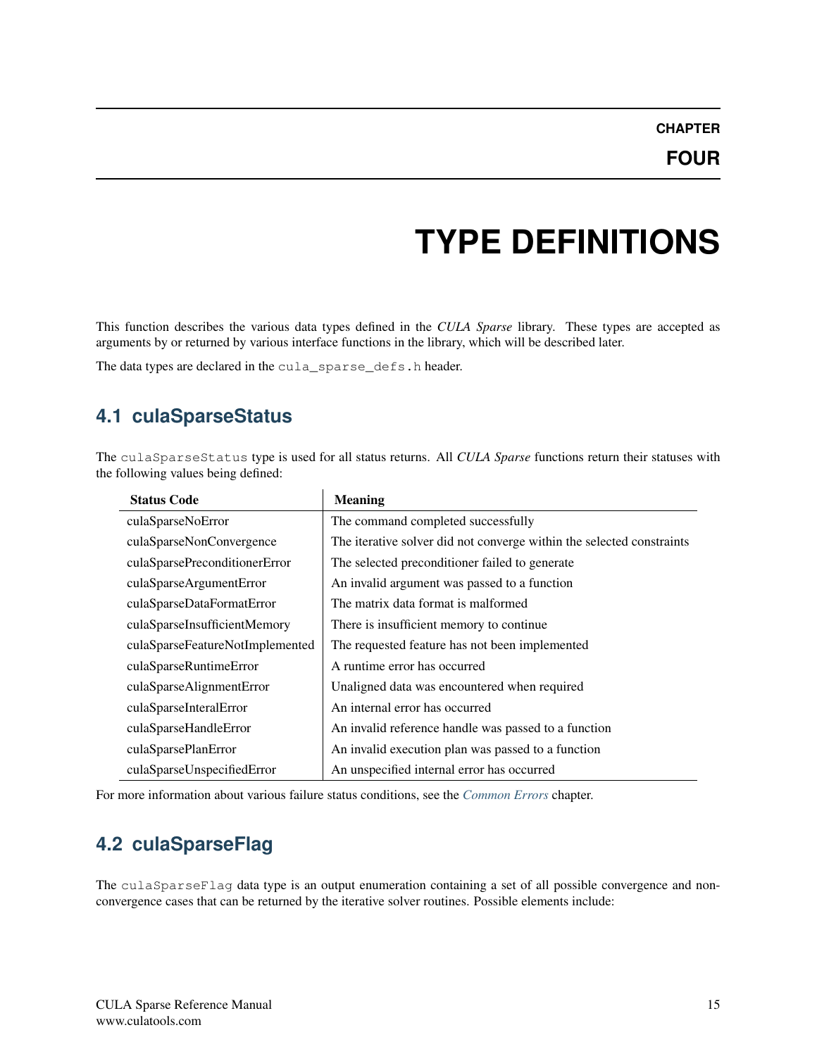# CHAPTER FOUR

# TYPE DEFINITIONS

This function describes the various data types defined in the *CULA Sparse* library. These types are accepted as arguments by or returned by various interface functions in the library, which will be described later.

The data types are declared in the `cula_sparse_defs.h` header.

## 4.1 culaSparseStatus

The `culaSparseStatus` type is used for all status returns. All *CULA Sparse* functions return their statuses with the following values being defined:

| Status Code | Meaning |
|---|---|
| culaSparseNoError | The command completed successfully |
| culaSparseNonConvergence | The iterative solver did not converge within the selected constraints |
| culaSparsePreconditionerError | The selected preconditioner failed to generate |
| culaSparseArgumentError | An invalid argument was passed to a function |
| culaSparseDataFormatError | The matrix data format is malformed |
| culaSparseInsufficientMemory | There is insufficient memory to continue |
| culaSparseFeatureNotImplemented | The requested feature has not been implemented |
| culaSparseRuntimeError | A runtime error has occurred |
| culaSparseAlignmentError | Unaligned data was encountered when required |
| culaSparseInteralError | An internal error has occurred |
| culaSparseHandleError | An invalid reference handle was passed to a function |
| culaSparsePlanError | An invalid execution plan was passed to a function |
| culaSparseUnspecifiedError | An unspecified internal error has occurred |

For more information about various failure status conditions, see the *Common Errors* chapter.

## 4.2 culaSparseFlag

The `culaSparseFlag` data type is an output enumeration containing a set of all possible convergence and non-convergence cases that can be returned by the iterative solver routines. Possible elements include: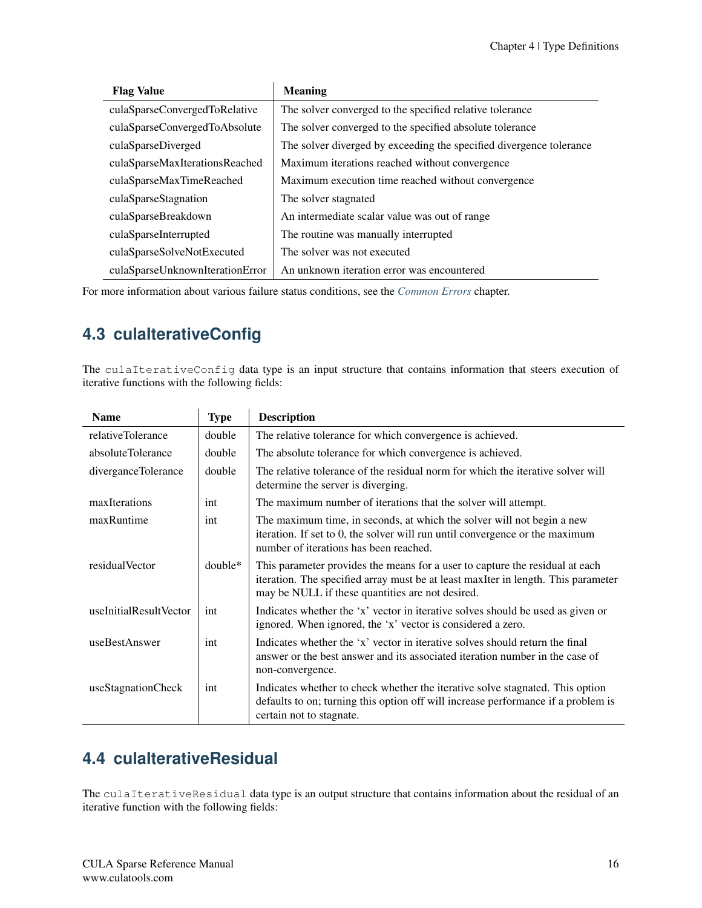| Flag Value | Meaning |
|---|---|
| culaSparseConvergedToRelative | The solver converged to the specified relative tolerance |
| culaSparseConvergedToAbsolute | The solver converged to the specified absolute tolerance |
| culaSparseDiverged | The solver diverged by exceeding the specified divergence tolerance |
| culaSparseMaxIterationsReached | Maximum iterations reached without convergence |
| culaSparseMaxTimeReached | Maximum execution time reached without convergence |
| culaSparseStagnation | The solver stagnated |
| culaSparseBreakdown | An intermediate scalar value was out of range |
| culaSparseInterrupted | The routine was manually interrupted |
| culaSparseSolveNotExecuted | The solver was not executed |
| culaSparseUnknownIterationError | An unknown iteration error was encountered |

For more information about various failure status conditions, see the *Common Errors* chapter.

## 4.3 culaIterativeConfig

The `culaIterativeConfig` data type is an input structure that contains information that steers execution of iterative functions with the following fields:

| Name | Type | Description |
|---|---|---|
| relativeTolerance | double | The relative tolerance for which convergence is achieved. |
| absoluteTolerance | double | The absolute tolerance for which convergence is achieved. |
| divergenceTolerance | double | The relative tolerance of the residual norm for which the iterative solver will determine the server is diverging. |
| maxIterations | int | The maximum number of iterations that the solver will attempt. |
| maxRuntime | int | The maximum time, in seconds, at which the solver will not begin a new iteration. If set to 0, the solver will run until convergence or the maximum number of iterations has been reached. |
| residualVector | double* | This parameter provides the means for a user to capture the residual at each iteration. The specified array must be at least maxIter in length. This parameter may be NULL if these quantities are not desired. |
| useInitialResultVector | int | Indicates whether the 'x' vector in iterative solves should be used as given or ignored. When ignored, the 'x' vector is considered a zero. |
| useBestAnswer | int | Indicates whether the 'x' vector in iterative solves should return the final answer or the best answer and its associated iteration number in the case of non-convergence. |
| useStagnationCheck | int | Indicates whether to check whether the iterative solve stagnated. This option defaults to on; turning this option off will increase performance if a problem is certain not to stagnate. |

## 4.4 culaIterativeResidual

The `culaIterativeResidual` data type is an output structure that contains information about the residual of an iterative function with the following fields: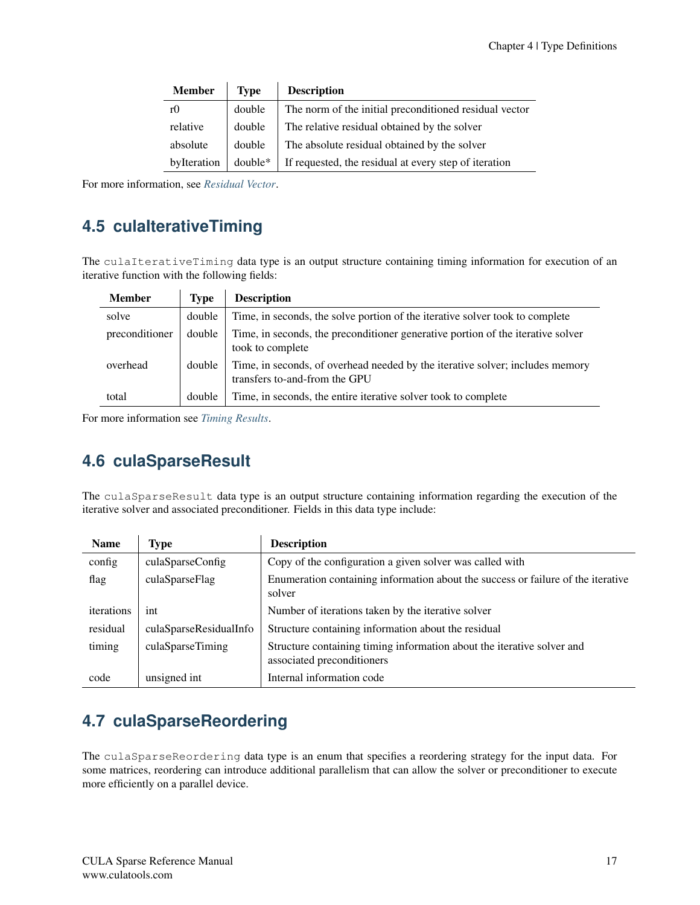| Member | Type | Description |
|---|---|---|
| r0 | double | The norm of the initial preconditioned residual vector |
| relative | double | The relative residual obtained by the solver |
| absolute | double | The absolute residual obtained by the solver |
| byIteration | double* | If requested, the residual at every step of iteration |

For more information, see *Residual Vector*.

## 4.5 culaIterativeTiming

The `culaIterativeTiming` data type is an output structure containing timing information for execution of an iterative function with the following fields:

| Member | Type | Description |
|---|---|---|
| solve | double | Time, in seconds, the solve portion of the iterative solver took to complete |
| preconditioner | double | Time, in seconds, the preconditioner generative portion of the iterative solver took to complete |
| overhead | double | Time, in seconds, of overhead needed by the iterative solver; includes memory transfers to-and-from the GPU |
| total | double | Time, in seconds, the entire iterative solver took to complete |

For more information see *Timing Results*.

## 4.6 culaSparseResult

The `culaSparseResult` data type is an output structure containing information regarding the execution of the iterative solver and associated preconditioner. Fields in this data type include:

| Name | Type | Description |
|---|---|---|
| config | culaSparseConfig | Copy of the configuration a given solver was called with |
| flag | culaSparseFlag | Enumeration containing information about the success or failure of the iterative solver |
| iterations | int | Number of iterations taken by the iterative solver |
| residual | culaSparseResidualInfo | Structure containing information about the residual |
| timing | culaSparseTiming | Structure containing timing information about the iterative solver and associated preconditioners |
| code | unsigned int | Internal information code |

## 4.7 culaSparseReordering

The `culaSparseReordering` data type is an enum that specifies a reordering strategy for the input data. For some matrices, reordering can introduce additional parallelism that can allow the solver or preconditioner to execute more efficiently on a parallel device.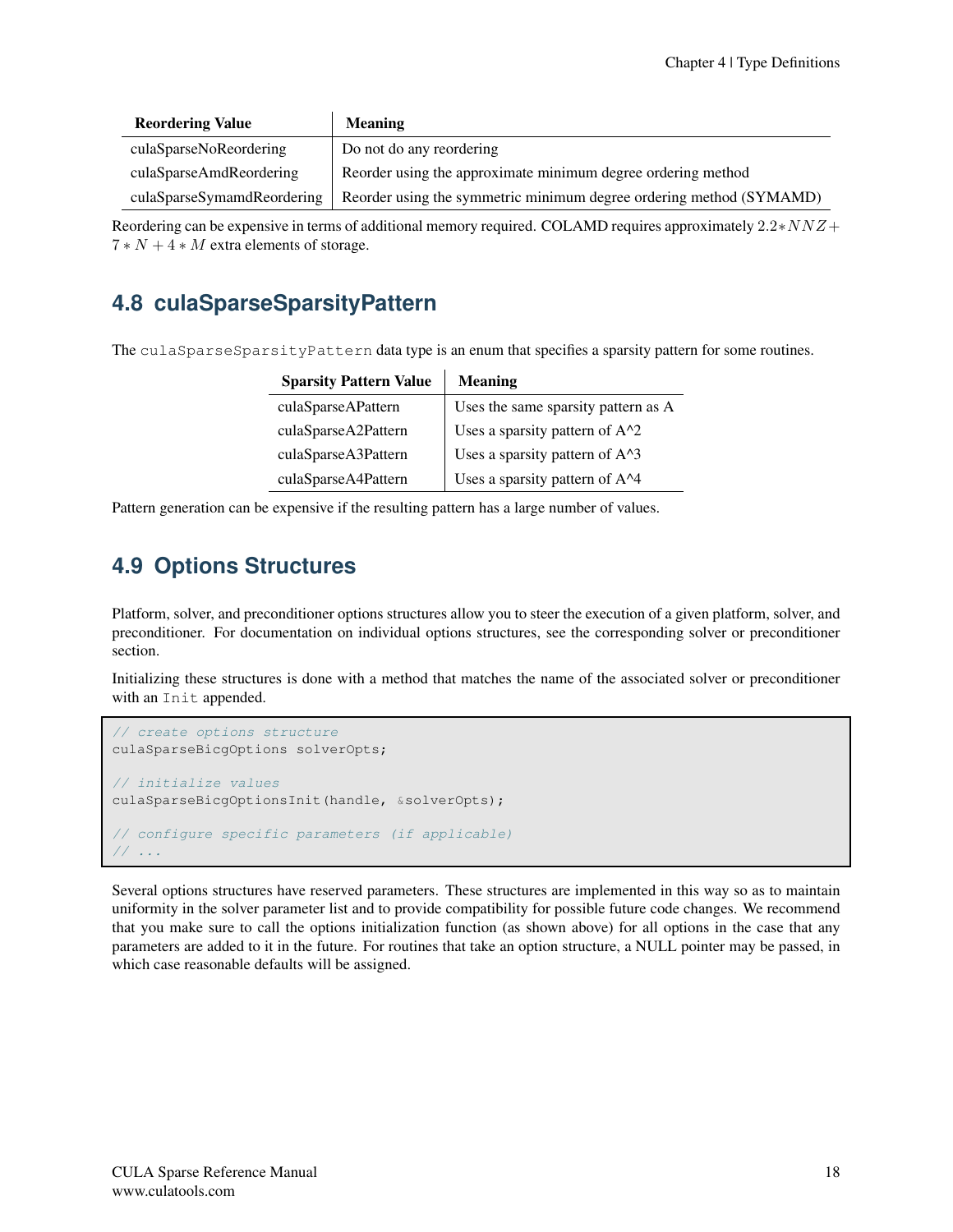| Reordering Value | Meaning |
|---|---|
| culaSparseNoReordering | Do not do any reordering |
| culaSparseAmdReordering | Reorder using the approximate minimum degree ordering method |
| culaSparseSymamdReordering | Reorder using the symmetric minimum degree ordering method (SYMAMD) |

Reordering can be expensive in terms of additional memory required. COLAMD requires approximately $2.2 * NNZ + 7 * N + 4 * M$ extra elements of storage.

## 4.8 culaSparseSparsityPattern

The `culaSparseSparsityPattern` data type is an enum that specifies a sparsity pattern for some routines.

| Sparsity Pattern Value | Meaning |
|---|---|
| culaSparseAPattern | Uses the same sparsity pattern as A |
| culaSparseA2Pattern | Uses a sparsity pattern of A^2 |
| culaSparseA3Pattern | Uses a sparsity pattern of A^3 |
| culaSparseA4Pattern | Uses a sparsity pattern of A^4 |

Pattern generation can be expensive if the resulting pattern has a large number of values.

## 4.9 Options Structures

Platform, solver, and preconditioner options structures allow you to steer the execution of a given platform, solver, and preconditioner. For documentation on individual options structures, see the corresponding solver or preconditioner section.

Initializing these structures is done with a method that matches the name of the associated solver or preconditioner with an `Init` appended.

```
// create options structure
culaSparseBicgOptions solverOpts;

// initialize values
culaSparseBicgOptionsInit(handle, &solverOpts);

// configure specific parameters (if applicable)
// ...
```

Several options structures have reserved parameters. These structures are implemented in this way so as to maintain uniformity in the solver parameter list and to provide compatibility for possible future code changes. We recommend that you make sure to call the options initialization function (as shown above) for all options in the case that any parameters are added to it in the future. For routines that take an option structure, a NULL pointer may be passed, in which case reasonable defaults will be assigned.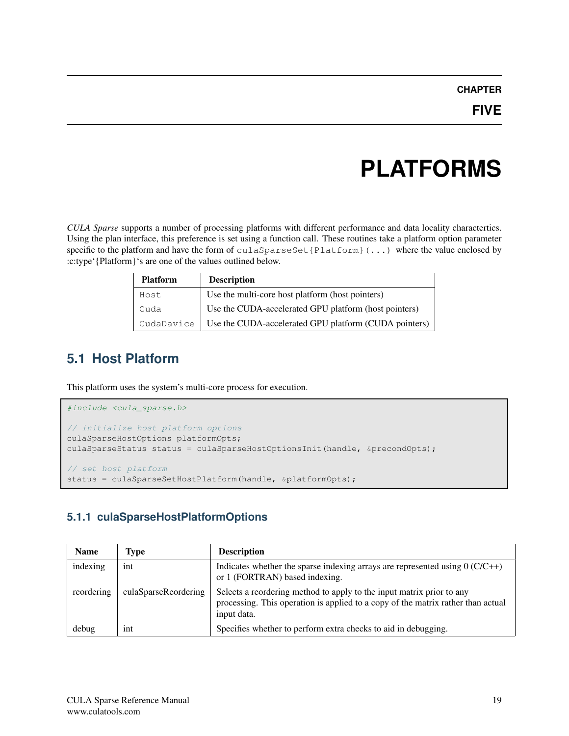# CHAPTER FIVE

# PLATFORMS

*CULA Sparse* supports a number of processing platforms with different performance and data locality charactertics. Using the plan interface, this preference is set using a function call. These routines take a platform option parameter specific to the platform and have the form of `culaSparseSet{Platform}(...)` where the value enclosed by :c:type‘{Platform}‘s are one of the values outlined below.

| Platform | Description |
|---|---|
| `Host` | Use the multi-core host platform (host pointers) |
| `Cuda` | Use the CUDA-accelerated GPU platform (host pointers) |
| `CudaDavice` | Use the CUDA-accelerated GPU platform (CUDA pointers) |

## 5.1 Host Platform

This platform uses the system’s multi-core process for execution.

```
#include <cula_sparse.h>

// initialize host platform options
culaSparseHostOptions platformOpts;
culaSparseStatus status = culaSparseHostOptionsInit(handle, &precondOpts);

// set host platform
status = culaSparseSetHostPlatform(handle, &platformOpts);
```

### 5.1.1 culaSparseHostPlatformOptions

| Name | Type | Description |
|---|---|---|
| indexing | int | Indicates whether the sparse indexing arrays are represented using 0 (C/C++) or 1 (FORTRAN) based indexing. |
| reordering | culaSparseReordering | Selects a reordering method to apply to the input matrix prior to any processing. This operation is applied to a copy of the matrix rather than actual input data. |
| debug | int | Specifies whether to perform extra checks to aid in debugging. |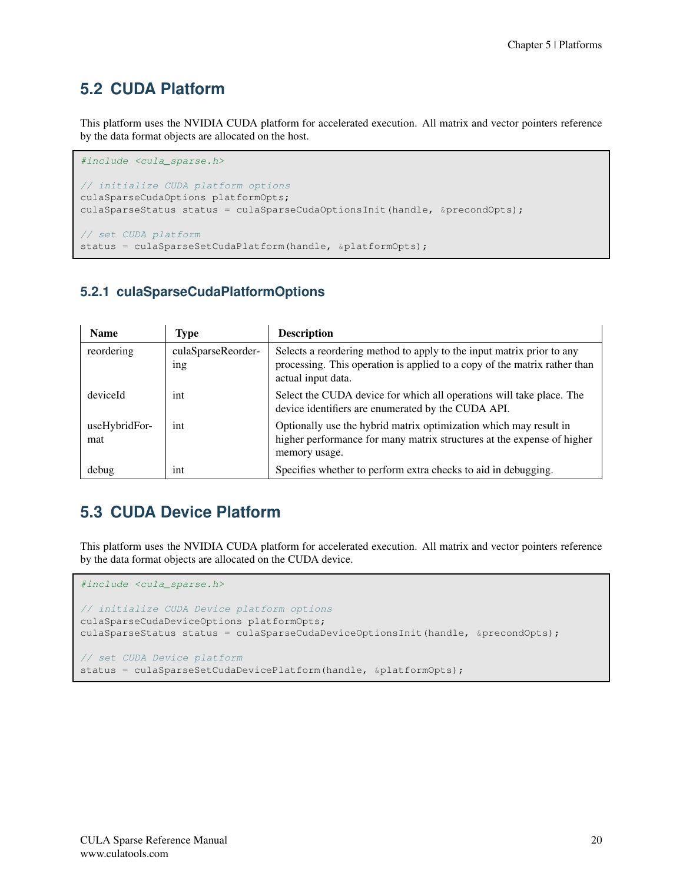## 5.2 CUDA Platform

This platform uses the NVIDIA CUDA platform for accelerated execution. All matrix and vector pointers reference by the data format objects are allocated on the host.

```
#include <cula_sparse.h>

// initialize CUDA platform options
culaSparseCudaOptions platformOpts;
culaSparseStatus status = culaSparseCudaOptionsInit(handle, &precondOpts);

// set CUDA platform
status = culaSparseSetCudaPlatform(handle, &platformOpts);
```

### 5.2.1 culaSparseCudaPlatformOptions

| Name | Type | Description |
|---|---|---|
| reordering | culaSparseReordering | Selects a reordering method to apply to the input matrix prior to any processing. This operation is applied to a copy of the matrix rather than actual input data. |
| deviceId | int | Select the CUDA device for which all operations will take place. The device identifiers are enumerated by the CUDA API. |
| useHybridFormat | int | Optionally use the hybrid matrix optimization which may result in higher performance for many matrix structures at the expense of higher memory usage. |
| debug | int | Specifies whether to perform extra checks to aid in debugging. |

## 5.3 CUDA Device Platform

This platform uses the NVIDIA CUDA platform for accelerated execution. All matrix and vector pointers reference by the data format objects are allocated on the CUDA device.

```
#include <cula_sparse.h>

// initialize CUDA Device platform options
culaSparseCudaDeviceOptions platformOpts;
culaSparseStatus status = culaSparseCudaDeviceOptionsInit(handle, &precondOpts);

// set CUDA Device platform
status = culaSparseSetCudaDevicePlatform(handle, &platformOpts);
```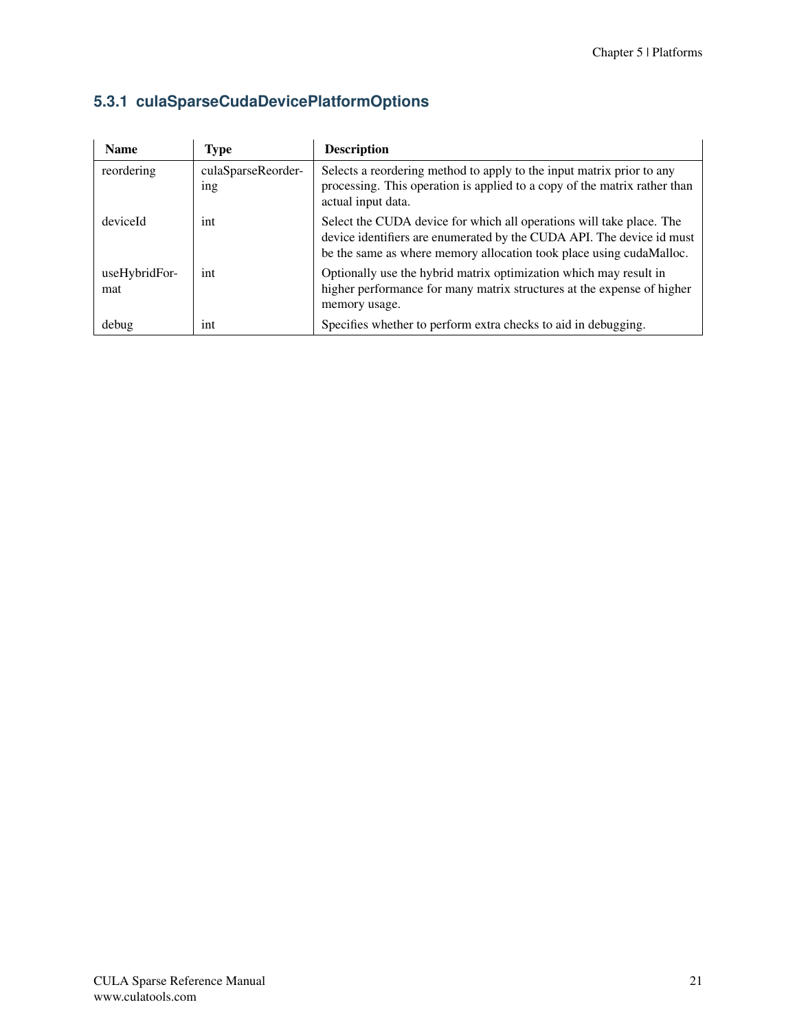### 5.3.1 culaSparseCudaDevicePlatformOptions

| Name | Type | Description |
|---|---|---|
| reordering | culaSparseReordering | Selects a reordering method to apply to the input matrix prior to any processing. This operation is applied to a copy of the matrix rather than actual input data. |
| deviceId | int | Select the CUDA device for which all operations will take place. The device identifiers are enumerated by the CUDA API. The device id must be the same as where memory allocation took place using cudaMalloc. |
| useHybridFormat | int | Optionally use the hybrid matrix optimization which may result in higher performance for many matrix structures at the expense of higher memory usage. |
| debug | int | Specifies whether to perform extra checks to aid in debugging. |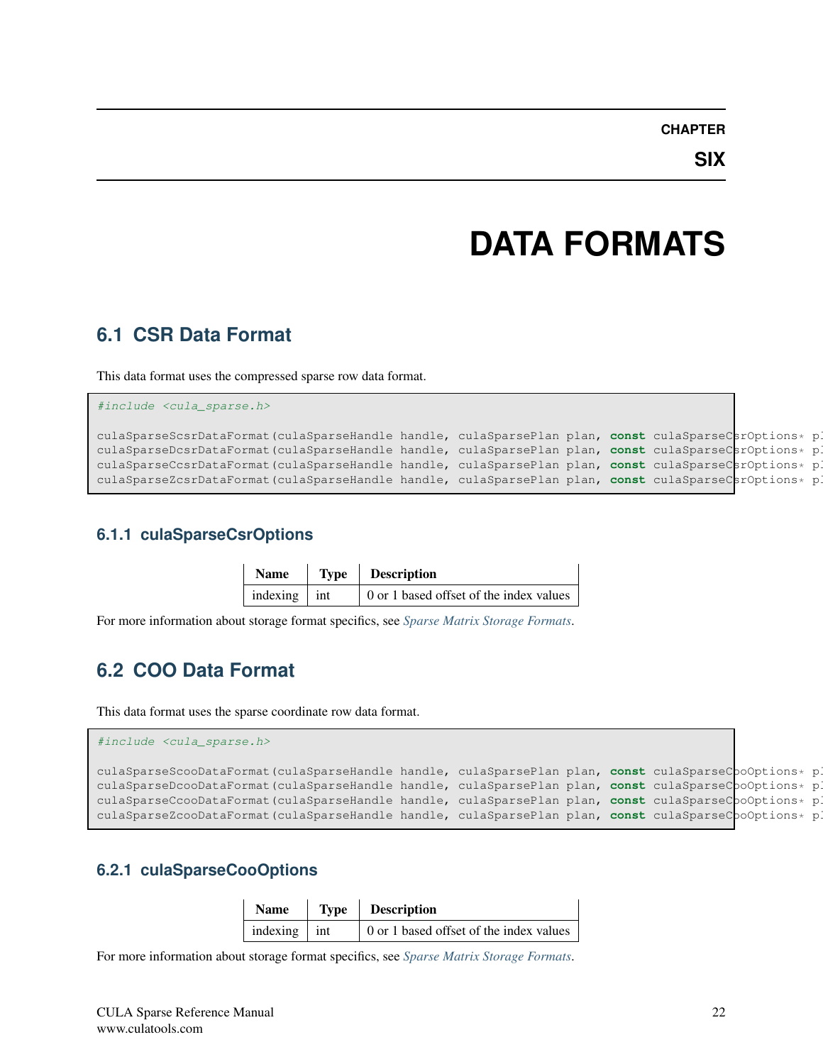# CHAPTER SIX

# DATA FORMATS

## 6.1 CSR Data Format

This data format uses the compressed sparse row data format.

```
#include <cula_sparse.h>

culaSparseScsrDataFormat(culaSparseHandle handle, culaSparsePlan plan, const culaSparseCsrOptions* pl
culaSparseDcsrDataFormat(culaSparseHandle handle, culaSparsePlan plan, const culaSparseCsrOptions* pl
culaSparseCcsrDataFormat(culaSparseHandle handle, culaSparsePlan plan, const culaSparseCsrOptions* pl
culaSparseZcsrDataFormat(culaSparseHandle handle, culaSparsePlan plan, const culaSparseCsrOptions* pl
```

### 6.1.1 culaSparseCsrOptions

| Name | Type | Description |
|---|---|---|
| indexing | int | 0 or 1 based offset of the index values |

For more information about storage format specifics, see *Sparse Matrix Storage Formats*.

## 6.2 COO Data Format

This data format uses the sparse coordinate row data format.

```
#include <cula_sparse.h>

culaSparseScooDataFormat(culaSparseHandle handle, culaSparsePlan plan, const culaSparseCooOptions* pl
culaSparseDcooDataFormat(culaSparseHandle handle, culaSparsePlan plan, const culaSparseCooOptions* pl
culaSparseCcooDataFormat(culaSparseHandle handle, culaSparsePlan plan, const culaSparseCooOptions* pl
culaSparseZcooDataFormat(culaSparseHandle handle, culaSparsePlan plan, const culaSparseCooOptions* pl
```

### 6.2.1 culaSparseCooOptions

| Name | Type | Description |
|---|---|---|
| indexing | int | 0 or 1 based offset of the index values |

For more information about storage format specifics, see *Sparse Matrix Storage Formats*.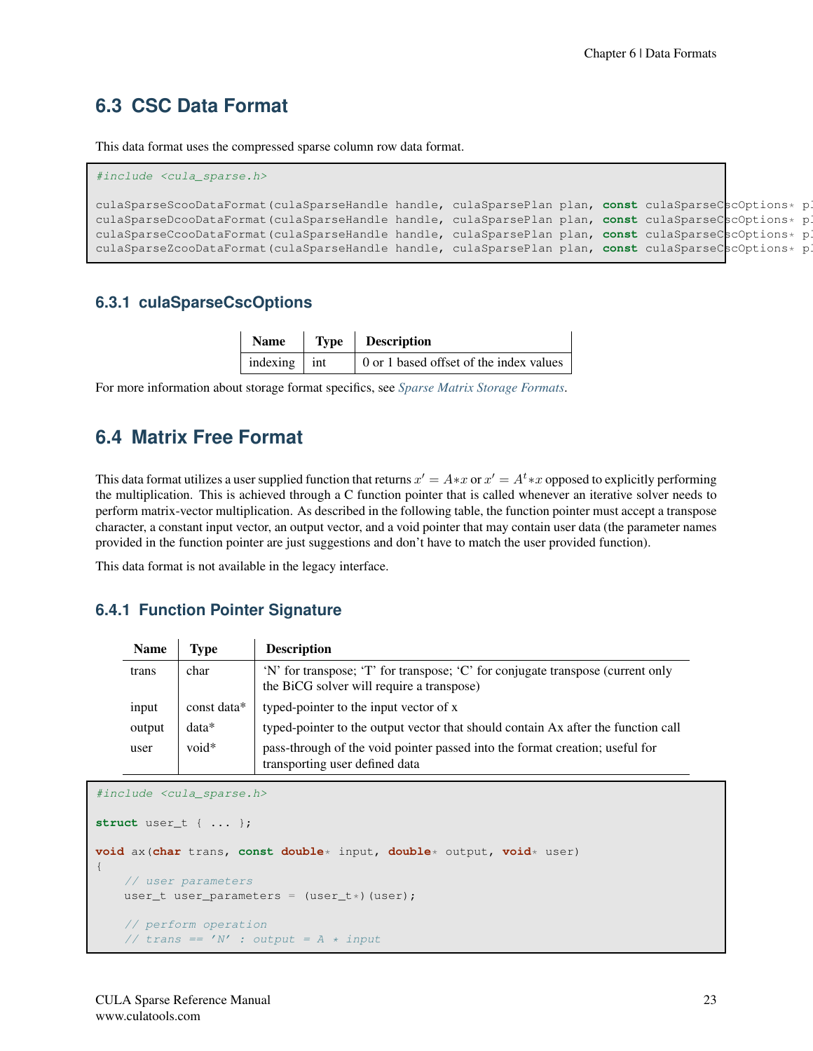## 6.3 CSC Data Format

This data format uses the compressed sparse column row data format.

```
#include <cula_sparse.h>

culaSparseScooDataFormat(culaSparseHandle handle, culaSparsePlan plan, const culaSparseCscOptions* pl
culaSparseDcooDataFormat(culaSparseHandle handle, culaSparsePlan plan, const culaSparseCscOptions* pl
culaSparseCcooDataFormat(culaSparseHandle handle, culaSparsePlan plan, const culaSparseCscOptions* pl
culaSparseZcooDataFormat(culaSparseHandle handle, culaSparsePlan plan, const culaSparseCscOptions* pl
```

### 6.3.1 culaSparseCscOptions

| Name | Type | Description |
|---|---|---|
| indexing | int | 0 or 1 based offset of the index values |

For more information about storage format specifics, see *Sparse Matrix Storage Formats*.

## 6.4 Matrix Free Format

This data format utilizes a user supplied function that returns $x' = A{*}x$ or $x' = A^t{*}x$ opposed to explicitly performing the multiplication. This is achieved through a C function pointer that is called whenever an iterative solver needs to perform matrix-vector multiplication. As described in the following table, the function pointer must accept a transpose character, a constant input vector, an output vector, and a void pointer that may contain user data (the parameter names provided in the function pointer are just suggestions and don't have to match the user provided function).

This data format is not available in the legacy interface.

### 6.4.1 Function Pointer Signature

| Name | Type | Description |
|---|---|---|
| trans | char | 'N' for transpose; 'T' for transpose; 'C' for conjugate transpose (current only the BiCG solver will require a transpose) |
| input | const data* | typed-pointer to the input vector of x |
| output | data* | typed-pointer to the output vector that should contain Ax after the function call |
| user | void* | pass-through of the void pointer passed into the format creation; useful for transporting user defined data |

```
#include <cula_sparse.h>

struct user_t { ... };

void ax(char trans, const double* input, double* output, void* user)
{
    // user parameters
    user_t user_parameters = (user_t*)(user);

    // perform operation
    // trans == 'N' : output = A * input
```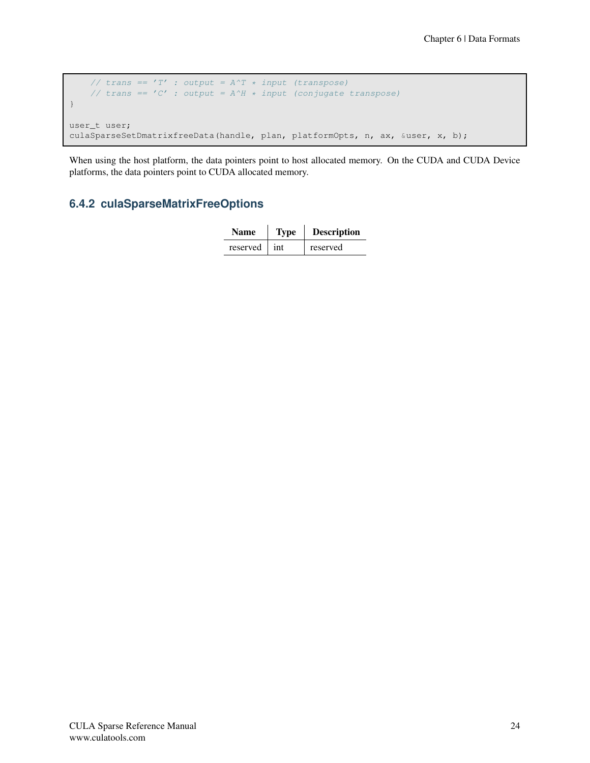```
    // trans == 'T' : output = A^T * input (transpose)
    // trans == 'C' : output = A^H * input (conjugate transpose)
}

user_t user;
culaSparseSetDmatrixfreeData(handle, plan, platformOpts, n, ax, &user, x, b);
```

When using the host platform, the data pointers point to host allocated memory. On the CUDA and CUDA Device platforms, the data pointers point to CUDA allocated memory.

### 6.4.2 culaSparseMatrixFreeOptions

| Name | Type | Description |
|---|---|---|
| reserved | int | reserved |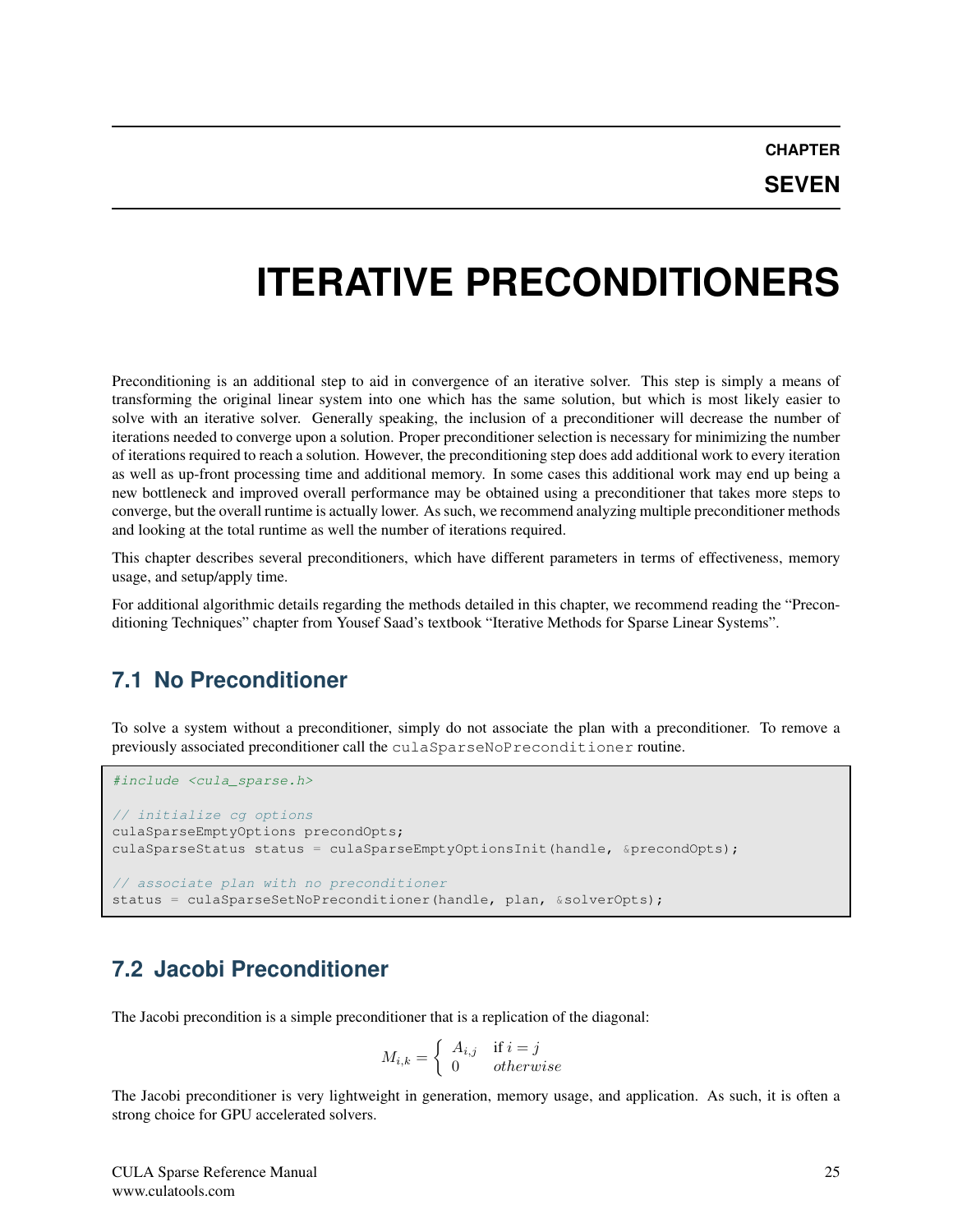# CHAPTER SEVEN

# ITERATIVE PRECONDITIONERS

Preconditioning is an additional step to aid in convergence of an iterative solver. This step is simply a means of transforming the original linear system into one which has the same solution, but which is most likely easier to solve with an iterative solver. Generally speaking, the inclusion of a preconditioner will decrease the number of iterations needed to converge upon a solution. Proper preconditioner selection is necessary for minimizing the number of iterations required to reach a solution. However, the preconditioning step does add additional work to every iteration as well as up-front processing time and additional memory. In some cases this additional work may end up being a new bottleneck and improved overall performance may be obtained using a preconditioner that takes more steps to converge, but the overall runtime is actually lower. As such, we recommend analyzing multiple preconditioner methods and looking at the total runtime as well the number of iterations required.

This chapter describes several preconditioners, which have different parameters in terms of effectiveness, memory usage, and setup/apply time.

For additional algorithmic details regarding the methods detailed in this chapter, we recommend reading the "Preconditioning Techniques" chapter from Yousef Saad's textbook "Iterative Methods for Sparse Linear Systems".

## 7.1 No Preconditioner

To solve a system without a preconditioner, simply do not associate the plan with a preconditioner. To remove a previously associated preconditioner call the `culaSparseNoPreconditioner` routine.

```
#include <cula_sparse.h>

// initialize cg options
culaSparseEmptyOptions precondOpts;
culaSparseStatus status = culaSparseEmptyOptionsInit(handle, &precondOpts);

// associate plan with no preconditioner
status = culaSparseSetNoPreconditioner(handle, plan, &solverOpts);
```

## 7.2 Jacobi Preconditioner

The Jacobi precondition is a simple preconditioner that is a replication of the diagonal:

$$M_{i,k} = \begin{cases} A_{i,j} & \text{if } i = j \\ 0 & otherwise \end{cases}$$

The Jacobi preconditioner is very lightweight in generation, memory usage, and application. As such, it is often a strong choice for GPU accelerated solvers.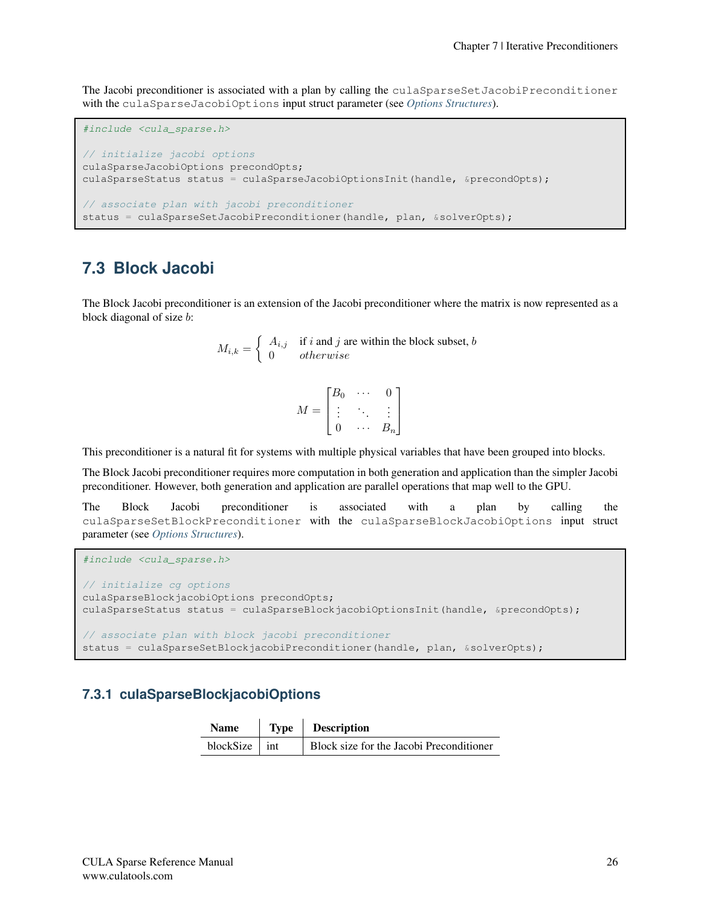The Jacobi preconditioner is associated with a plan by calling the `culaSparseSetJacobiPreconditioner` with the `culaSparseJacobiOptions` input struct parameter (see *Options Structures*).

```
#include <cula_sparse.h>

// initialize jacobi options
culaSparseJacobiOptions precondOpts;
culaSparseStatus status = culaSparseJacobiOptionsInit(handle, &precondOpts);

// associate plan with jacobi preconditioner
status = culaSparseSetJacobiPreconditioner(handle, plan, &solverOpts);
```

## 7.3 Block Jacobi

The Block Jacobi preconditioner is an extension of the Jacobi preconditioner where the matrix is now represented as a block diagonal of size $b$:

$$M_{i,k} = \begin{cases} A_{i,j} & \text{if } i \text{ and } j \text{ are within the block subset, } b \\ 0 & otherwise \end{cases}$$

$$M = \begin{bmatrix} B_0 & \cdots & 0 \\ \vdots & \ddots & \vdots \\ 0 & \cdots & B_n \end{bmatrix}$$

This preconditioner is a natural fit for systems with multiple physical variables that have been grouped into blocks.

The Block Jacobi preconditioner requires more computation in both generation and application than the simpler Jacobi preconditioner. However, both generation and application are parallel operations that map well to the GPU.

The Block Jacobi preconditioner is associated with a plan by calling the `culaSparseSetBlockPreconditioner` with the `culaSparseBlockJacobiOptions` input struct parameter (see *Options Structures*).

```
#include <cula_sparse.h>

// initialize cg options
culaSparseBlockjacobiOptions precondOpts;
culaSparseStatus status = culaSparseBlockjacobiOptionsInit(handle, &precondOpts);

// associate plan with block jacobi preconditioner
status = culaSparseSetBlockjacobiPreconditioner(handle, plan, &solverOpts);
```

### 7.3.1 culaSparseBlockjacobiOptions

| Name | Type | Description |
|---|---|---|
| blockSize | int | Block size for the Jacobi Preconditioner |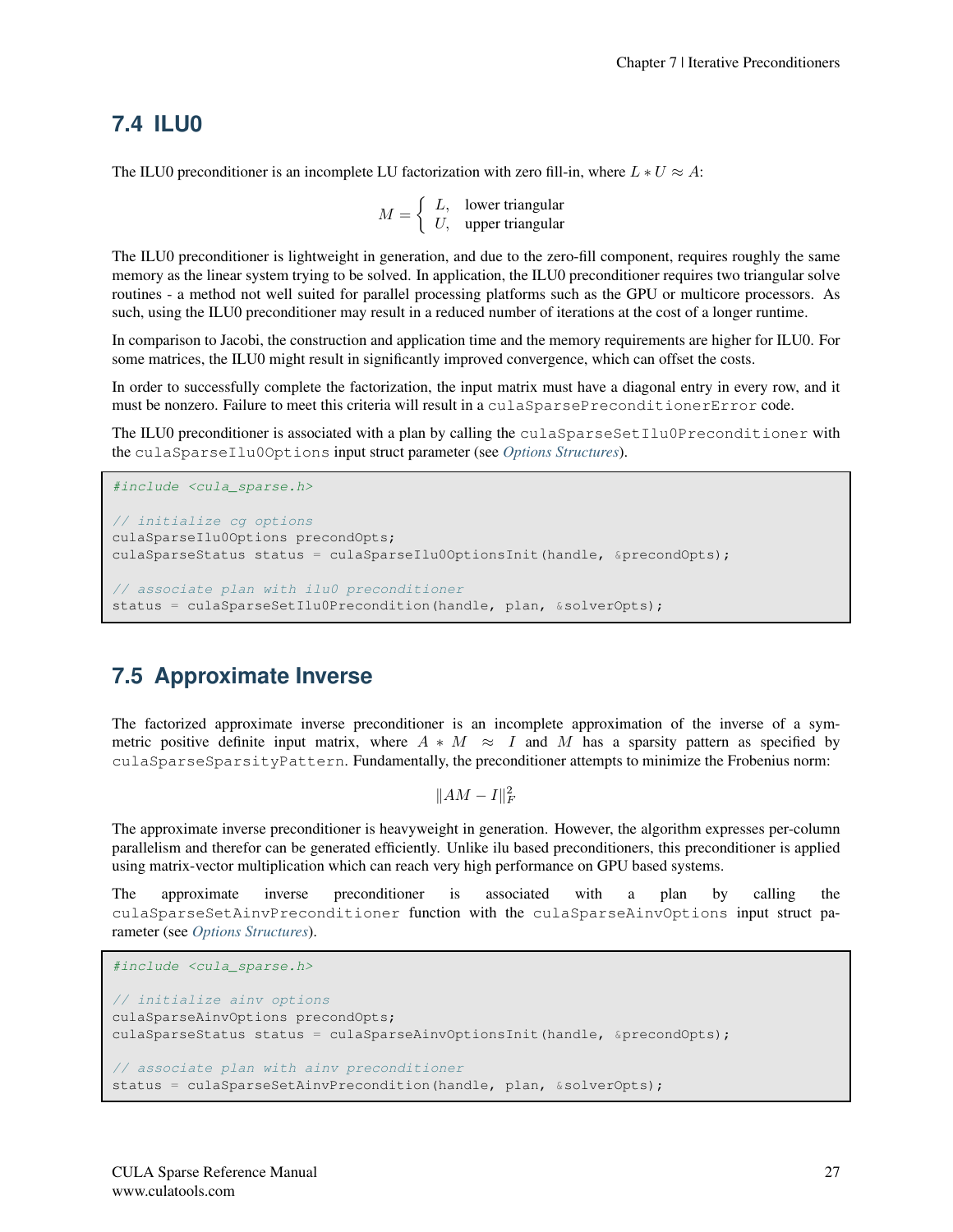## 7.4 ILU0

The ILU0 preconditioner is an incomplete LU factorization with zero fill-in, where $L * U \approx A$:

$$M = \begin{cases} L, & \text{lower triangular} \\ U, & \text{upper triangular} \end{cases}$$

The ILU0 preconditioner is lightweight in generation, and due to the zero-fill component, requires roughly the same memory as the linear system trying to be solved. In application, the ILU0 preconditioner requires two triangular solve routines - a method not well suited for parallel processing platforms such as the GPU or multicore processors. As such, using the ILU0 preconditioner may result in a reduced number of iterations at the cost of a longer runtime.

In comparison to Jacobi, the construction and application time and the memory requirements are higher for ILU0. For some matrices, the ILU0 might result in significantly improved convergence, which can offset the costs.

In order to successfully complete the factorization, the input matrix must have a diagonal entry in every row, and it must be nonzero. Failure to meet this criteria will result in a `culaSparsePreconditionerError` code.

The ILU0 preconditioner is associated with a plan by calling the `culaSparseSetIlu0Preconditioner` with the `culaSparseIlu0Options` input struct parameter (see *Options Structures*).

```
#include <cula_sparse.h>

// initialize cg options
culaSparseIlu0Options precondOpts;
culaSparseStatus status = culaSparseIlu0OptionsInit(handle, &precondOpts);

// associate plan with ilu0 preconditioner
status = culaSparseSetIlu0Precondition(handle, plan, &solverOpts);
```

## 7.5 Approximate Inverse

The factorized approximate inverse preconditioner is an incomplete approximation of the inverse of a symmetric positive definite input matrix, where $A * M \approx I$ and $M$ has a sparsity pattern as specified by `culaSparseSparsityPattern`. Fundamentally, the preconditioner attempts to minimize the Frobenius norm:

$$\|AM - I\|_F^2$$

The approximate inverse preconditioner is heavyweight in generation. However, the algorithm expresses per-column parallelism and therefor can be generated efficiently. Unlike ilu based preconditioners, this preconditioner is applied using matrix-vector multiplication which can reach very high performance on GPU based systems.

The approximate inverse preconditioner is associated with a plan by calling the `culaSparseSetAinvPreconditioner` function with the `culaSparseAinvOptions` input struct parameter (see *Options Structures*).

```
#include <cula_sparse.h>

// initialize ainv options
culaSparseAinvOptions precondOpts;
culaSparseStatus status = culaSparseAinvOptionsInit(handle, &precondOpts);

// associate plan with ainv preconditioner
status = culaSparseSetAinvPrecondition(handle, plan, &solverOpts);
```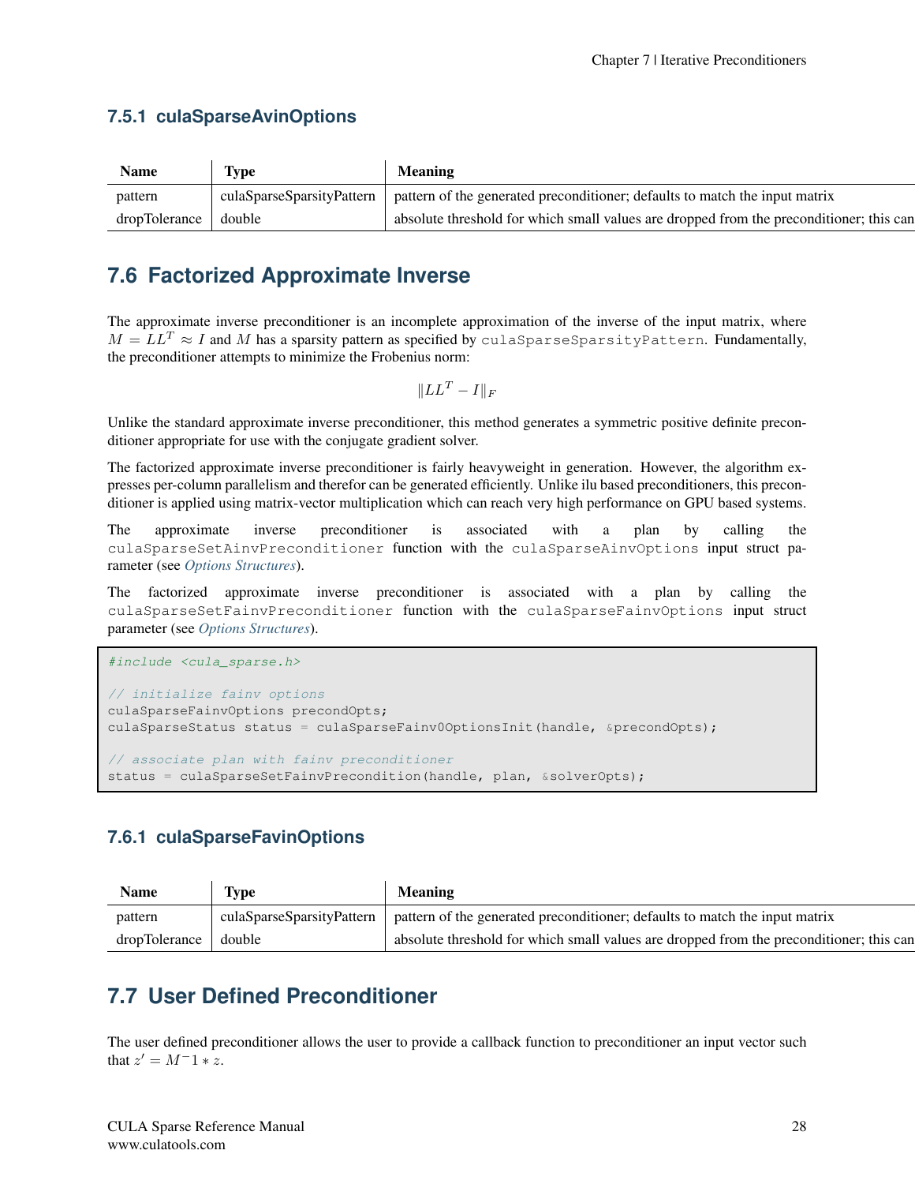### 7.5.1 culaSparseAvinOptions

| Name | Type | Meaning |
|---|---|---|
| pattern | culaSparseSparsityPattern | pattern of the generated preconditioner; defaults to match the input matrix |
| dropTolerance | double | absolute threshold for which small values are dropped from the preconditioner; this can |

## 7.6 Factorized Approximate Inverse

The approximate inverse preconditioner is an incomplete approximation of the inverse of the input matrix, where $M = LL^T \approx I$ and $M$ has a sparsity pattern as specified by `culaSparseSparsityPattern`. Fundamentally, the preconditioner attempts to minimize the Frobenius norm:

$$\|LL^T - I\|_F$$

Unlike the standard approximate inverse preconditioner, this method generates a symmetric positive definite preconditioner appropriate for use with the conjugate gradient solver.

The factorized approximate inverse preconditioner is fairly heavyweight in generation. However, the algorithm expresses per-column parallelism and therefor can be generated efficiently. Unlike ilu based preconditioners, this preconditioner is applied using matrix-vector multiplication which can reach very high performance on GPU based systems.

The approximate inverse preconditioner is associated with a plan by calling the `culaSparseSetAinvPreconditioner` function with the `culaSparseAinvOptions` input struct parameter (see *Options Structures*).

The factorized approximate inverse preconditioner is associated with a plan by calling the `culaSparseSetFainvPreconditioner` function with the `culaSparseFainvOptions` input struct parameter (see *Options Structures*).

```
#include <cula_sparse.h>

// initialize fainv options
culaSparseFainvOptions precondOpts;
culaSparseStatus status = culaSparseFainv0OptionsInit(handle, &precondOpts);

// associate plan with fainv preconditioner
status = culaSparseSetFainvPrecondition(handle, plan, &solverOpts);
```

### 7.6.1 culaSparseFavinOptions

| Name | Type | Meaning |
|---|---|---|
| pattern | culaSparseSparsityPattern | pattern of the generated preconditioner; defaults to match the input matrix |
| dropTolerance | double | absolute threshold for which small values are dropped from the preconditioner; this can |

## 7.7 User Defined Preconditioner

The user defined preconditioner allows the user to provide a callback function to preconditioner an input vector such that $z' = M^-1 * z$.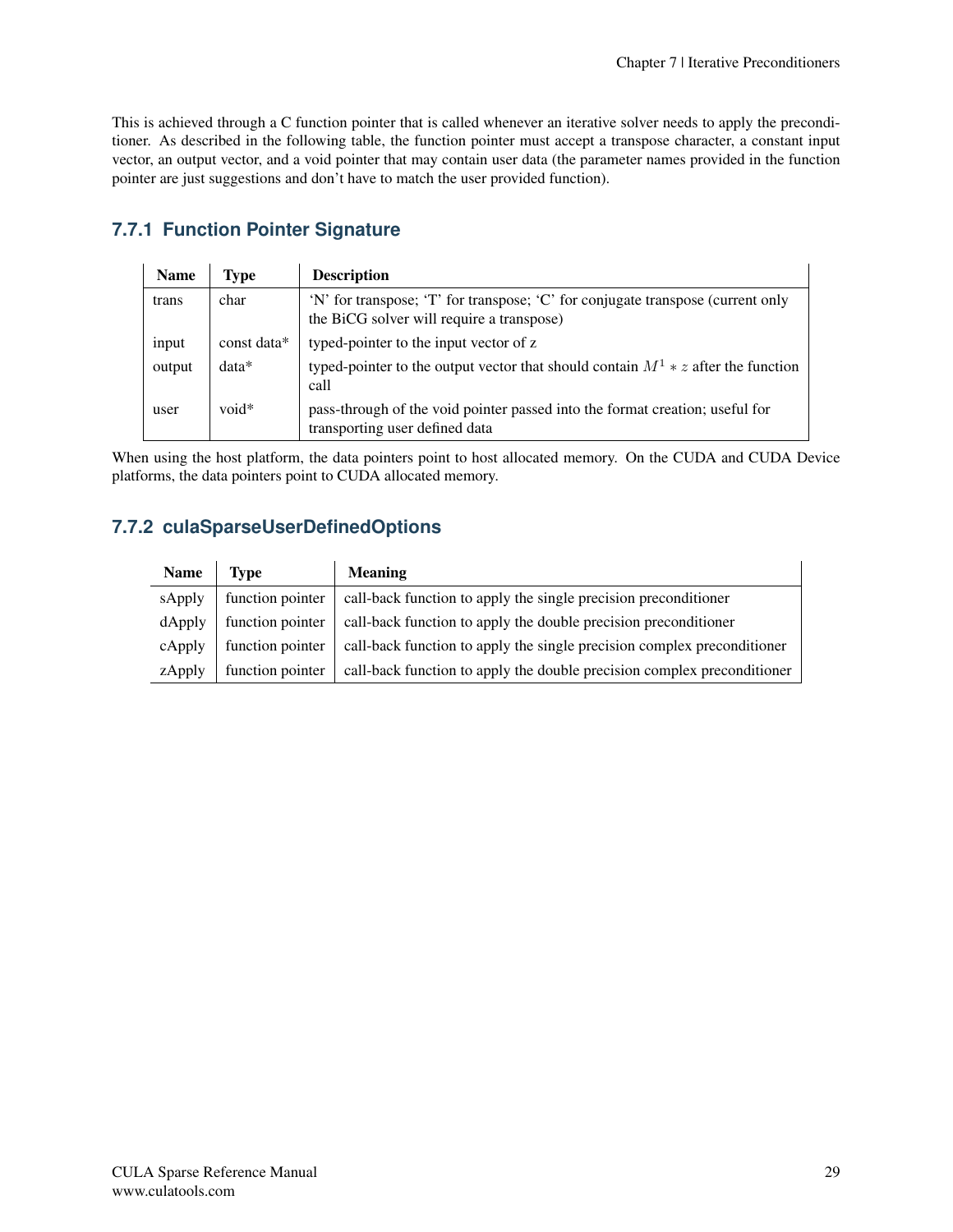This is achieved through a C function pointer that is called whenever an iterative solver needs to apply the preconditioner. As described in the following table, the function pointer must accept a transpose character, a constant input vector, an output vector, and a void pointer that may contain user data (the parameter names provided in the function pointer are just suggestions and don't have to match the user provided function).

### 7.7.1 Function Pointer Signature

| Name | Type | Description |
|---|---|---|
| trans | char | 'N' for transpose; 'T' for transpose; 'C' for conjugate transpose (current only the BiCG solver will require a transpose) |
| input | const data* | typed-pointer to the input vector of z |
| output | data* | typed-pointer to the output vector that should contain $M^1 * z$ after the function call |
| user | void* | pass-through of the void pointer passed into the format creation; useful for transporting user defined data |

When using the host platform, the data pointers point to host allocated memory. On the CUDA and CUDA Device platforms, the data pointers point to CUDA allocated memory.

### 7.7.2 culaSparseUserDefinedOptions

| Name | Type | Meaning |
|---|---|---|
| sApply | function pointer | call-back function to apply the single precision preconditioner |
| dApply | function pointer | call-back function to apply the double precision preconditioner |
| cApply | function pointer | call-back function to apply the single precision complex preconditioner |
| zApply | function pointer | call-back function to apply the double precision complex preconditioner |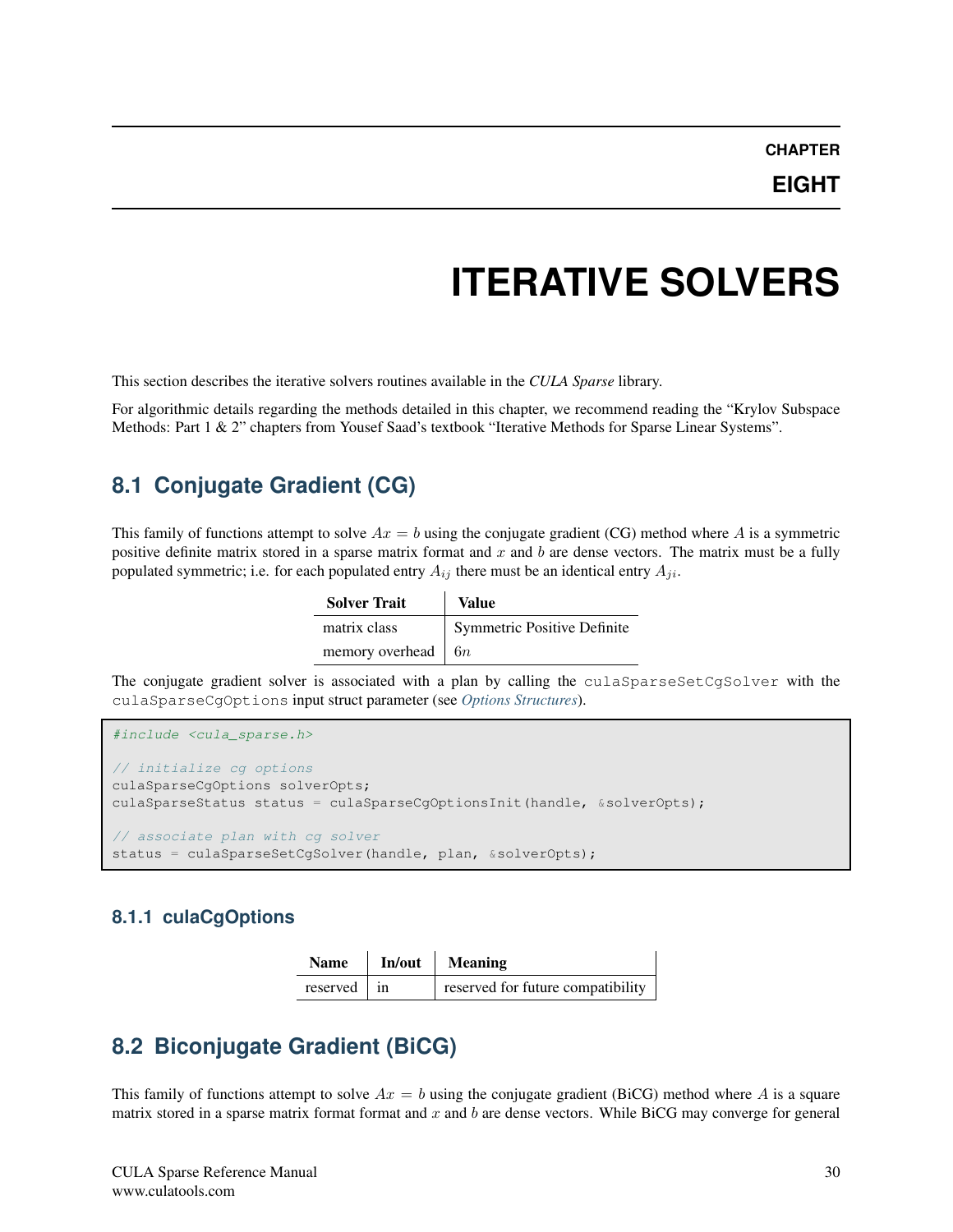# CHAPTER EIGHT

# ITERATIVE SOLVERS

This section describes the iterative solvers routines available in the *CULA Sparse* library.

For algorithmic details regarding the methods detailed in this chapter, we recommend reading the "Krylov Subspace Methods: Part 1 & 2" chapters from Yousef Saad's textbook "Iterative Methods for Sparse Linear Systems".

## 8.1 Conjugate Gradient (CG)

This family of functions attempt to solve $Ax = b$ using the conjugate gradient (CG) method where $A$ is a symmetric positive definite matrix stored in a sparse matrix format and $x$ and $b$ are dense vectors. The matrix must be a fully populated symmetric; i.e. for each populated entry $A_{ij}$ there must be an identical entry $A_{ji}$.

| Solver Trait | Value |
|---|---|
| matrix class | Symmetric Positive Definite |
| memory overhead | $6n$ |

The conjugate gradient solver is associated with a plan by calling the `culaSparseSetCgSolver` with the `culaSparseCgOptions` input struct parameter (see *Options Structures*).

```
#include <cula_sparse.h>

// initialize cg options
culaSparseCgOptions solverOpts;
culaSparseStatus status = culaSparseCgOptionsInit(handle, &solverOpts);

// associate plan with cg solver
status = culaSparseSetCgSolver(handle, plan, &solverOpts);
```

### 8.1.1 culaCgOptions

| Name | In/out | Meaning |
|---|---|---|
| reserved | in | reserved for future compatibility |

## 8.2 Biconjugate Gradient (BiCG)

This family of functions attempt to solve $Ax = b$ using the conjugate gradient (BiCG) method where $A$ is a square matrix stored in a sparse matrix format format and $x$ and $b$ are dense vectors. While BiCG may converge for general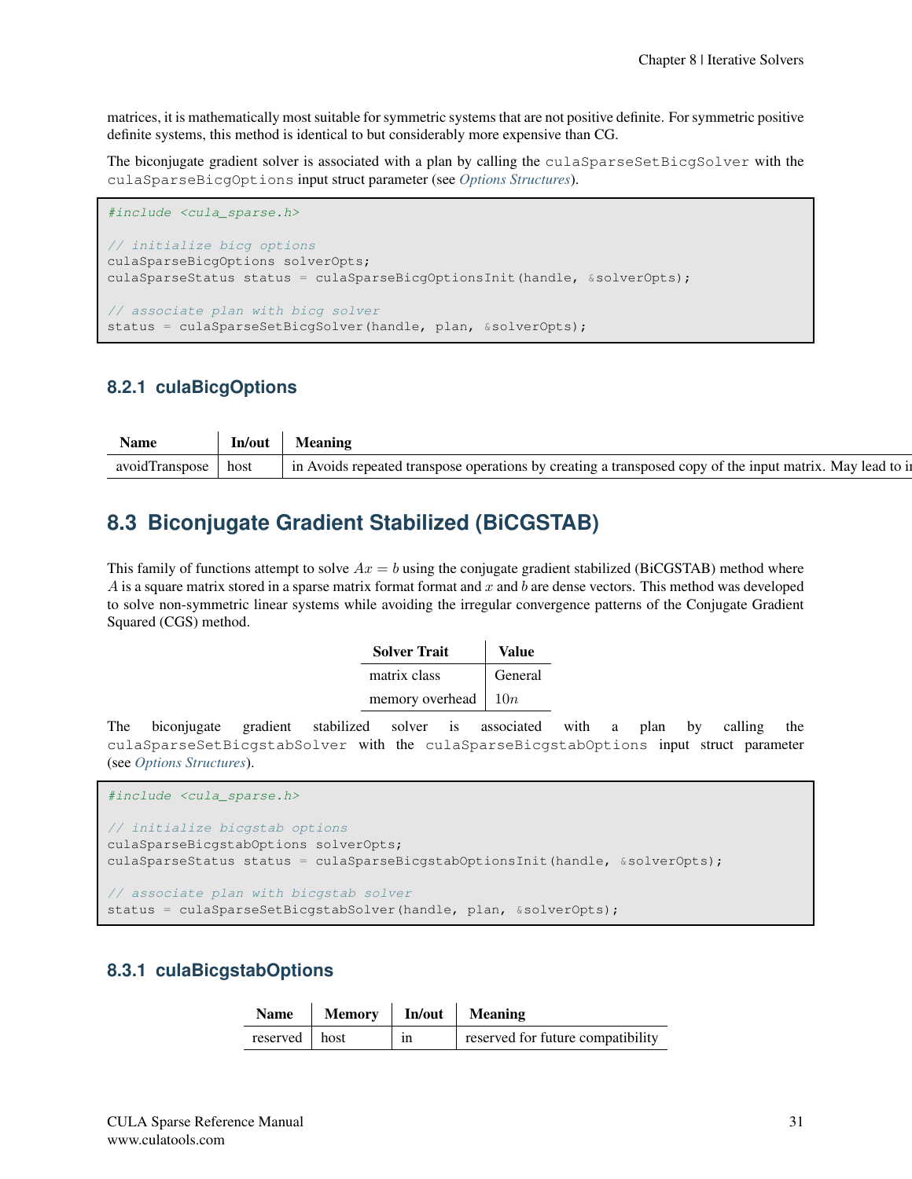matrices, it is mathematically most suitable for symmetric systems that are not positive definite. For symmetric positive definite systems, this method is identical to but considerably more expensive than CG.

The biconjugate gradient solver is associated with a plan by calling the `culaSparseSetBicgSolver` with the `culaSparseBicgOptions` input struct parameter (see *Options Structures*).

```
#include <cula_sparse.h>

// initialize bicg options
culaSparseBicgOptions solverOpts;
culaSparseStatus status = culaSparseBicgOptionsInit(handle, &solverOpts);

// associate plan with bicg solver
status = culaSparseSetBicgSolver(handle, plan, &solverOpts);
```

### 8.2.1 culaBicgOptions

| Name | In/out | Meaning |
|---|---|---|
| avoidTranspose | host | in Avoids repeated transpose operations by creating a transposed copy of the input matrix. May lead to i |

## 8.3 Biconjugate Gradient Stabilized (BiCGSTAB)

This family of functions attempt to solve $Ax = b$ using the conjugate gradient stabilized (BiCGSTAB) method where $A$ is a square matrix stored in a sparse matrix format format and $x$ and $b$ are dense vectors. This method was developed to solve non-symmetric linear systems while avoiding the irregular convergence patterns of the Conjugate Gradient Squared (CGS) method.

| Solver Trait | Value |
|---|---|
| matrix class | General |
| memory overhead | $10n$ |

The biconjugate gradient stabilized solver is associated with a plan by calling the `culaSparseSetBicgstabSolver` with the `culaSparseBicgstabOptions` input struct parameter (see *Options Structures*).

```
#include <cula_sparse.h>

// initialize bicgstab options
culaSparseBicgstabOptions solverOpts;
culaSparseStatus status = culaSparseBicgstabOptionsInit(handle, &solverOpts);

// associate plan with bicgstab solver
status = culaSparseSetBicgstabSolver(handle, plan, &solverOpts);
```

### 8.3.1 culaBicgstabOptions

| Name | Memory | In/out | Meaning |
|---|---|---|---|
| reserved | host | in | reserved for future compatibility |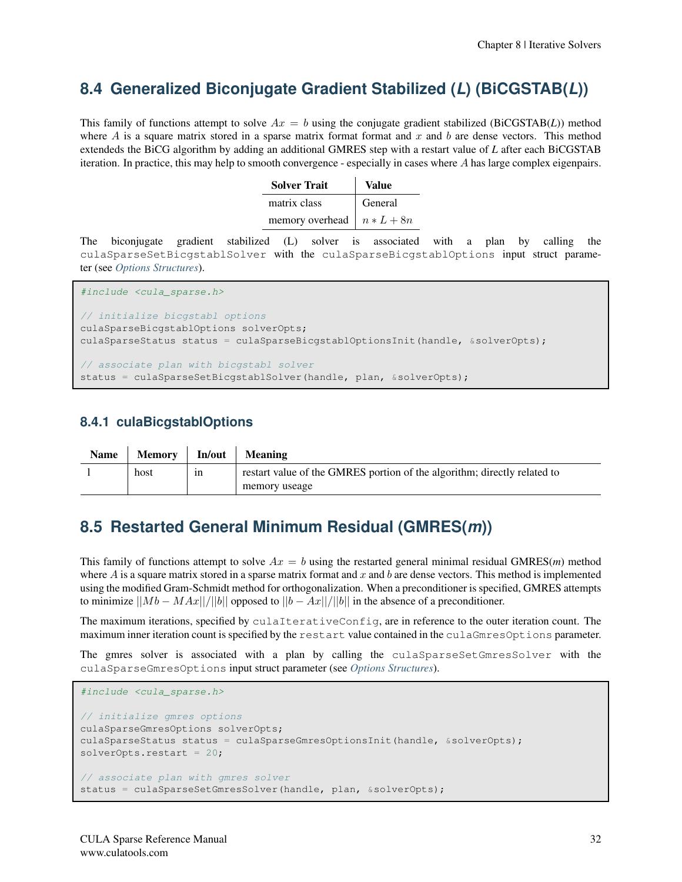## 8.4 Generalized Biconjugate Gradient Stabilized (*L*) (BiCGSTAB(*L*))

This family of functions attempt to solve $Ax = b$ using the conjugate gradient stabilized (BiCGSTAB(*L*)) method where $A$ is a square matrix stored in a sparse matrix format format and $x$ and $b$ are dense vectors. This method extendeds the BiCG algorithm by adding an additional GMRES step with a restart value of *L* after each BiCGSTAB iteration. In practice, this may help to smooth convergence - especially in cases where $A$ has large complex eigenpairs.

| Solver Trait | Value |
|---|---|
| matrix class | General |
| memory overhead | $n * L + 8n$ |

The biconjugate gradient stabilized (L) solver is associated with a plan by calling the `culaSparseSetBicgstablSolver` with the `culaSparseBicgstablOptions` input struct parameter (see *Options Structures*).

```
#include <cula_sparse.h>

// initialize bicgstabl options
culaSparseBicgstablOptions solverOpts;
culaSparseStatus status = culaSparseBicgstablOptionsInit(handle, &solverOpts);

// associate plan with bicgstabl solver
status = culaSparseSetBicgstablSolver(handle, plan, &solverOpts);
```

### 8.4.1 culaBicgstablOptions

| Name | Memory | In/out | Meaning |
|---|---|---|---|
| l | host | in | restart value of the GMRES portion of the algorithm; directly related to memory useage |

## 8.5 Restarted General Minimum Residual (GMRES(*m*))

This family of functions attempt to solve $Ax = b$ using the restarted general minimal residual GMRES(*m*) method where $A$ is a square matrix stored in a sparse matrix format and $x$ and $b$ are dense vectors. This method is implemented using the modified Gram-Schmidt method for orthogonalization. When a preconditioner is specified, GMRES attempts to minimize $||Mb - MAx||/||b||$ opposed to $||b - Ax||/||b||$ in the absence of a preconditioner.

The maximum iterations, specified by `culaIterativeConfig`, are in reference to the outer iteration count. The maximum inner iteration count is specified by the `restart` value contained in the `culaGmresOptions` parameter.

The gmres solver is associated with a plan by calling the `culaSparseSetGmresSolver` with the `culaSparseGmresOptions` input struct parameter (see *Options Structures*).

```
#include <cula_sparse.h>

// initialize gmres options
culaSparseGmresOptions solverOpts;
culaSparseStatus status = culaSparseGmresOptionsInit(handle, &solverOpts);
solverOpts.restart = 20;

// associate plan with gmres solver
status = culaSparseSetGmresSolver(handle, plan, &solverOpts);
```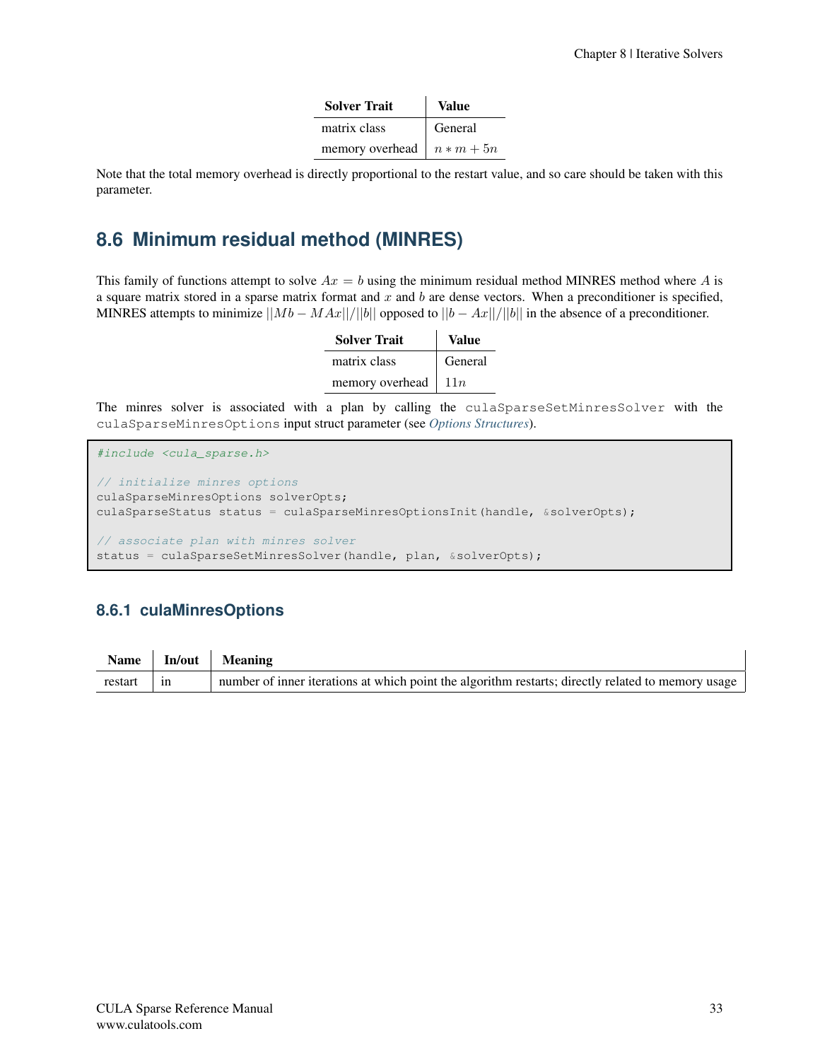| Solver Trait | Value |
| --- | --- |
| matrix class | General |
| memory overhead | $n * m + 5n$ |

Note that the total memory overhead is directly proportional to the restart value, and so care should be taken with this parameter.

## 8.6 Minimum residual method (MINRES)

This family of functions attempt to solve $Ax = b$ using the minimum residual method MINRES method where $A$ is a square matrix stored in a sparse matrix format and $x$ and $b$ are dense vectors. When a preconditioner is specified, MINRES attempts to minimize $||Mb - MAx||/||b||$ opposed to $||b - Ax||/||b||$ in the absence of a preconditioner.

| Solver Trait | Value |
| --- | --- |
| matrix class | General |
| memory overhead | $11n$ |

The minres solver is associated with a plan by calling the `culaSparseSetMinresSolver` with the `culaSparseMinresOptions` input struct parameter (see *Options Structures*).

```
#include <cula_sparse.h>

// initialize minres options
culaSparseMinresOptions solverOpts;
culaSparseStatus status = culaSparseMinresOptionsInit(handle, &solverOpts);

// associate plan with minres solver
status = culaSparseSetMinresSolver(handle, plan, &solverOpts);
```

### 8.6.1 culaMinresOptions

| Name | In/out | Meaning |
| --- | --- | --- |
| restart | in | number of inner iterations at which point the algorithm restarts; directly related to memory usage |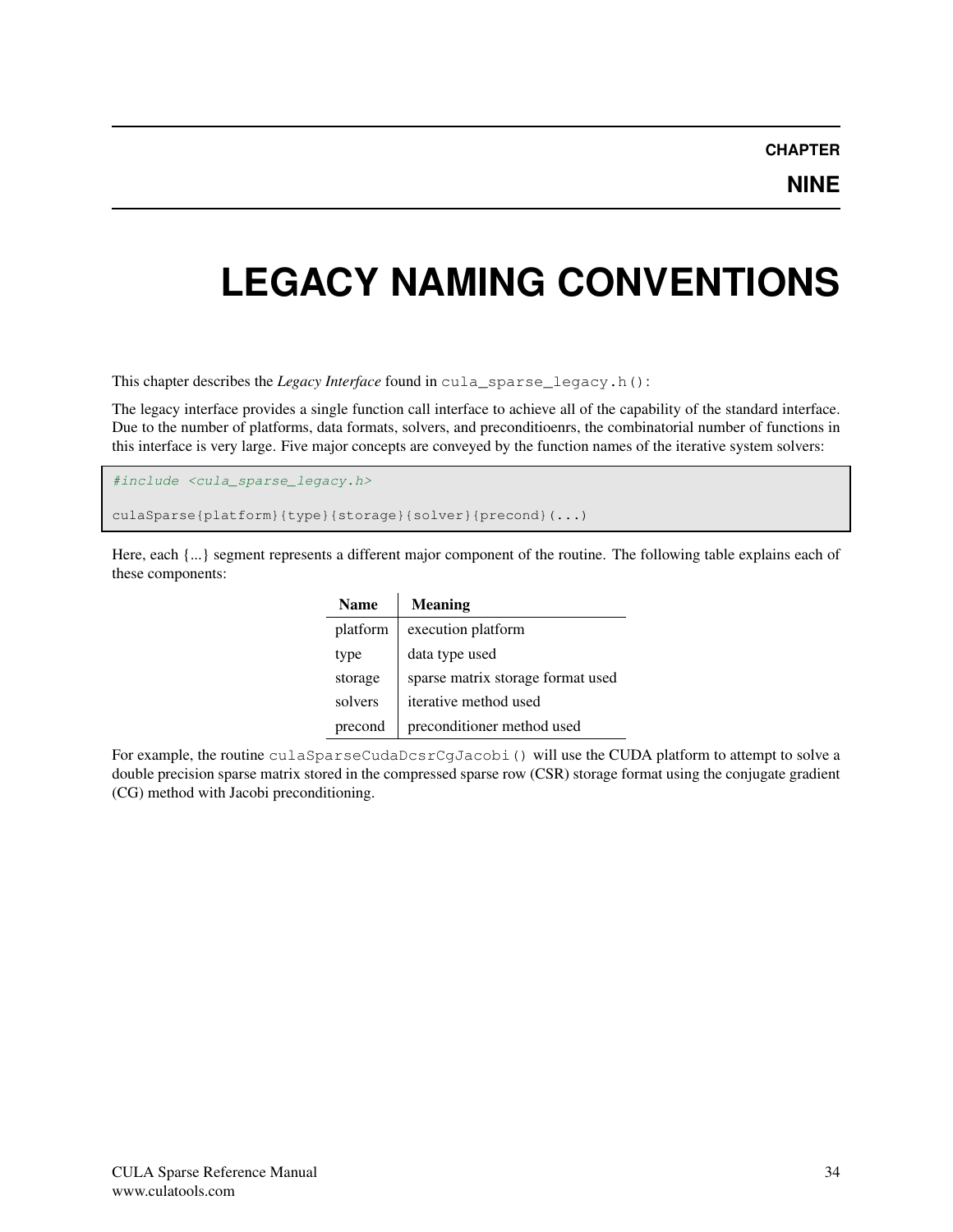# CHAPTER NINE

# LEGACY NAMING CONVENTIONS

This chapter describes the *Legacy Interface* found in `cula_sparse_legacy.h()`:

The legacy interface provides a single function call interface to achieve all of the capability of the standard interface. Due to the number of platforms, data formats, solvers, and preconditioenrs, the combinatorial number of functions in this interface is very large. Five major concepts are conveyed by the function names of the iterative system solvers:

```
#include <cula_sparse_legacy.h>

culaSparse{platform}{type}{storage}{solver}{precond}(...)
```

Here, each {...} segment represents a different major component of the routine. The following table explains each of these components:

| Name | Meaning |
|---|---|
| platform | execution platform |
| type | data type used |
| storage | sparse matrix storage format used |
| solvers | iterative method used |
| precond | preconditioner method used |

For example, the routine `culaSparseCudaDcsrCgJacobi()` will use the CUDA platform to attempt to solve a double precision sparse matrix stored in the compressed sparse row (CSR) storage format using the conjugate gradient (CG) method with Jacobi preconditioning.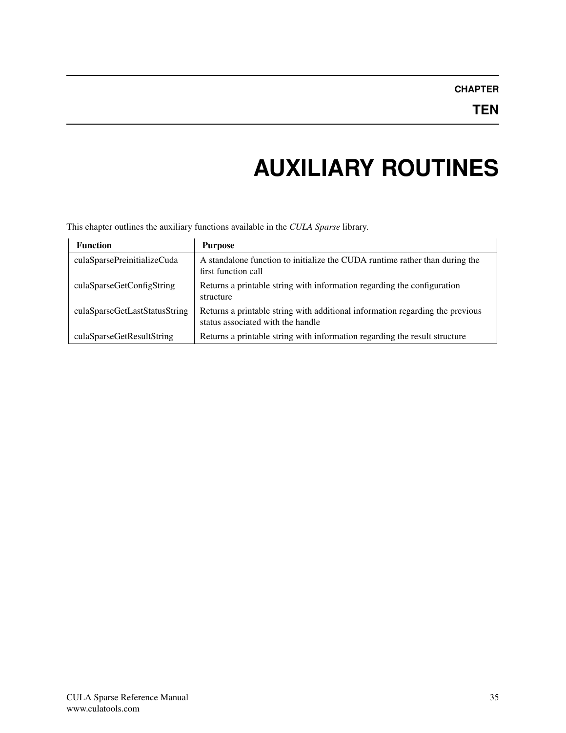# CHAPTER TEN

# AUXILIARY ROUTINES

This chapter outlines the auxiliary functions available in the *CULA Sparse* library.

| Function | Purpose |
| --- | --- |
| culaSparsePreinitializeCuda | A standalone function to initialize the CUDA runtime rather than during the first function call |
| culaSparseGetConfigString | Returns a printable string with information regarding the configuration structure |
| culaSparseGetLastStatusString | Returns a printable string with additional information regarding the previous status associated with the handle |
| culaSparseGetResultString | Returns a printable string with information regarding the result structure |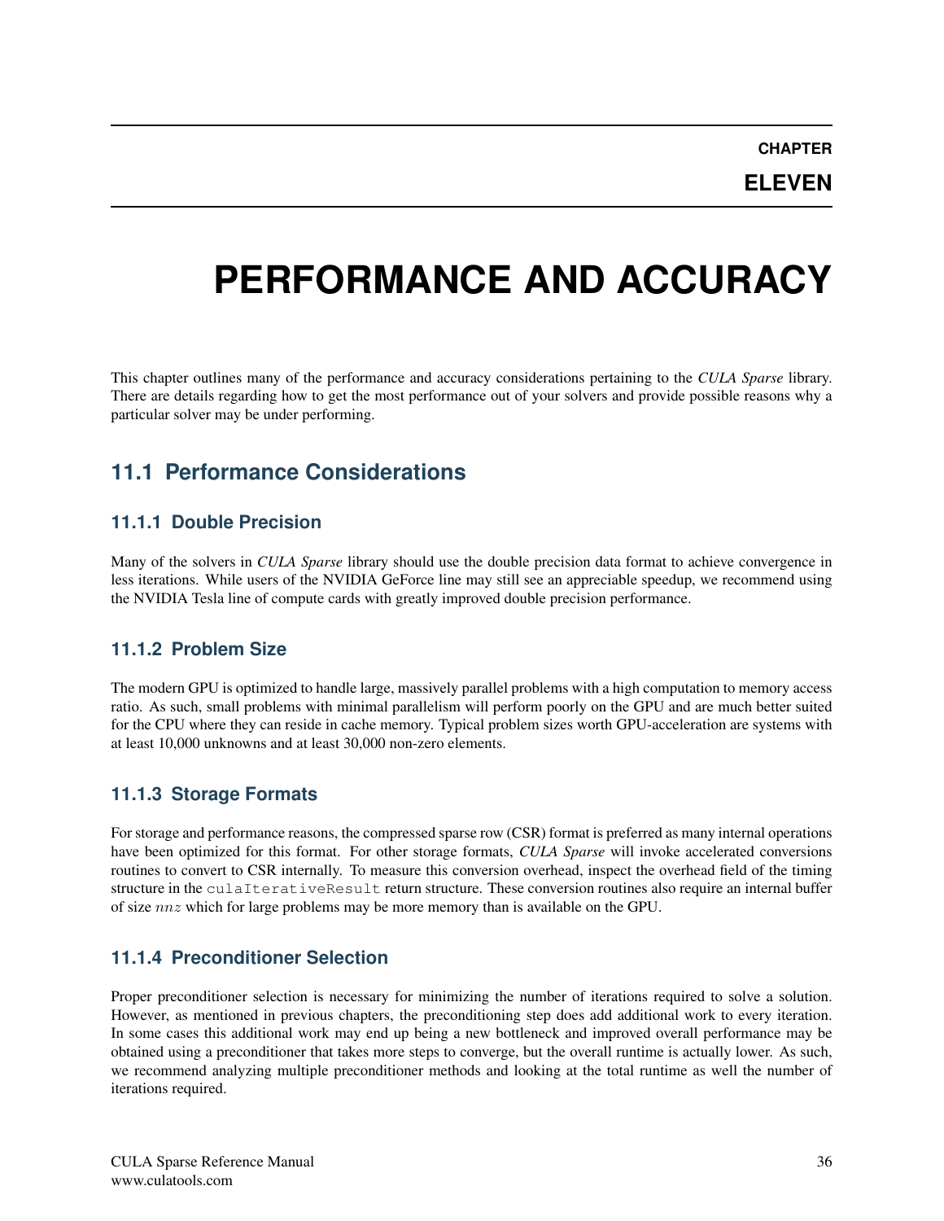# CHAPTER ELEVEN

# PERFORMANCE AND ACCURACY

This chapter outlines many of the performance and accuracy considerations pertaining to the *CULA Sparse* library. There are details regarding how to get the most performance out of your solvers and provide possible reasons why a particular solver may be under performing.

## 11.1 Performance Considerations

### 11.1.1 Double Precision

Many of the solvers in *CULA Sparse* library should use the double precision data format to achieve convergence in less iterations. While users of the NVIDIA GeForce line may still see an appreciable speedup, we recommend using the NVIDIA Tesla line of compute cards with greatly improved double precision performance.

### 11.1.2 Problem Size

The modern GPU is optimized to handle large, massively parallel problems with a high computation to memory access ratio. As such, small problems with minimal parallelism will perform poorly on the GPU and are much better suited for the CPU where they can reside in cache memory. Typical problem sizes worth GPU-acceleration are systems with at least 10,000 unknowns and at least 30,000 non-zero elements.

### 11.1.3 Storage Formats

For storage and performance reasons, the compressed sparse row (CSR) format is preferred as many internal operations have been optimized for this format. For other storage formats, *CULA Sparse* will invoke accelerated conversions routines to convert to CSR internally. To measure this conversion overhead, inspect the overhead field of the timing structure in the `culaIterativeResult` return structure. These conversion routines also require an internal buffer of size $nnz$ which for large problems may be more memory than is available on the GPU.

### 11.1.4 Preconditioner Selection

Proper preconditioner selection is necessary for minimizing the number of iterations required to solve a solution. However, as mentioned in previous chapters, the preconditioning step does add additional work to every iteration. In some cases this additional work may end up being a new bottleneck and improved overall performance may be obtained using a preconditioner that takes more steps to converge, but the overall runtime is actually lower. As such, we recommend analyzing multiple preconditioner methods and looking at the total runtime as well the number of iterations required.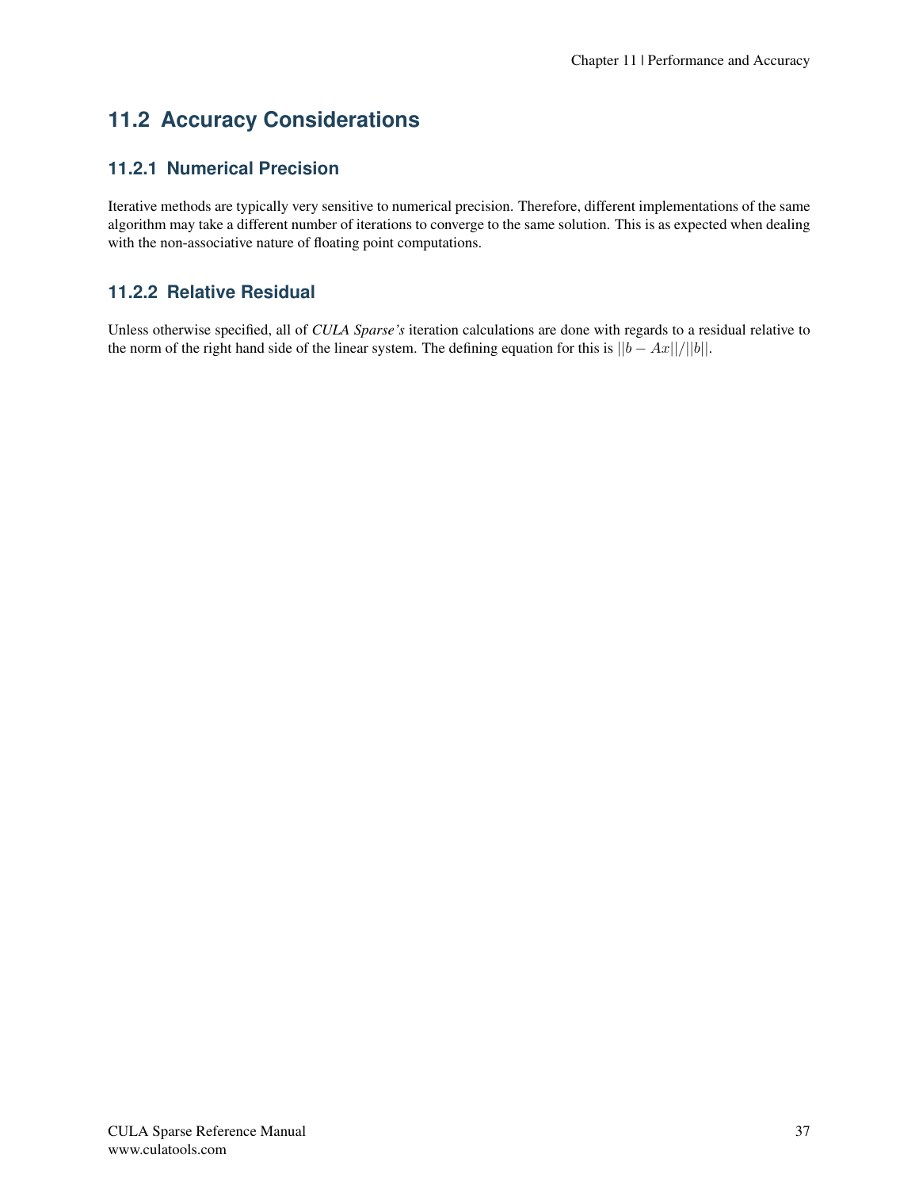## 11.2 Accuracy Considerations

### 11.2.1 Numerical Precision

Iterative methods are typically very sensitive to numerical precision. Therefore, different implementations of the same algorithm may take a different number of iterations to converge to the same solution. This is as expected when dealing with the non-associative nature of floating point computations.

### 11.2.2 Relative Residual

Unless otherwise specified, all of *CULA Sparse's* iteration calculations are done with regards to a residual relative to the norm of the right hand side of the linear system. The defining equation for this is $||b - Ax||/||b||$.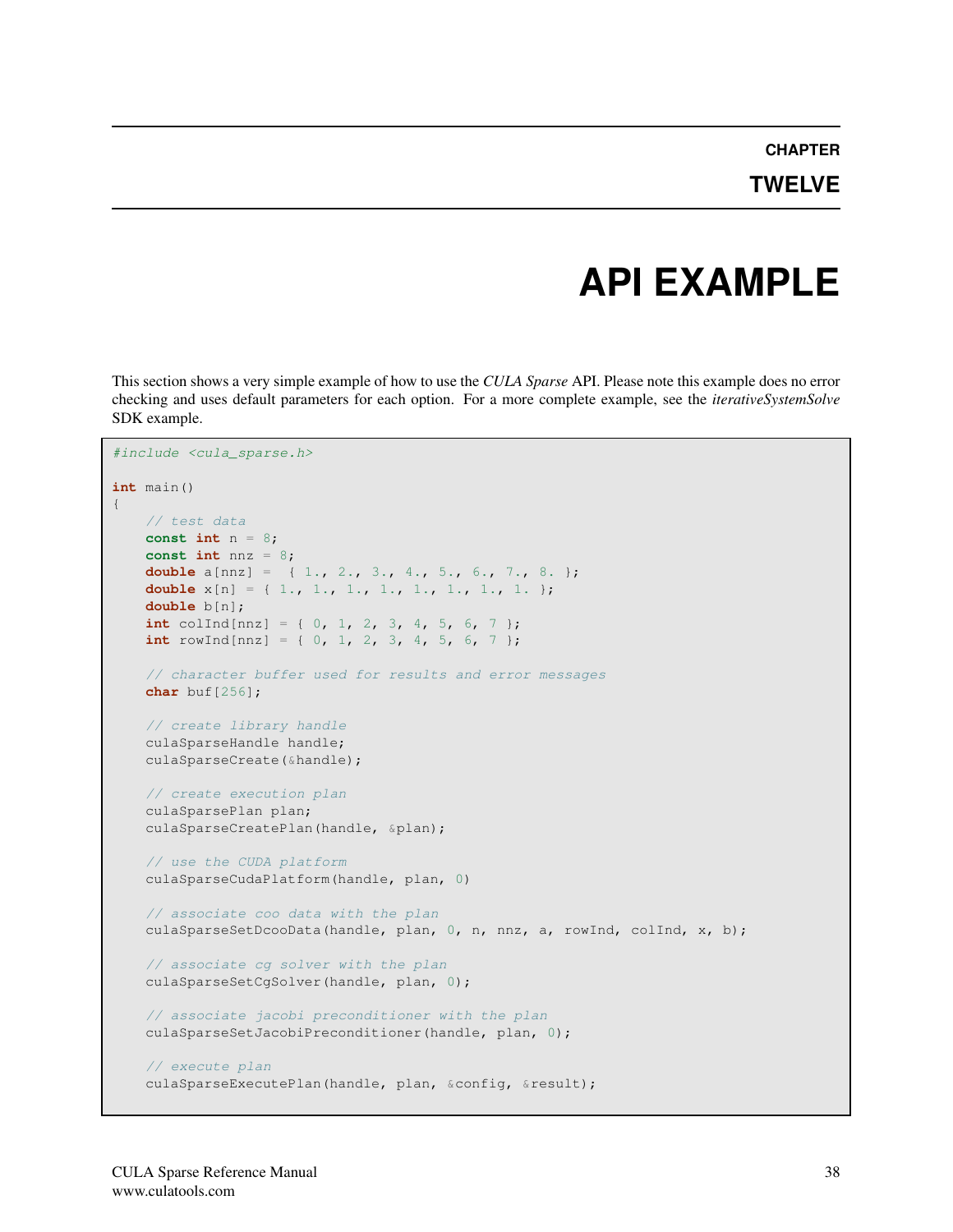# CHAPTER TWELVE

# API EXAMPLE

This section shows a very simple example of how to use the *CULA Sparse* API. Please note this example does no error checking and uses default parameters for each option. For a more complete example, see the *iterativeSystemSolve* SDK example.

```
#include <cula_sparse.h>

int main()
{
    // test data
    const int n = 8;
    const int nnz = 8;
    double a[nnz] =  { 1., 2., 3., 4., 5., 6., 7., 8. };
    double x[n] = { 1., 1., 1., 1., 1., 1., 1., 1. };
    double b[n];
    int colInd[nnz] = { 0, 1, 2, 3, 4, 5, 6, 7 };
    int rowInd[nnz] = { 0, 1, 2, 3, 4, 5, 6, 7 };

    // character buffer used for results and error messages
    char buf[256];

    // create library handle
    culaSparseHandle handle;
    culaSparseCreate(&handle);

    // create execution plan
    culaSparsePlan plan;
    culaSparseCreatePlan(handle, &plan);

    // use the CUDA platform
    culaSparseCudaPlatform(handle, plan, 0)

    // associate coo data with the plan
    culaSparseSetDcooData(handle, plan, 0, n, nnz, a, rowInd, colInd, x, b);

    // associate cg solver with the plan
    culaSparseSetCgSolver(handle, plan, 0);

    // associate jacobi preconditioner with the plan
    culaSparseSetJacobiPreconditioner(handle, plan, 0);

    // execute plan
    culaSparseExecutePlan(handle, plan, &config, &result);
```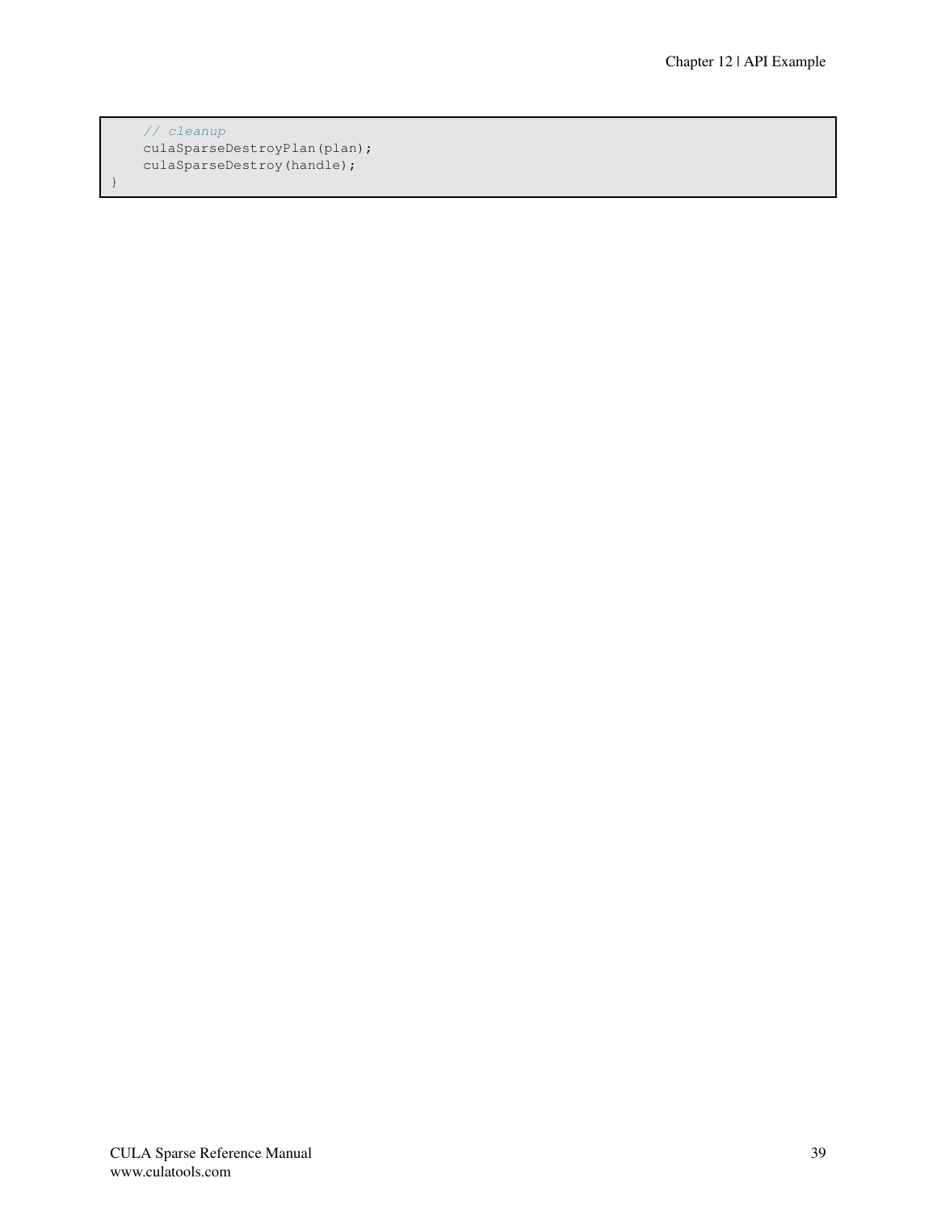```
    // cleanup
    culaSparseDestroyPlan(plan);
    culaSparseDestroy(handle);
}
```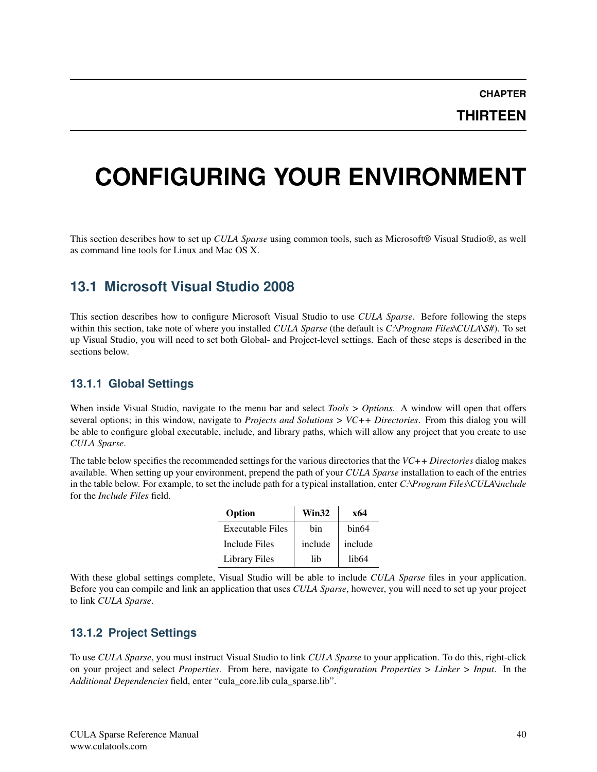# CHAPTER THIRTEEN

# CONFIGURING YOUR ENVIRONMENT

This section describes how to set up *CULA Sparse* using common tools, such as Microsoft® Visual Studio®, as well as command line tools for Linux and Mac OS X.

## 13.1 Microsoft Visual Studio 2008

This section describes how to configure Microsoft Visual Studio to use *CULA Sparse*. Before following the steps within this section, take note of where you installed *CULA Sparse* (the default is *C:\Program Files\CULA\S#*). To set up Visual Studio, you will need to set both Global- and Project-level settings. Each of these steps is described in the sections below.

### 13.1.1 Global Settings

When inside Visual Studio, navigate to the menu bar and select *Tools > Options*. A window will open that offers several options; in this window, navigate to *Projects and Solutions > VC++ Directories*. From this dialog you will be able to configure global executable, include, and library paths, which will allow any project that you create to use *CULA Sparse*.

The table below specifies the recommended settings for the various directories that the *VC++ Directories* dialog makes available. When setting up your environment, prepend the path of your *CULA Sparse* installation to each of the entries in the table below. For example, to set the include path for a typical installation, enter *C:\Program Files\CULA\include* for the *Include Files* field.

| Option | Win32 | x64 |
|---|---|---|
| Executable Files | bin | bin64 |
| Include Files | include | include |
| Library Files | lib | lib64 |

With these global settings complete, Visual Studio will be able to include *CULA Sparse* files in your application. Before you can compile and link an application that uses *CULA Sparse*, however, you will need to set up your project to link *CULA Sparse*.

### 13.1.2 Project Settings

To use *CULA Sparse*, you must instruct Visual Studio to link *CULA Sparse* to your application. To do this, right-click on your project and select *Properties*. From here, navigate to *Configuration Properties > Linker > Input*. In the *Additional Dependencies* field, enter "cula_core.lib cula_sparse.lib".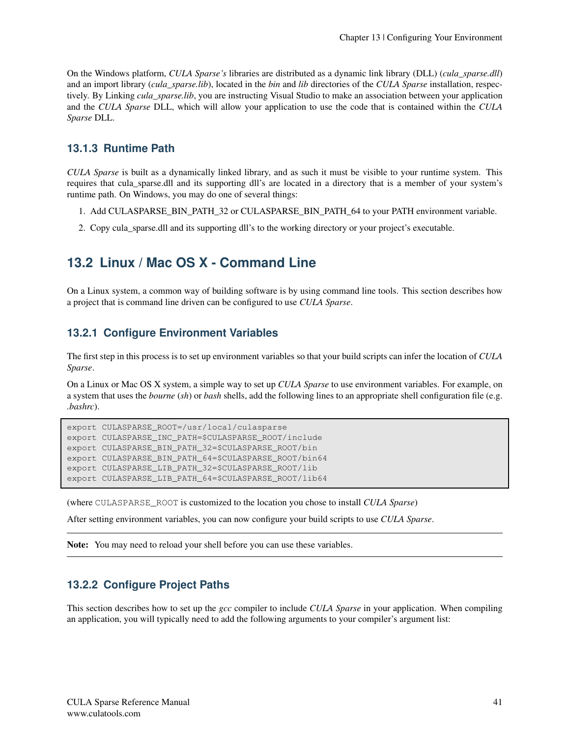On the Windows platform, *CULA Sparse's* libraries are distributed as a dynamic link library (DLL) (*cula_sparse.dll*) and an import library (*cula_sparse.lib*), located in the *bin* and *lib* directories of the *CULA Sparse* installation, respectively. By Linking *cula_sparse.lib*, you are instructing Visual Studio to make an association between your application and the *CULA Sparse* DLL, which will allow your application to use the code that is contained within the *CULA Sparse* DLL.

### 13.1.3 Runtime Path

*CULA Sparse* is built as a dynamically linked library, and as such it must be visible to your runtime system. This requires that cula_sparse.dll and its supporting dll's are located in a directory that is a member of your system's runtime path. On Windows, you may do one of several things:

1. Add CULASPARSE_BIN_PATH_32 or CULASPARSE_BIN_PATH_64 to your PATH environment variable.
2. Copy cula_sparse.dll and its supporting dll's to the working directory or your project's executable.

## 13.2 Linux / Mac OS X - Command Line

On a Linux system, a common way of building software is by using command line tools. This section describes how a project that is command line driven can be configured to use *CULA Sparse*.

### 13.2.1 Configure Environment Variables

The first step in this process is to set up environment variables so that your build scripts can infer the location of *CULA Sparse*.

On a Linux or Mac OS X system, a simple way to set up *CULA Sparse* to use environment variables. For example, on a system that uses the *bourne* (*sh*) or *bash* shells, add the following lines to an appropriate shell configuration file (e.g. *.bashrc*).

```
export CULASPARSE_ROOT=/usr/local/culasparse
export CULASPARSE_INC_PATH=$CULASPARSE_ROOT/include
export CULASPARSE_BIN_PATH_32=$CULASPARSE_ROOT/bin
export CULASPARSE_BIN_PATH_64=$CULASPARSE_ROOT/bin64
export CULASPARSE_LIB_PATH_32=$CULASPARSE_ROOT/lib
export CULASPARSE_LIB_PATH_64=$CULASPARSE_ROOT/lib64
```

(where `CULASPARSE_ROOT` is customized to the location you chose to install *CULA Sparse*)

After setting environment variables, you can now configure your build scripts to use *CULA Sparse*.

---

**Note:** You may need to reload your shell before you can use these variables.

---

### 13.2.2 Configure Project Paths

This section describes how to set up the *gcc* compiler to include *CULA Sparse* in your application. When compiling an application, you will typically need to add the following arguments to your compiler's argument list: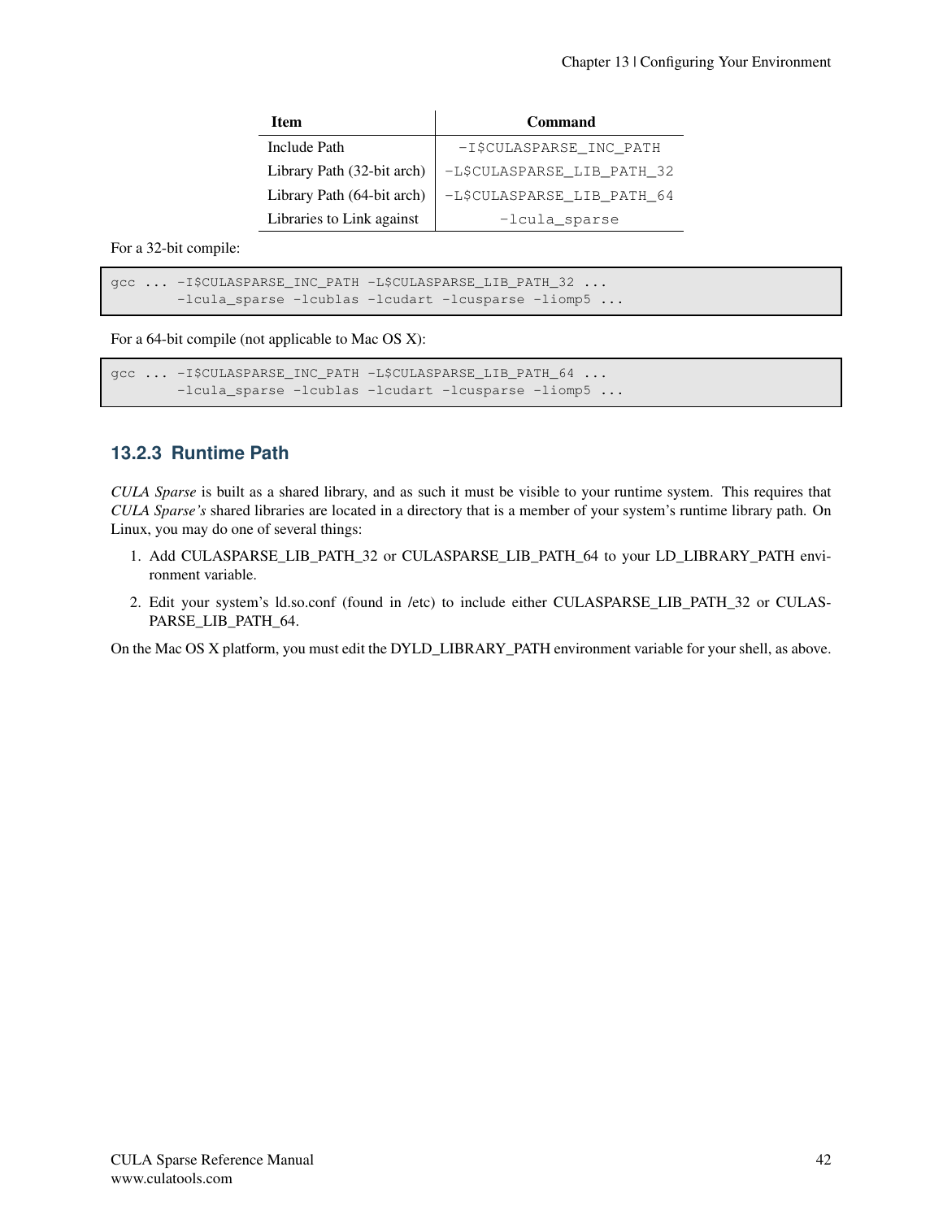| Item | Command |
|---|---|
| Include Path | -I$CULASPARSE_INC_PATH |
| Library Path (32-bit arch) | -L$CULASPARSE_LIB_PATH_32 |
| Library Path (64-bit arch) | -L$CULASPARSE_LIB_PATH_64 |
| Libraries to Link against | -lcula_sparse |

For a 32-bit compile:

```
gcc ... -I$CULASPARSE_INC_PATH -L$CULASPARSE_LIB_PATH_32 ...
        -lcula_sparse -lcublas -lcudart -lcusparse -liomp5 ...
```

For a 64-bit compile (not applicable to Mac OS X):

```
gcc ... -I$CULASPARSE_INC_PATH -L$CULASPARSE_LIB_PATH_64 ...
        -lcula_sparse -lcublas -lcudart -lcusparse -liomp5 ...
```

### 13.2.3 Runtime Path

*CULA Sparse* is built as a shared library, and as such it must be visible to your runtime system. This requires that *CULA Sparse's* shared libraries are located in a directory that is a member of your system's runtime library path. On Linux, you may do one of several things:

1. Add CULASPARSE_LIB_PATH_32 or CULASPARSE_LIB_PATH_64 to your LD_LIBRARY_PATH environment variable.
2. Edit your system's ld.so.conf (found in /etc) to include either CULASPARSE_LIB_PATH_32 or CULASPARSE_LIB_PATH_64.

On the Mac OS X platform, you must edit the DYLD_LIBRARY_PATH environment variable for your shell, as above.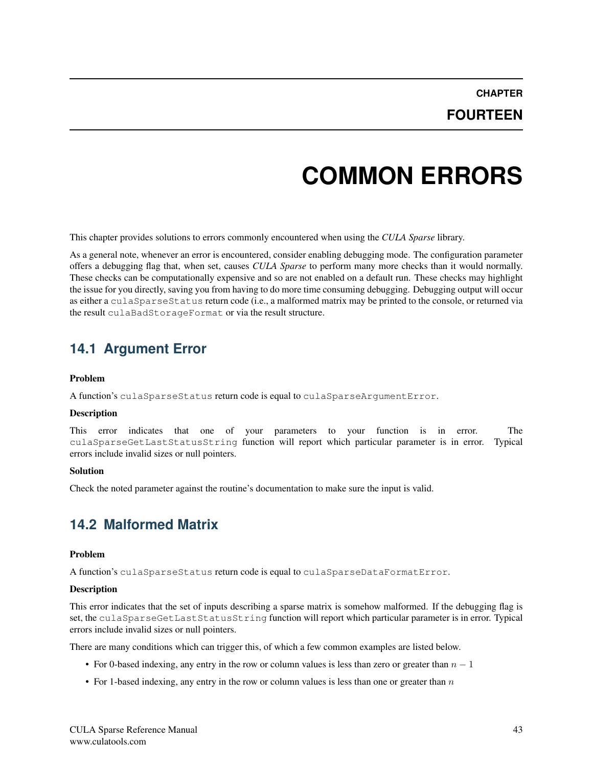# CHAPTER FOURTEEN

# COMMON ERRORS

This chapter provides solutions to errors commonly encountered when using the *CULA Sparse* library.

As a general note, whenever an error is encountered, consider enabling debugging mode. The configuration parameter offers a debugging flag that, when set, causes *CULA Sparse* to perform many more checks than it would normally. These checks can be computationally expensive and so are not enabled on a default run. These checks may highlight the issue for you directly, saving you from having to do more time consuming debugging. Debugging output will occur as either a `culaSparseStatus` return code (i.e., a malformed matrix may be printed to the console, or returned via the result `culaBadStorageFormat` or via the result structure.

## 14.1 Argument Error

**Problem**

A function's `culaSparseStatus` return code is equal to `culaSparseArgumentError`.

**Description**

This error indicates that one of your parameters to your function is in error. The `culaSparseGetLastStatusString` function will report which particular parameter is in error. Typical errors include invalid sizes or null pointers.

**Solution**

Check the noted parameter against the routine's documentation to make sure the input is valid.

## 14.2 Malformed Matrix

**Problem**

A function's `culaSparseStatus` return code is equal to `culaSparseDataFormatError`.

**Description**

This error indicates that the set of inputs describing a sparse matrix is somehow malformed. If the debugging flag is set, the `culaSparseGetLastStatusString` function will report which particular parameter is in error. Typical errors include invalid sizes or null pointers.

There are many conditions which can trigger this, of which a few common examples are listed below.

- For 0-based indexing, any entry in the row or column values is less than zero or greater than $n - 1$
- For 1-based indexing, any entry in the row or column values is less than one or greater than $n$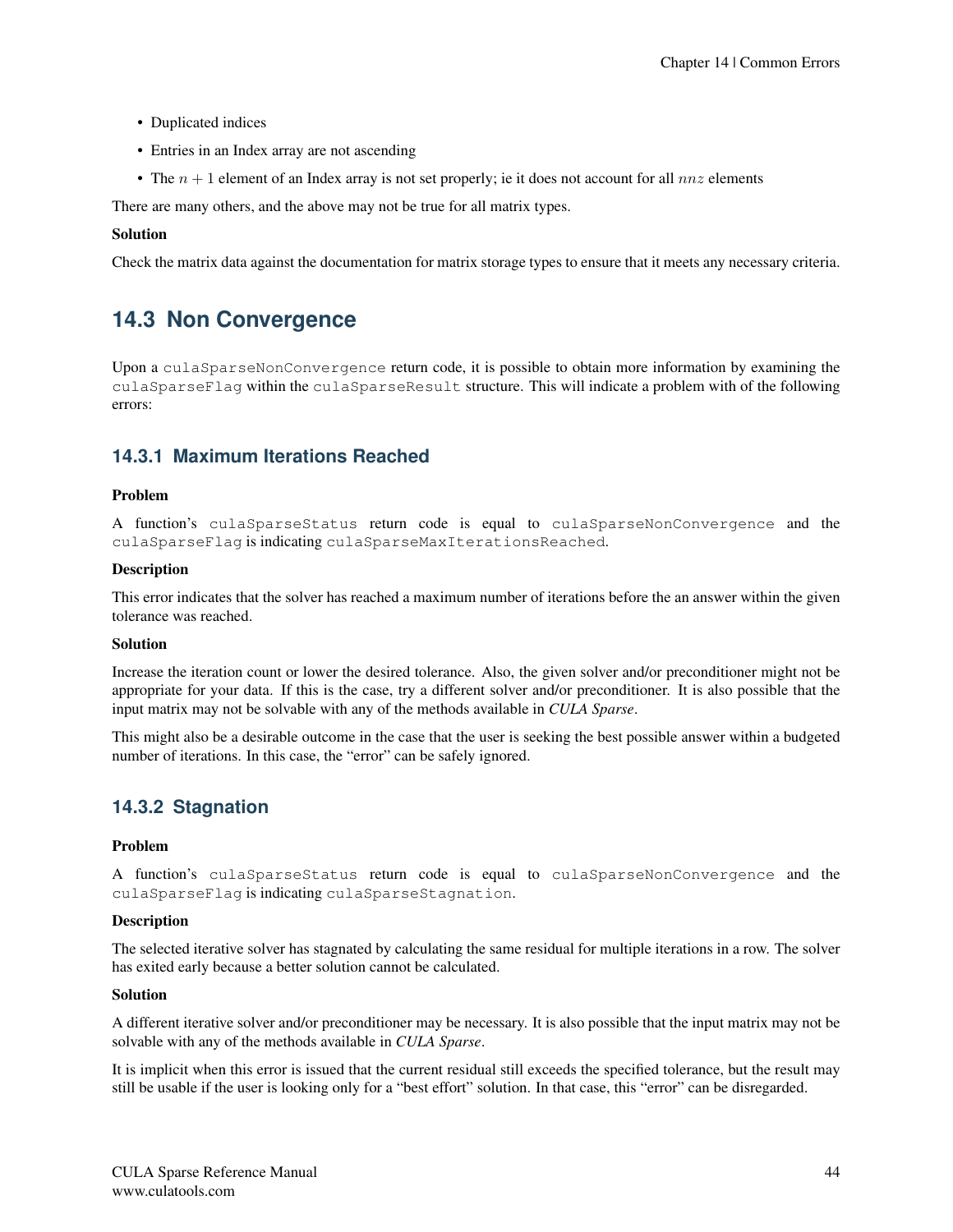- Duplicated indices
- Entries in an Index array are not ascending
- The $n + 1$ element of an Index array is not set properly; ie it does not account for all $nnz$ elements

There are many others, and the above may not be true for all matrix types.

**Solution**

Check the matrix data against the documentation for matrix storage types to ensure that it meets any necessary criteria.

## 14.3 Non Convergence

Upon a `culaSparseNonConvergence` return code, it is possible to obtain more information by examining the `culaSparseFlag` within the `culaSparseResult` structure. This will indicate a problem with of the following errors:

### 14.3.1 Maximum Iterations Reached

**Problem**

A function's `culaSparseStatus` return code is equal to `culaSparseNonConvergence` and the `culaSparseFlag` is indicating `culaSparseMaxIterationsReached`.

**Description**

This error indicates that the solver has reached a maximum number of iterations before the an answer within the given tolerance was reached.

**Solution**

Increase the iteration count or lower the desired tolerance. Also, the given solver and/or preconditioner might not be appropriate for your data. If this is the case, try a different solver and/or preconditioner. It is also possible that the input matrix may not be solvable with any of the methods available in *CULA Sparse*.

This might also be a desirable outcome in the case that the user is seeking the best possible answer within a budgeted number of iterations. In this case, the "error" can be safely ignored.

### 14.3.2 Stagnation

**Problem**

A function's `culaSparseStatus` return code is equal to `culaSparseNonConvergence` and the `culaSparseFlag` is indicating `culaSparseStagnation`.

**Description**

The selected iterative solver has stagnated by calculating the same residual for multiple iterations in a row. The solver has exited early because a better solution cannot be calculated.

**Solution**

A different iterative solver and/or preconditioner may be necessary. It is also possible that the input matrix may not be solvable with any of the methods available in *CULA Sparse*.

It is implicit when this error is issued that the current residual still exceeds the specified tolerance, but the result may still be usable if the user is looking only for a "best effort" solution. In that case, this "error" can be disregarded.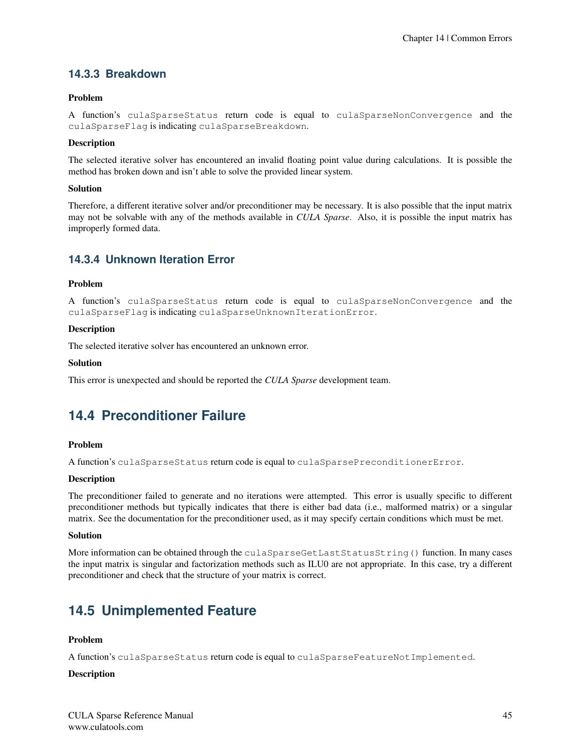### 14.3.3 Breakdown

**Problem**

A function's `culaSparseStatus` return code is equal to `culaSparseNonConvergence` and the `culaSparseFlag` is indicating `culaSparseBreakdown`.

**Description**

The selected iterative solver has encountered an invalid floating point value during calculations. It is possible the method has broken down and isn't able to solve the provided linear system.

**Solution**

Therefore, a different iterative solver and/or preconditioner may be necessary. It is also possible that the input matrix may not be solvable with any of the methods available in *CULA Sparse*. Also, it is possible the input matrix has improperly formed data.

### 14.3.4 Unknown Iteration Error

**Problem**

A function's `culaSparseStatus` return code is equal to `culaSparseNonConvergence` and the `culaSparseFlag` is indicating `culaSparseUnknownIterationError`.

**Description**

The selected iterative solver has encountered an unknown error.

**Solution**

This error is unexpected and should be reported the *CULA Sparse* development team.

## 14.4 Preconditioner Failure

**Problem**

A function's `culaSparseStatus` return code is equal to `culaSparsePreconditionerError`.

**Description**

The preconditioner failed to generate and no iterations were attempted. This error is usually specific to different preconditioner methods but typically indicates that there is either bad data (i.e., malformed matrix) or a singular matrix. See the documentation for the preconditioner used, as it may specify certain conditions which must be met.

**Solution**

More information can be obtained through the `culaSparseGetLastStatusString()` function. In many cases the input matrix is singular and factorization methods such as ILU0 are not appropriate. In this case, try a different preconditioner and check that the structure of your matrix is correct.

## 14.5 Unimplemented Feature

**Problem**

A function's `culaSparseStatus` return code is equal to `culaSparseFeatureNotImplemented`.

**Description**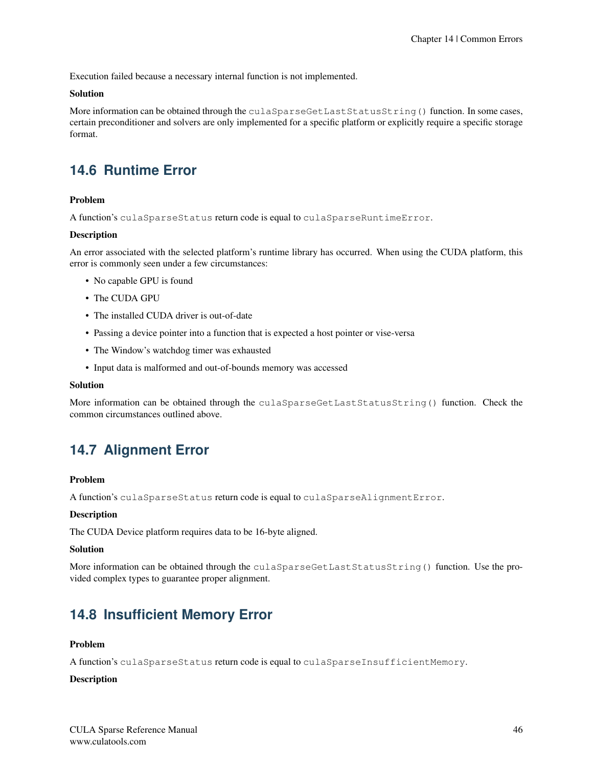Execution failed because a necessary internal function is not implemented.

**Solution**

More information can be obtained through the `culaSparseGetLastStatusString()` function. In some cases, certain preconditioner and solvers are only implemented for a specific platform or explicitly require a specific storage format.

## 14.6 Runtime Error

**Problem**

A function's `culaSparseStatus` return code is equal to `culaSparseRuntimeError`.

**Description**

An error associated with the selected platform's runtime library has occurred. When using the CUDA platform, this error is commonly seen under a few circumstances:

- No capable GPU is found
- The CUDA GPU
- The installed CUDA driver is out-of-date
- Passing a device pointer into a function that is expected a host pointer or vise-versa
- The Window's watchdog timer was exhausted
- Input data is malformed and out-of-bounds memory was accessed

**Solution**

More information can be obtained through the `culaSparseGetLastStatusString()` function. Check the common circumstances outlined above.

## 14.7 Alignment Error

**Problem**

A function's `culaSparseStatus` return code is equal to `culaSparseAlignmentError`.

**Description**

The CUDA Device platform requires data to be 16-byte aligned.

**Solution**

More information can be obtained through the `culaSparseGetLastStatusString()` function. Use the provided complex types to guarantee proper alignment.

## 14.8 Insufficient Memory Error

**Problem**

A function's `culaSparseStatus` return code is equal to `culaSparseInsufficientMemory`.

**Description**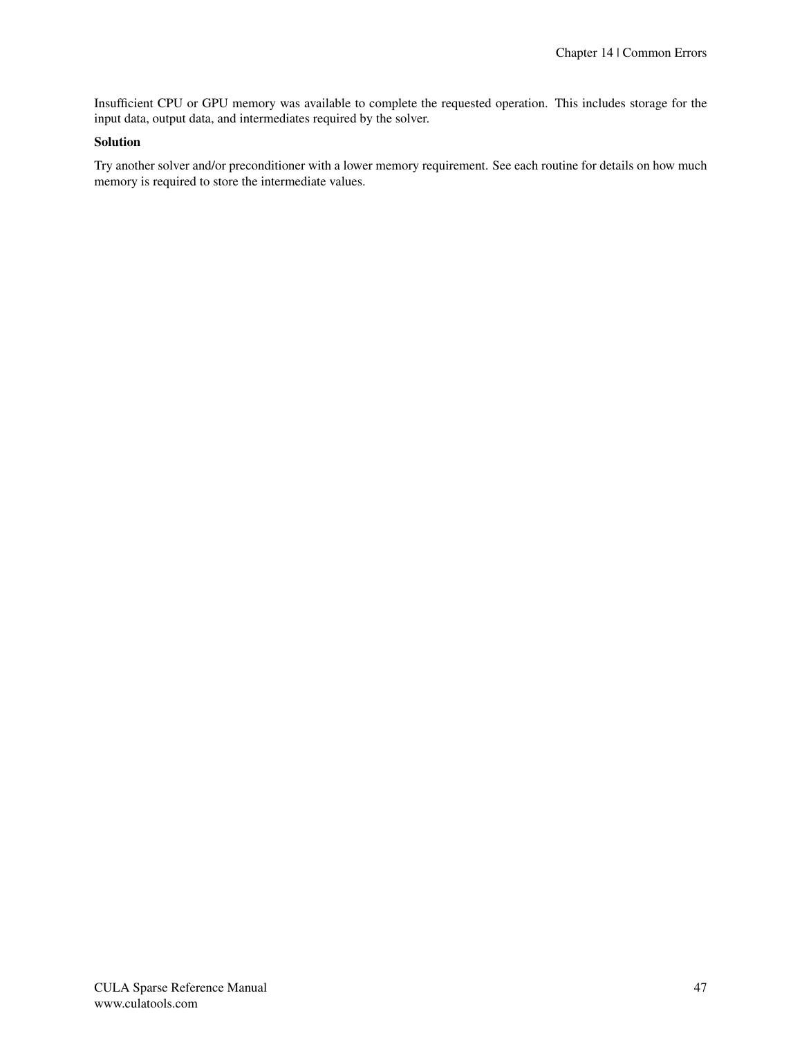Insufficient CPU or GPU memory was available to complete the requested operation. This includes storage for the input data, output data, and intermediates required by the solver.

**Solution**

Try another solver and/or preconditioner with a lower memory requirement. See each routine for details on how much memory is required to store the intermediate values.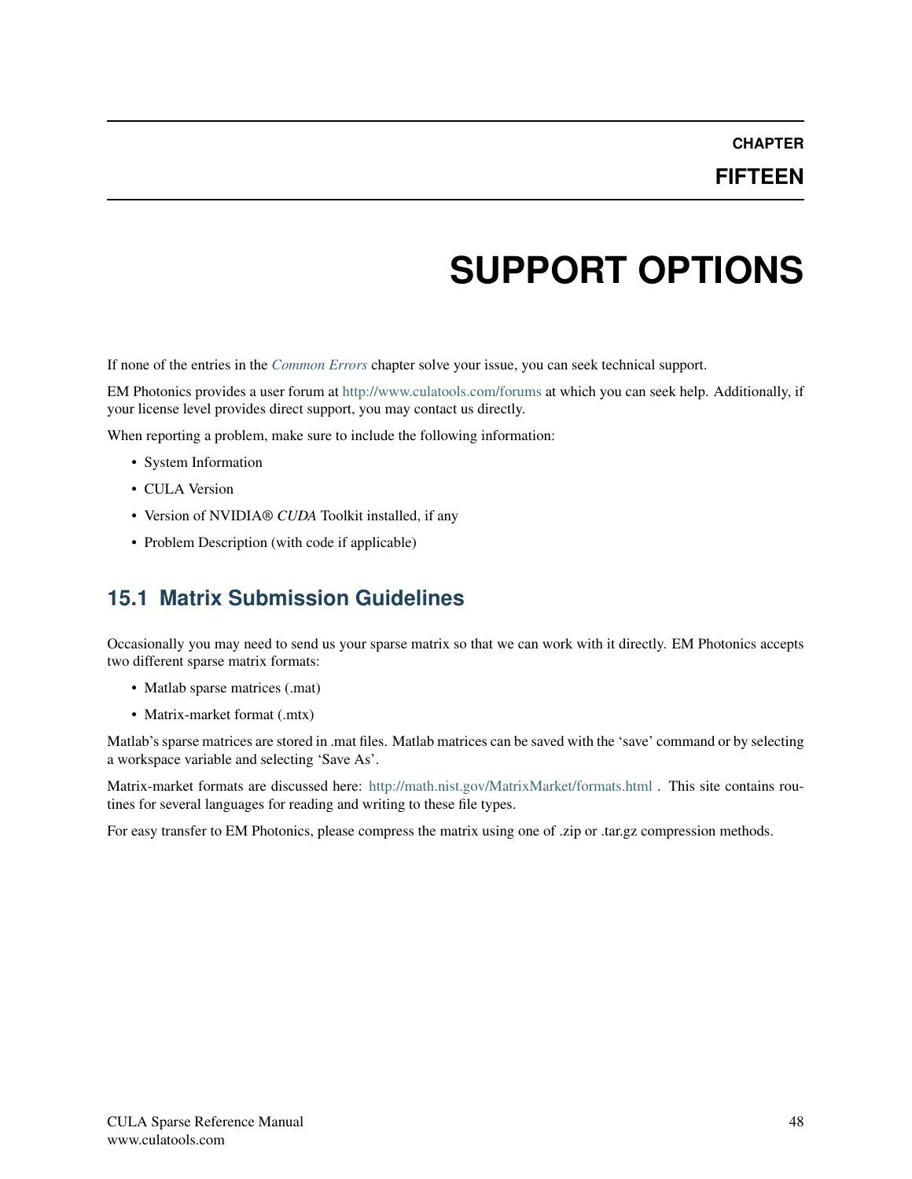# CHAPTER FIFTEEN

# SUPPORT OPTIONS

If none of the entries in the *Common Errors* chapter solve your issue, you can seek technical support.

EM Photonics provides a user forum at http://www.culatools.com/forums at which you can seek help. Additionally, if your license level provides direct support, you may contact us directly.

When reporting a problem, make sure to include the following information:

- System Information
- CULA Version
- Version of NVIDIA® *CUDA* Toolkit installed, if any
- Problem Description (with code if applicable)

## 15.1 Matrix Submission Guidelines

Occasionally you may need to send us your sparse matrix so that we can work with it directly. EM Photonics accepts two different sparse matrix formats:

- Matlab sparse matrices (.mat)
- Matrix-market format (.mtx)

Matlab's sparse matrices are stored in .mat files. Matlab matrices can be saved with the 'save' command or by selecting a workspace variable and selecting 'Save As'.

Matrix-market formats are discussed here: http://math.nist.gov/MatrixMarket/formats.html . This site contains routines for several languages for reading and writing to these file types.

For easy transfer to EM Photonics, please compress the matrix using one of .zip or .tar.gz compression methods.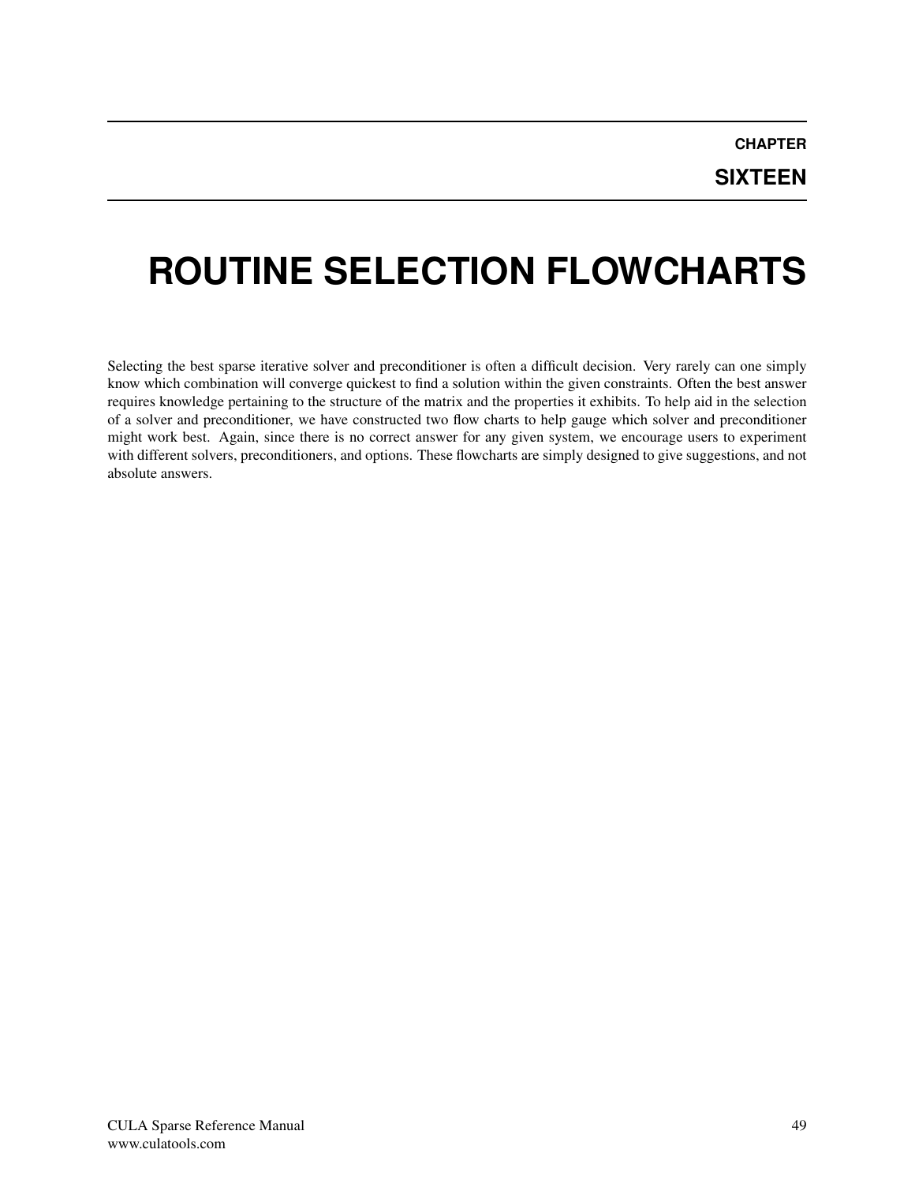# CHAPTER SIXTEEN

# ROUTINE SELECTION FLOWCHARTS

Selecting the best sparse iterative solver and preconditioner is often a difficult decision. Very rarely can one simply know which combination will converge quickest to find a solution within the given constraints. Often the best answer requires knowledge pertaining to the structure of the matrix and the properties it exhibits. To help aid in the selection of a solver and preconditioner, we have constructed two flow charts to help gauge which solver and preconditioner might work best. Again, since there is no correct answer for any given system, we encourage users to experiment with different solvers, preconditioners, and options. These flowcharts are simply designed to give suggestions, and not absolute answers.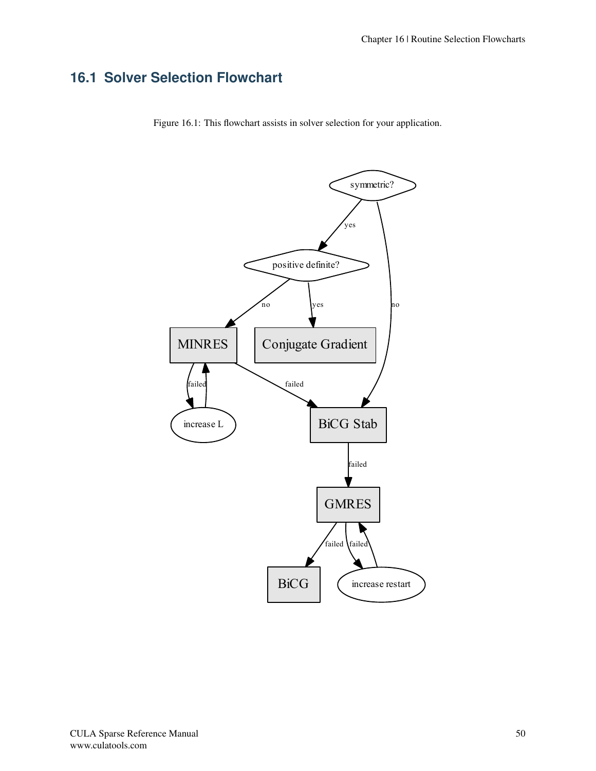## 16.1 Solver Selection Flowchart

Figure 16.1: This flowchart assists in solver selection for your application.

symmetric?

yes

no

positive definite?

no

yes

MINRES

Conjugate Gradient

failed

failed

increase L

BiCG Stab

failed

GMRES

failed

failed

BiCG

increase restart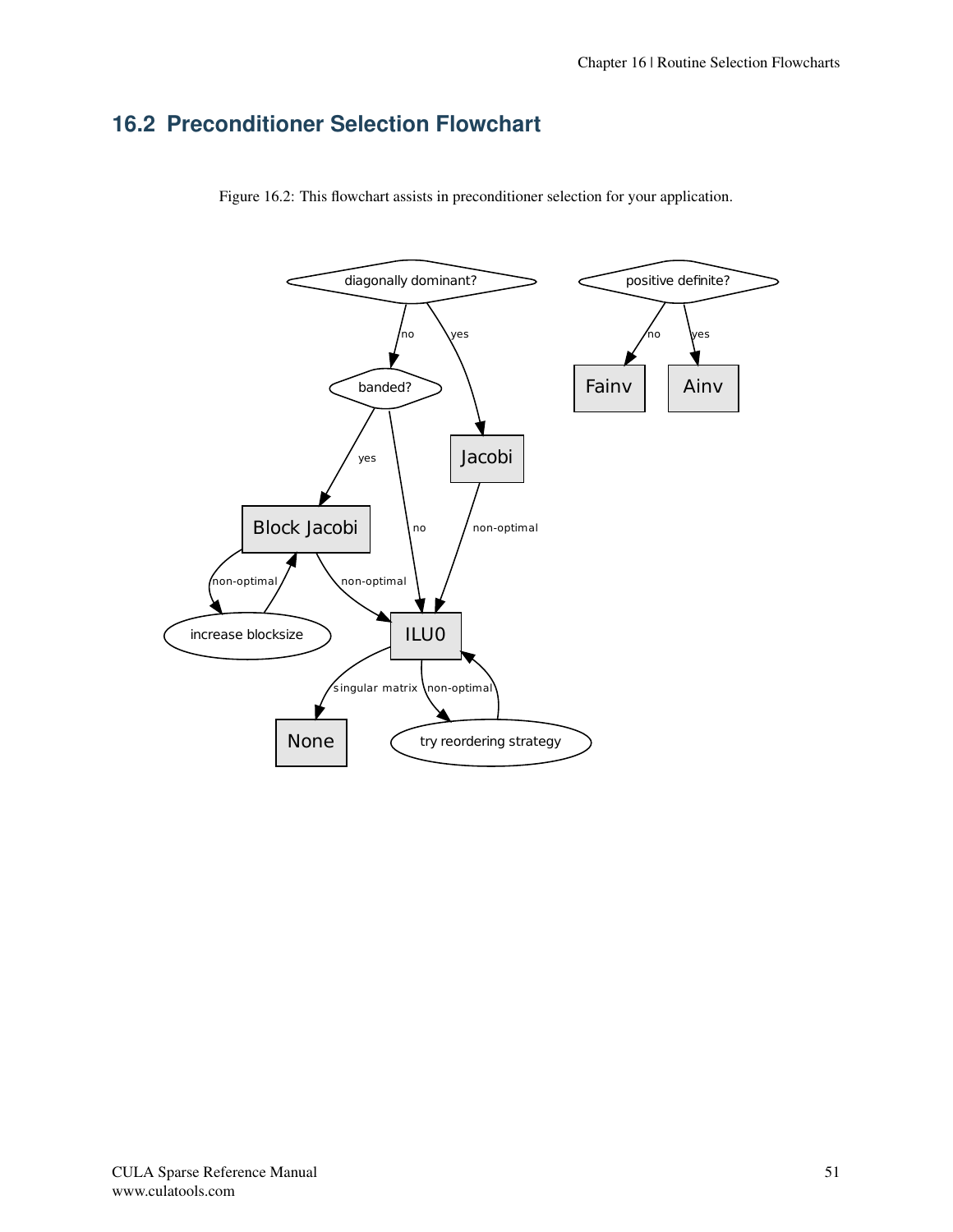## 16.2 Preconditioner Selection Flowchart

Figure 16.2: This flowchart assists in preconditioner selection for your application.

diagonally dominant?

no

yes

banded?

yes

no

Jacobi

non-optimal

Block Jacobi

non-optimal

non-optimal

increase blocksize

ILU0

singular matrix

non-optimal

None

try reordering strategy

positive definite?

no

yes

Fainv

Ainv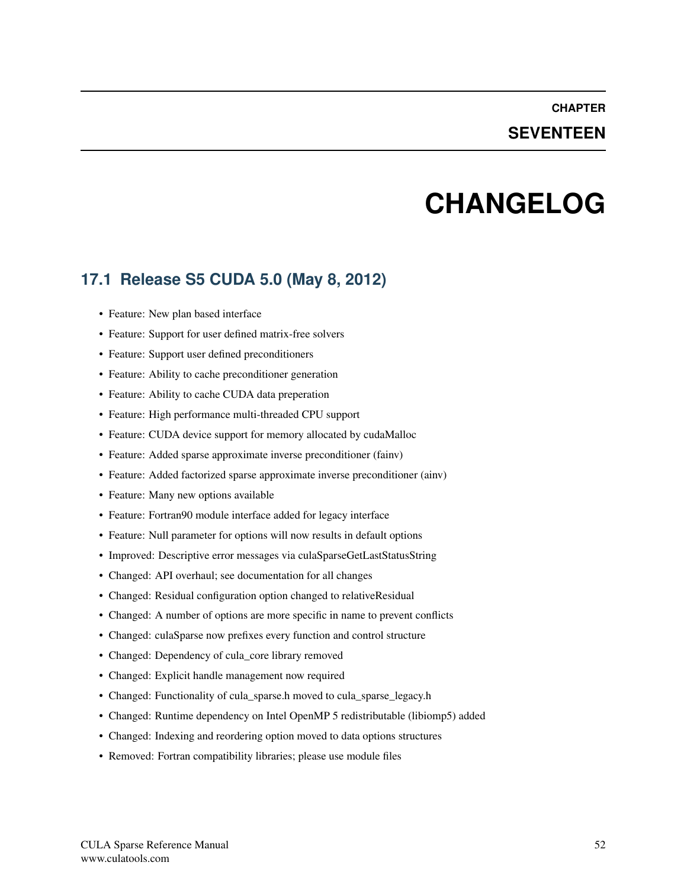CHAPTER

SEVENTEEN

# CHANGELOG

## 17.1 Release S5 CUDA 5.0 (May 8, 2012)

- Feature: New plan based interface
- Feature: Support for user defined matrix-free solvers
- Feature: Support user defined preconditioners
- Feature: Ability to cache preconditioner generation
- Feature: Ability to cache CUDA data preperation
- Feature: High performance multi-threaded CPU support
- Feature: CUDA device support for memory allocated by cudaMalloc
- Feature: Added sparse approximate inverse preconditioner (fainv)
- Feature: Added factorized sparse approximate inverse preconditioner (ainv)
- Feature: Many new options available
- Feature: Fortran90 module interface added for legacy interface
- Feature: Null parameter for options will now results in default options
- Improved: Descriptive error messages via culaSparseGetLastStatusString
- Changed: API overhaul; see documentation for all changes
- Changed: Residual configuration option changed to relativeResidual
- Changed: A number of options are more specific in name to prevent conflicts
- Changed: culaSparse now prefixes every function and control structure
- Changed: Dependency of cula_core library removed
- Changed: Explicit handle management now required
- Changed: Functionality of cula_sparse.h moved to cula_sparse_legacy.h
- Changed: Runtime dependency on Intel OpenMP 5 redistributable (libiomp5) added
- Changed: Indexing and reordering option moved to data options structures
- Removed: Fortran compatibility libraries; please use module files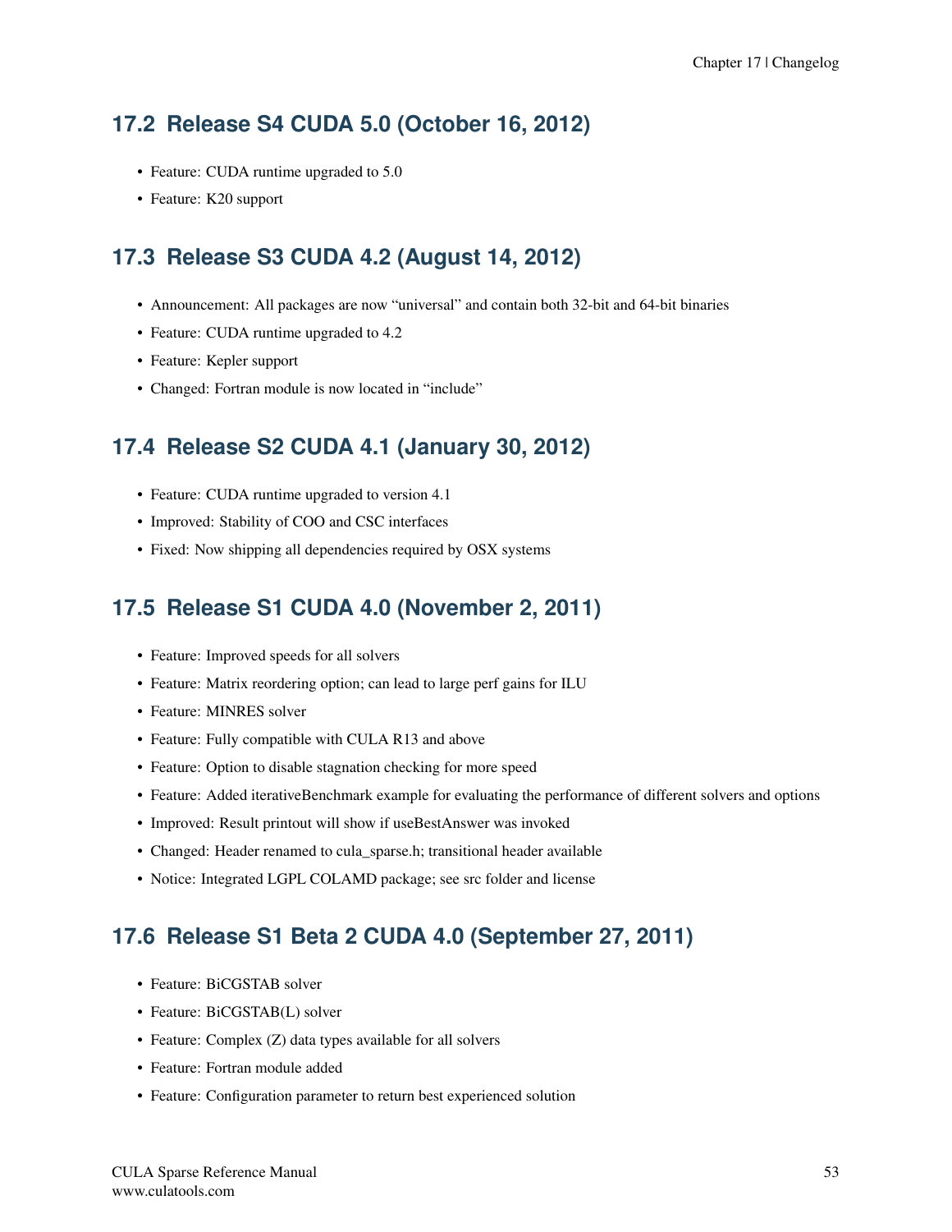## 17.2 Release S4 CUDA 5.0 (October 16, 2012)

- Feature: CUDA runtime upgraded to 5.0
- Feature: K20 support

## 17.3 Release S3 CUDA 4.2 (August 14, 2012)

- Announcement: All packages are now “universal” and contain both 32-bit and 64-bit binaries
- Feature: CUDA runtime upgraded to 4.2
- Feature: Kepler support
- Changed: Fortran module is now located in “include”

## 17.4 Release S2 CUDA 4.1 (January 30, 2012)

- Feature: CUDA runtime upgraded to version 4.1
- Improved: Stability of COO and CSC interfaces
- Fixed: Now shipping all dependencies required by OSX systems

## 17.5 Release S1 CUDA 4.0 (November 2, 2011)

- Feature: Improved speeds for all solvers
- Feature: Matrix reordering option; can lead to large perf gains for ILU
- Feature: MINRES solver
- Feature: Fully compatible with CULA R13 and above
- Feature: Option to disable stagnation checking for more speed
- Feature: Added iterativeBenchmark example for evaluating the performance of different solvers and options
- Improved: Result printout will show if useBestAnswer was invoked
- Changed: Header renamed to cula_sparse.h; transitional header available
- Notice: Integrated LGPL COLAMD package; see src folder and license

## 17.6 Release S1 Beta 2 CUDA 4.0 (September 27, 2011)

- Feature: BiCGSTAB solver
- Feature: BiCGSTAB(L) solver
- Feature: Complex (Z) data types available for all solvers
- Feature: Fortran module added
- Feature: Configuration parameter to return best experienced solution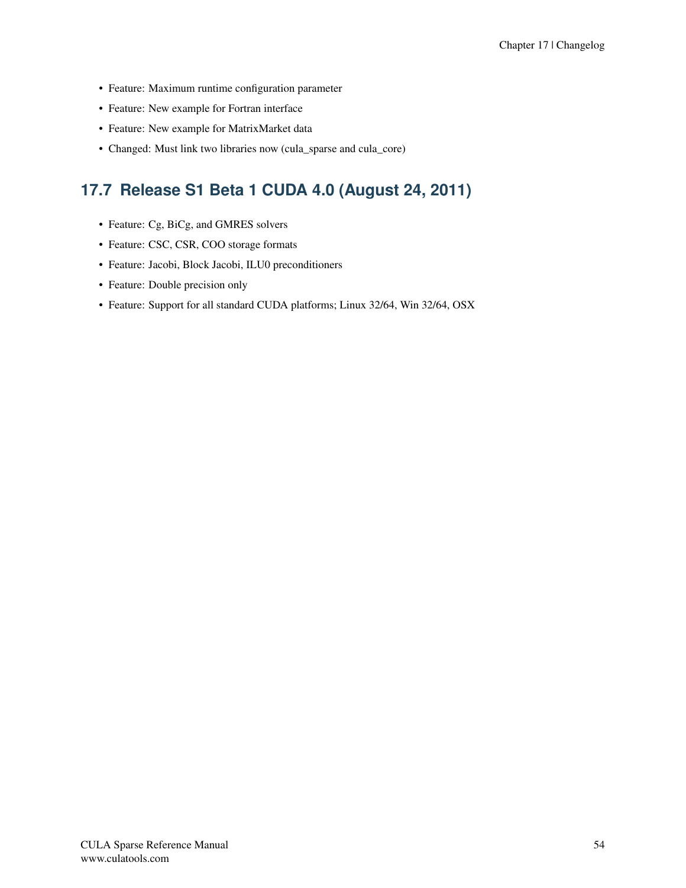- Feature: Maximum runtime configuration parameter
- Feature: New example for Fortran interface
- Feature: New example for MatrixMarket data
- Changed: Must link two libraries now (cula_sparse and cula_core)

## 17.7 Release S1 Beta 1 CUDA 4.0 (August 24, 2011)

- Feature: Cg, BiCg, and GMRES solvers
- Feature: CSC, CSR, COO storage formats
- Feature: Jacobi, Block Jacobi, ILU0 preconditioners
- Feature: Double precision only
- Feature: Support for all standard CUDA platforms; Linux 32/64, Win 32/64, OSX